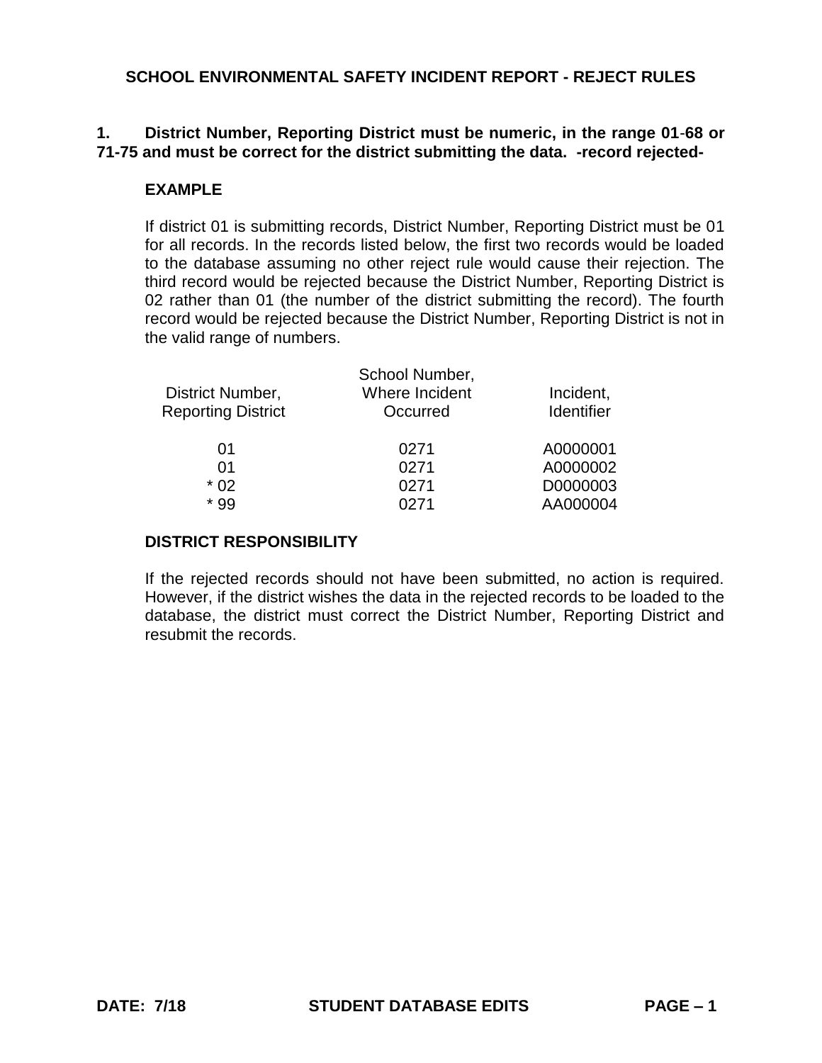# SCHOOL ENVIRONMENTAL SAFETY INCIDENT REPORT - REJECT RULES

**1. District Number, Reporting District must be numeric, in the range 01-68 or 71-75 and must be correct for the district submitting the data. -record rejected-**

**EXAMPLE**

If district 01 is submitting records, District Number, Reporting District must be 01 for all records. In the records listed below, the first two records would be loaded to the database assuming no other reject rule would cause their rejection. The third record would be rejected because the District Number, Reporting District is 02 rather than 01 (the number of the district submitting the record). The fourth record would be rejected because the District Number, Reporting District is not in the valid range of numbers.

| District Number, Reporting District | School Number, Where Incident Occurred | Incident, Identifier |
|---|---|---|
| 01 | 0271 | A0000001 |
| 01 | 0271 | A0000002 |
| * 02 | 0271 | D0000003 |
| * 99 | 0271 | AA000004 |

**DISTRICT RESPONSIBILITY**

If the rejected records should not have been submitted, no action is required. However, if the district wishes the data in the rejected records to be loaded to the database, the district must correct the District Number, Reporting District and resubmit the records.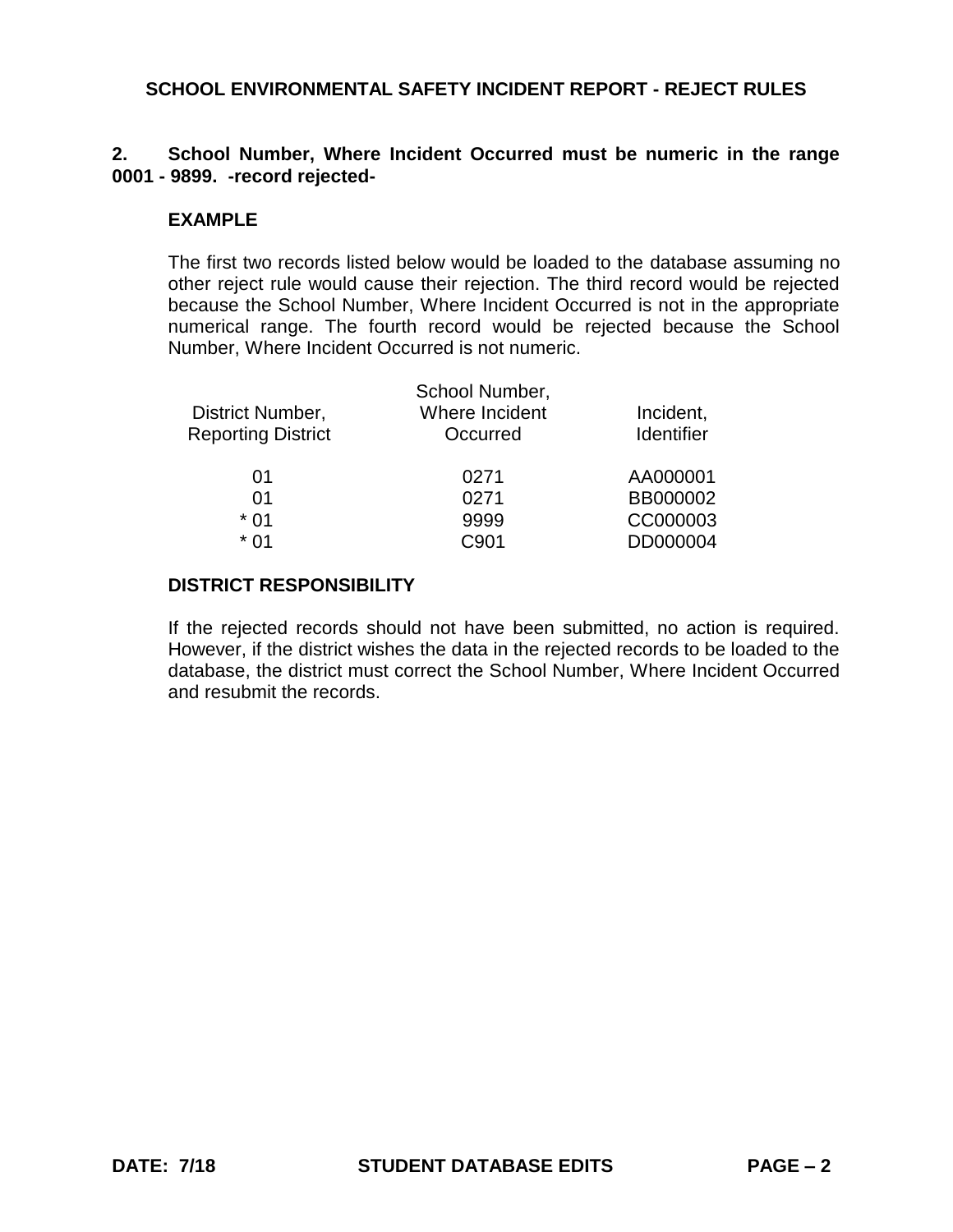## SCHOOL ENVIRONMENTAL SAFETY INCIDENT REPORT - REJECT RULES

**2. School Number, Where Incident Occurred must be numeric in the range 0001 - 9899. -record rejected-**

**EXAMPLE**

The first two records listed below would be loaded to the database assuming no other reject rule would cause their rejection. The third record would be rejected because the School Number, Where Incident Occurred is not in the appropriate numerical range. The fourth record would be rejected because the School Number, Where Incident Occurred is not numeric.

| District Number, Reporting District | School Number, Where Incident Occurred | Incident, Identifier |
|---|---|---|
| 01 | 0271 | AA000001 |
| 01 | 0271 | BB000002 |
| * 01 | 9999 | CC000003 |
| * 01 | C901 | DD000004 |

**DISTRICT RESPONSIBILITY**

If the rejected records should not have been submitted, no action is required. However, if the district wishes the data in the rejected records to be loaded to the database, the district must correct the School Number, Where Incident Occurred and resubmit the records.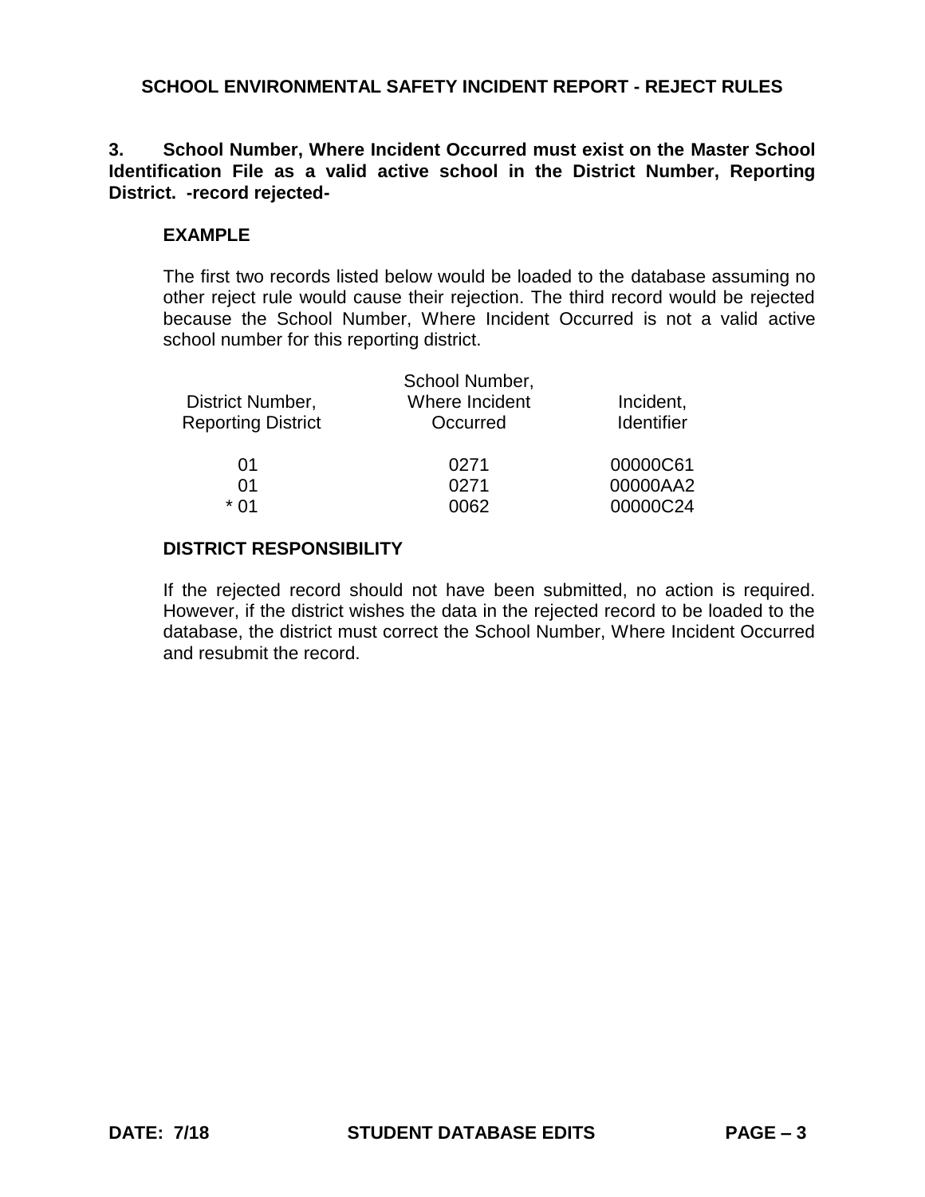## SCHOOL ENVIRONMENTAL SAFETY INCIDENT REPORT - REJECT RULES

**3. School Number, Where Incident Occurred must exist on the Master School Identification File as a valid active school in the District Number, Reporting District. -record rejected-**

### EXAMPLE

The first two records listed below would be loaded to the database assuming no other reject rule would cause their rejection. The third record would be rejected because the School Number, Where Incident Occurred is not a valid active school number for this reporting district.

| District Number, Reporting District | School Number, Where Incident Occurred | Incident, Identifier |
|---|---|---|
| 01 | 0271 | 00000C61 |
| 01 | 0271 | 00000AA2 |
| * 01 | 0062 | 00000C24 |

### DISTRICT RESPONSIBILITY

If the rejected record should not have been submitted, no action is required. However, if the district wishes the data in the rejected record to be loaded to the database, the district must correct the School Number, Where Incident Occurred and resubmit the record.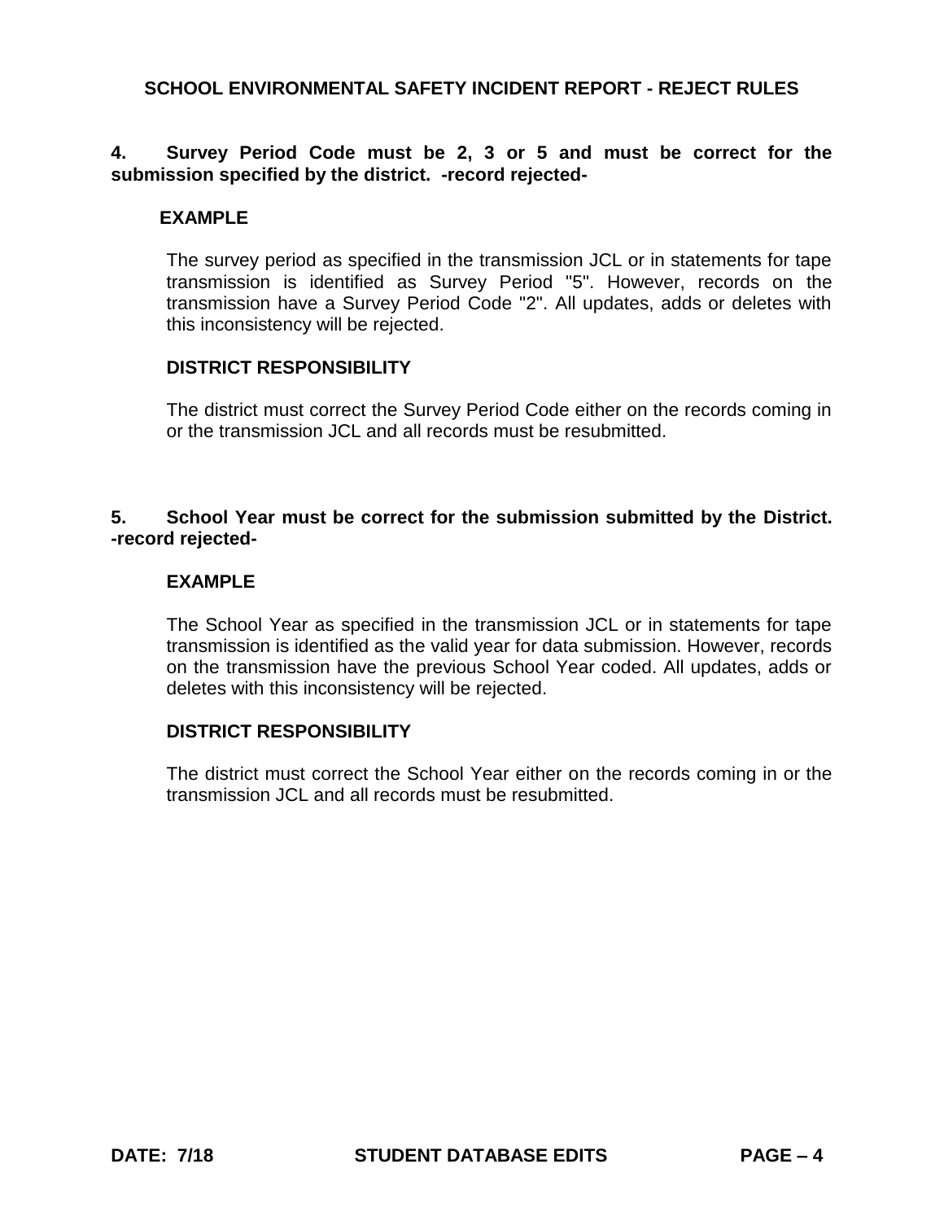**4. Survey Period Code must be 2, 3 or 5 and must be correct for the submission specified by the district. -record rejected-**

**EXAMPLE**

The survey period as specified in the transmission JCL or in statements for tape transmission is identified as Survey Period "5". However, records on the transmission have a Survey Period Code "2". All updates, adds or deletes with this inconsistency will be rejected.

**DISTRICT RESPONSIBILITY**

The district must correct the Survey Period Code either on the records coming in or the transmission JCL and all records must be resubmitted.

**5. School Year must be correct for the submission submitted by the District. -record rejected-**

**EXAMPLE**

The School Year as specified in the transmission JCL or in statements for tape transmission is identified as the valid year for data submission. However, records on the transmission have the previous School Year coded. All updates, adds or deletes with this inconsistency will be rejected.

**DISTRICT RESPONSIBILITY**

The district must correct the School Year either on the records coming in or the transmission JCL and all records must be resubmitted.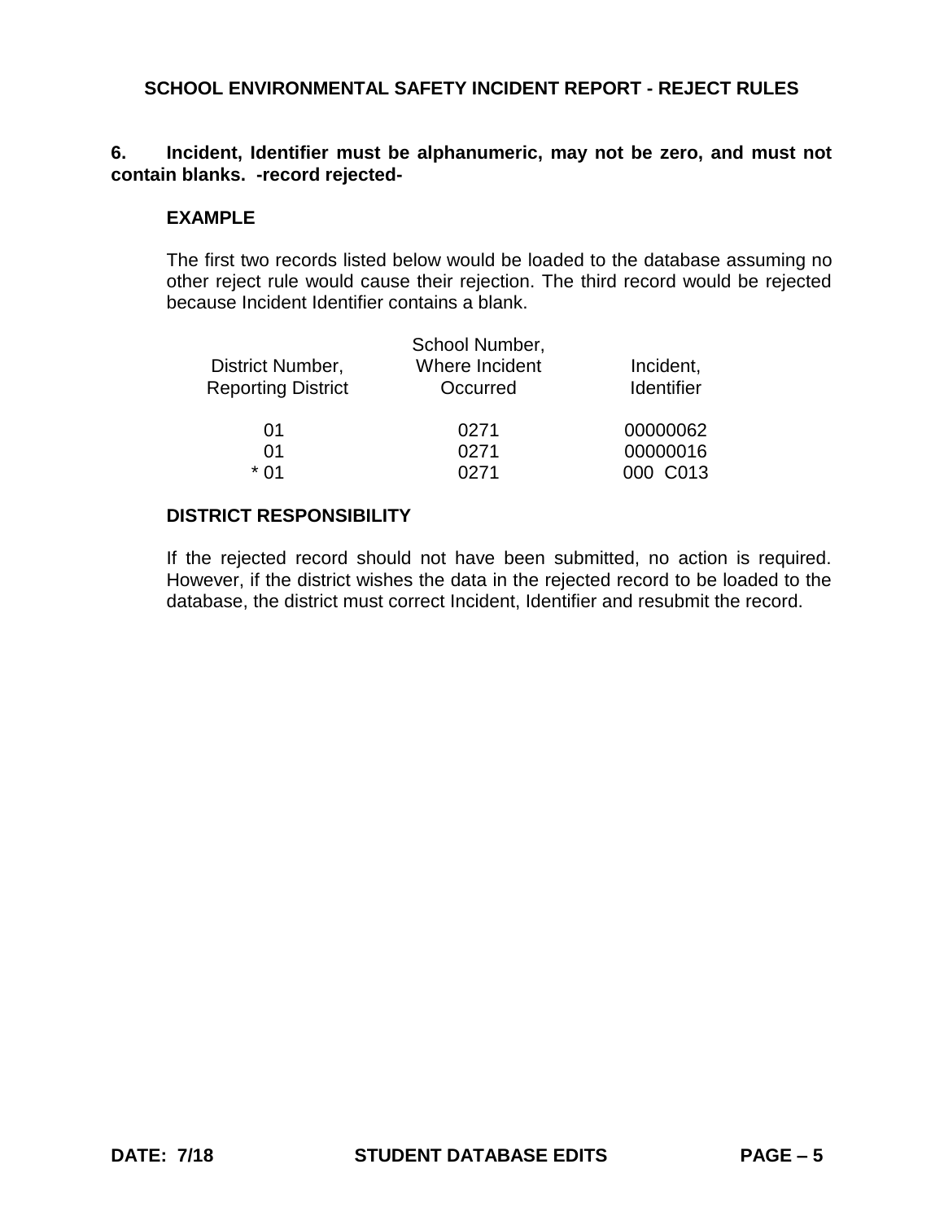## 6. Incident, Identifier must be alphanumeric, may not be zero, and must not contain blanks. -record rejected-

### EXAMPLE

The first two records listed below would be loaded to the database assuming no other reject rule would cause their rejection. The third record would be rejected because Incident Identifier contains a blank.

| District Number, Reporting District | School Number, Where Incident Occurred | Incident, Identifier |
|---|---|---|
| 01 | 0271 | 00000062 |
| 01 | 0271 | 00000016 |
| * 01 | 0271 | 000  C013 |

### DISTRICT RESPONSIBILITY

If the rejected record should not have been submitted, no action is required. However, if the district wishes the data in the rejected record to be loaded to the database, the district must correct Incident, Identifier and resubmit the record.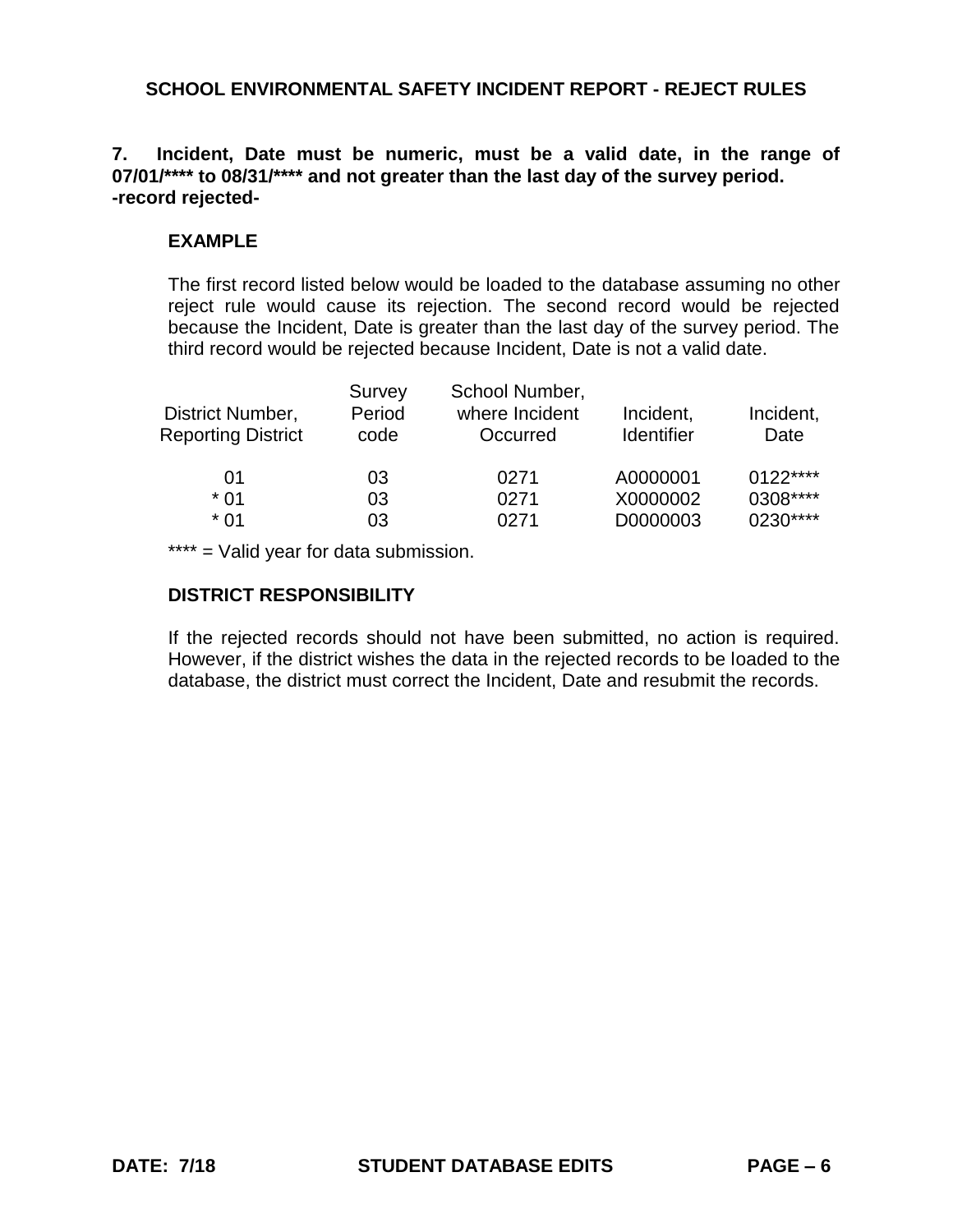## SCHOOL ENVIRONMENTAL SAFETY INCIDENT REPORT - REJECT RULES

**7. Incident, Date must be numeric, must be a valid date, in the range of 07/01/**** to 08/31/**** and not greater than the last day of the survey period.**
**-record rejected-**

**EXAMPLE**

The first record listed below would be loaded to the database assuming no other reject rule would cause its rejection. The second record would be rejected because the Incident, Date is greater than the last day of the survey period. The third record would be rejected because Incident, Date is not a valid date.

| District Number, Reporting District | Survey Period code | School Number, where Incident Occurred | Incident, Identifier | Incident, Date |
|---|---|---|---|---|
| 01 | 03 | 0271 | A0000001 | 0122**** |
| * 01 | 03 | 0271 | X0000002 | 0308**** |
| * 01 | 03 | 0271 | D0000003 | 0230**** |

**** = Valid year for data submission.

**DISTRICT RESPONSIBILITY**

If the rejected records should not have been submitted, no action is required. However, if the district wishes the data in the rejected records to be loaded to the database, the district must correct the Incident, Date and resubmit the records.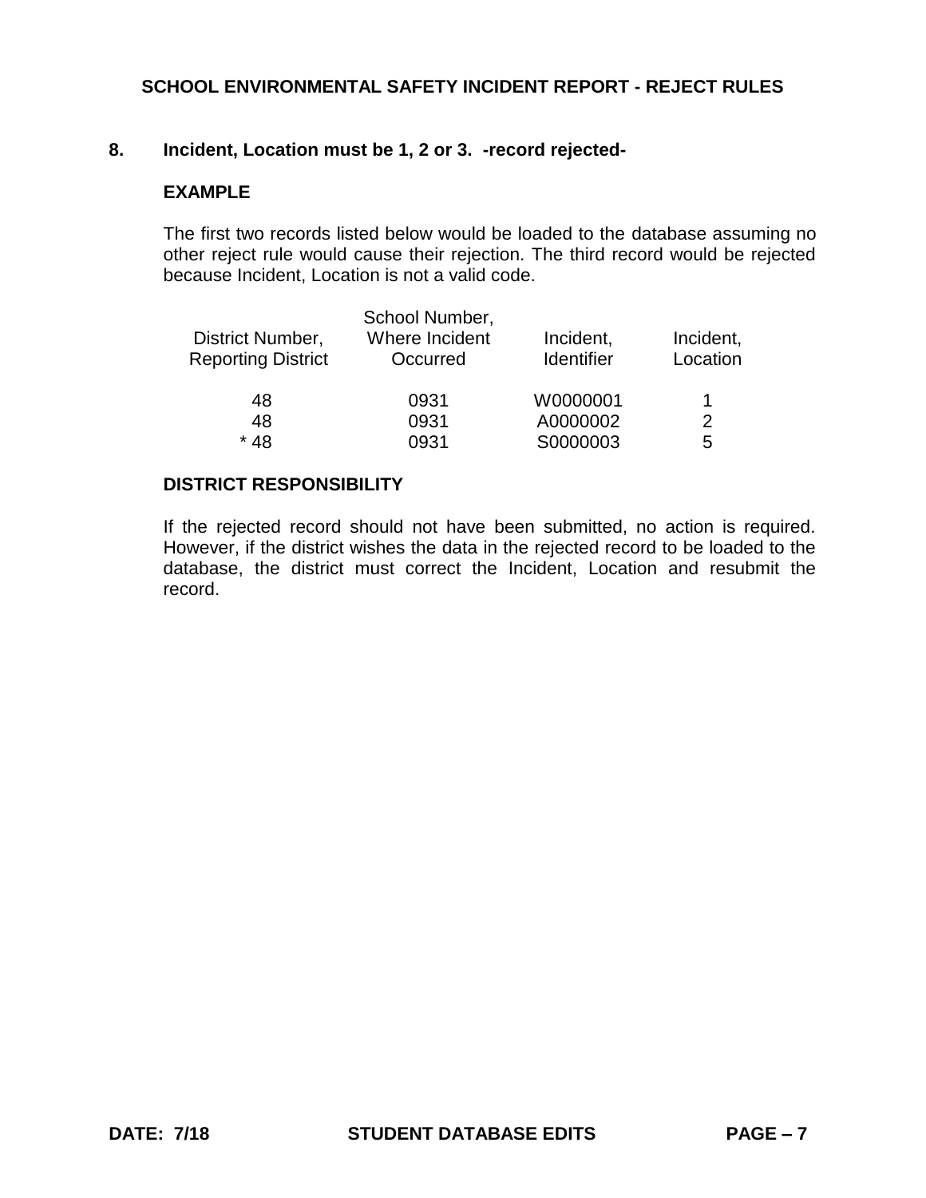## 8. Incident, Location must be 1, 2 or 3. -record rejected-

### EXAMPLE

The first two records listed below would be loaded to the database assuming no other reject rule would cause their rejection. The third record would be rejected because Incident, Location is not a valid code.

| District Number, Reporting District | School Number, Where Incident Occurred | Incident, Identifier | Incident, Location |
|---|---|---|---|
| 48 | 0931 | W0000001 | 1 |
| 48 | 0931 | A0000002 | 2 |
| * 48 | 0931 | S0000003 | 5 |

### DISTRICT RESPONSIBILITY

If the rejected record should not have been submitted, no action is required. However, if the district wishes the data in the rejected record to be loaded to the database, the district must correct the Incident, Location and resubmit the record.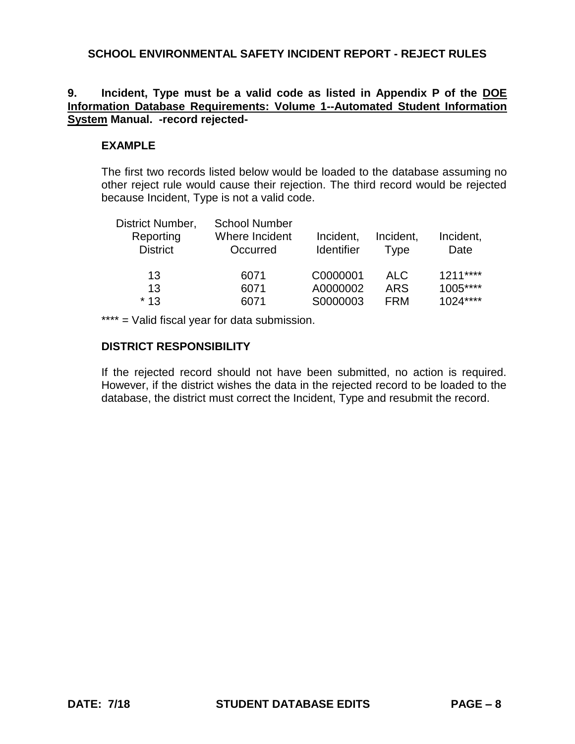## SCHOOL ENVIRONMENTAL SAFETY INCIDENT REPORT - REJECT RULES

**9. Incident, Type must be a valid code as listed in Appendix P of the <u>DOE Information Database Requirements: Volume 1--Automated Student Information System</u> Manual. -record rejected-**

### EXAMPLE

The first two records listed below would be loaded to the database assuming no other reject rule would cause their rejection. The third record would be rejected because Incident, Type is not a valid code.

| District Number, Reporting District | School Number Where Incident Occurred | Incident, Identifier | Incident, Type | Incident, Date |
|---|---|---|---|---|
| 13 | 6071 | C0000001 | ALC | 1211**** |
| 13 | 6071 | A0000002 | ARS | 1005**** |
| * 13 | 6071 | S0000003 | FRM | 1024**** |

**** = Valid fiscal year for data submission.

### DISTRICT RESPONSIBILITY

If the rejected record should not have been submitted, no action is required. However, if the district wishes the data in the rejected record to be loaded to the database, the district must correct the Incident, Type and resubmit the record.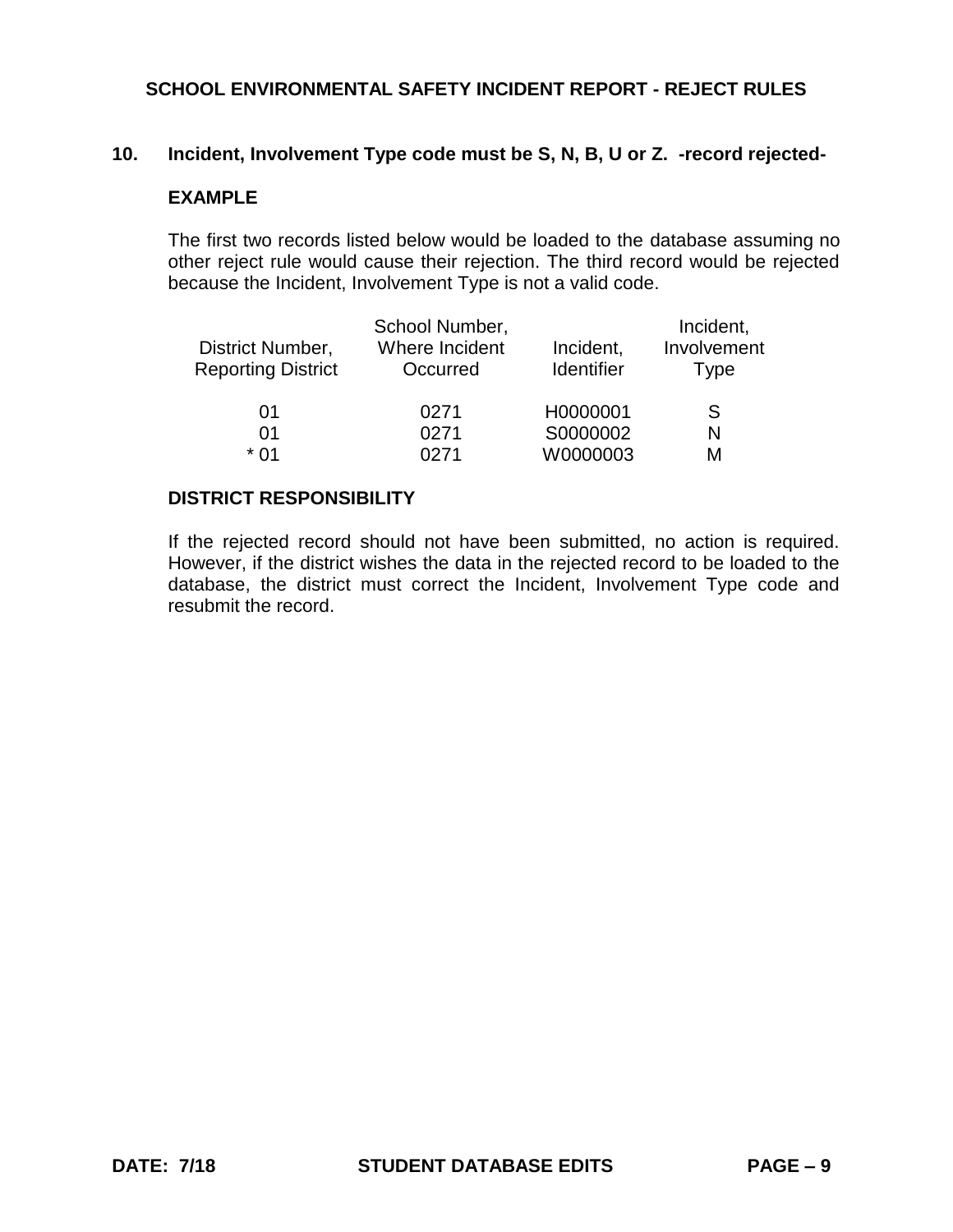# SCHOOL ENVIRONMENTAL SAFETY INCIDENT REPORT - REJECT RULES

## 10. Incident, Involvement Type code must be S, N, B, U or Z. -record rejected-

### EXAMPLE

The first two records listed below would be loaded to the database assuming no other reject rule would cause their rejection. The third record would be rejected because the Incident, Involvement Type is not a valid code.

| District Number, Reporting District | School Number, Where Incident Occurred | Incident, Identifier | Incident, Involvement Type |
|---|---|---|---|
| 01 | 0271 | H0000001 | S |
| 01 | 0271 | S0000002 | N |
| * 01 | 0271 | W0000003 | M |

### DISTRICT RESPONSIBILITY

If the rejected record should not have been submitted, no action is required. However, if the district wishes the data in the rejected record to be loaded to the database, the district must correct the Incident, Involvement Type code and resubmit the record.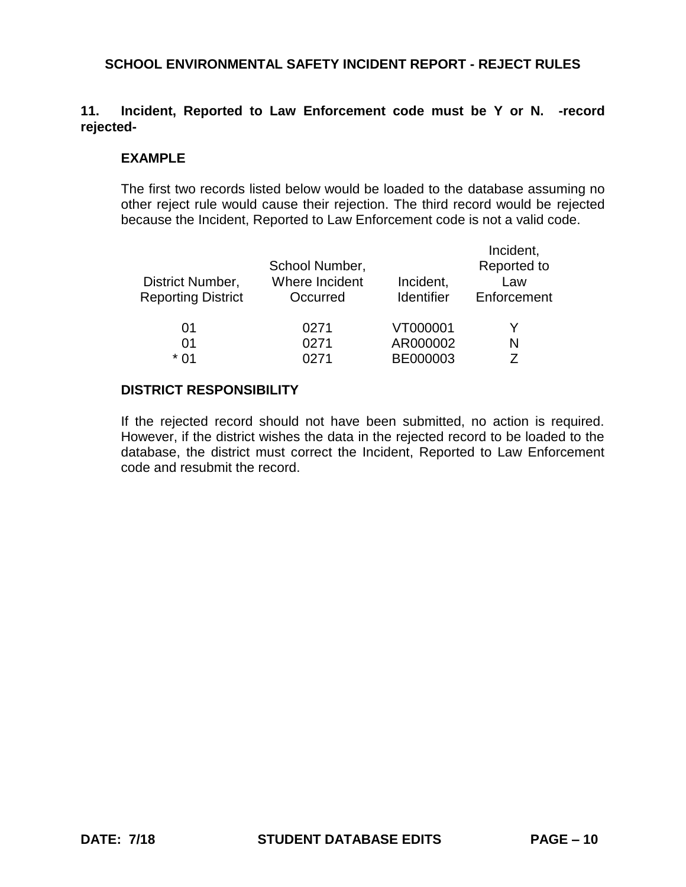**11. Incident, Reported to Law Enforcement code must be Y or N. -record rejected-**

**EXAMPLE**

The first two records listed below would be loaded to the database assuming no other reject rule would cause their rejection. The third record would be rejected because the Incident, Reported to Law Enforcement code is not a valid code.

| District Number, Reporting District | School Number, Where Incident Occurred | Incident, Identifier | Incident, Reported to Law Enforcement |
|---|---|---|---|
| 01 | 0271 | VT000001 | Y |
| 01 | 0271 | AR000002 | N |
| * 01 | 0271 | BE000003 | Z |

**DISTRICT RESPONSIBILITY**

If the rejected record should not have been submitted, no action is required. However, if the district wishes the data in the rejected record to be loaded to the database, the district must correct the Incident, Reported to Law Enforcement code and resubmit the record.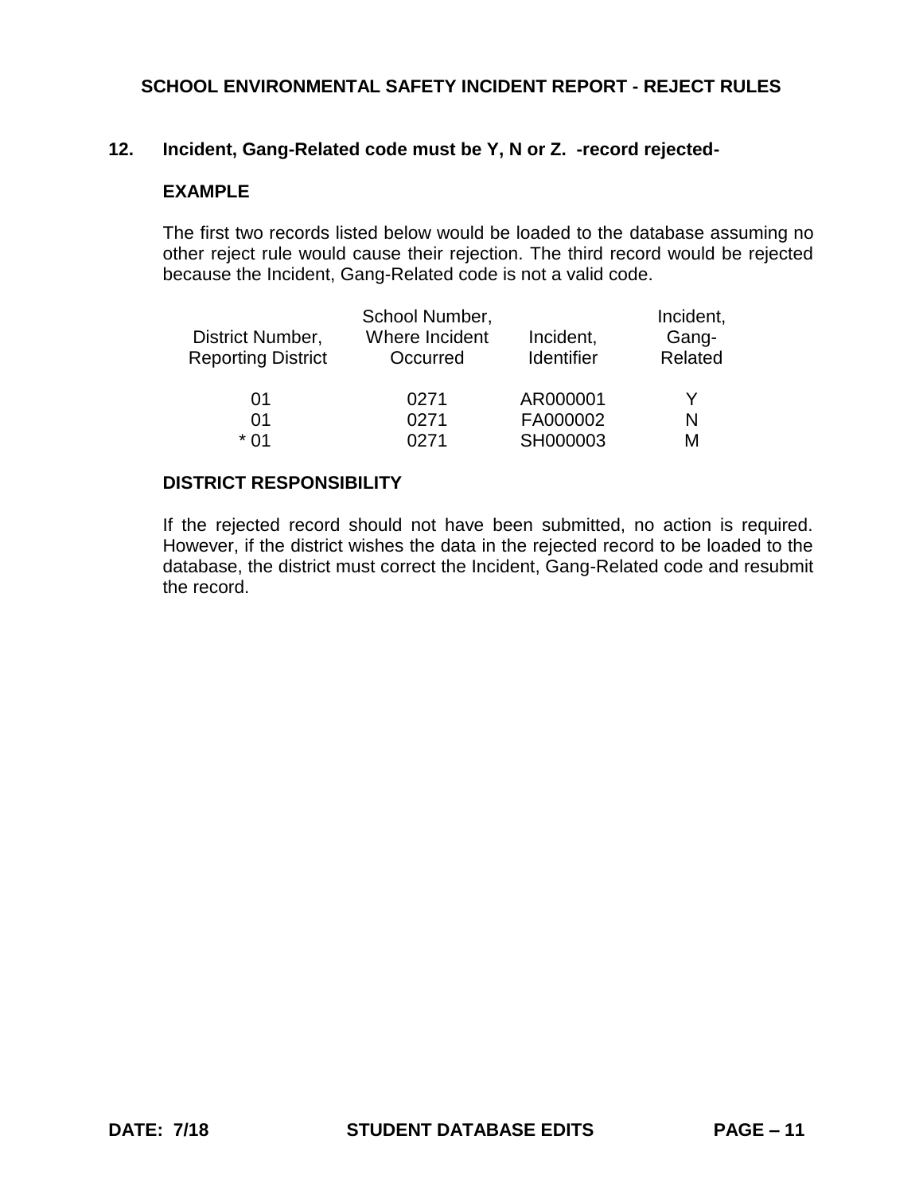## SCHOOL ENVIRONMENTAL SAFETY INCIDENT REPORT - REJECT RULES

### 12. Incident, Gang-Related code must be Y, N or Z. -record rejected-

**EXAMPLE**

The first two records listed below would be loaded to the database assuming no other reject rule would cause their rejection. The third record would be rejected because the Incident, Gang-Related code is not a valid code.

| District Number, Reporting District | School Number, Where Incident Occurred | Incident, Identifier | Incident, Gang-Related |
|---|---|---|---|
| 01 | 0271 | AR000001 | Y |
| 01 | 0271 | FA000002 | N |
| * 01 | 0271 | SH000003 | M |

**DISTRICT RESPONSIBILITY**

If the rejected record should not have been submitted, no action is required. However, if the district wishes the data in the rejected record to be loaded to the database, the district must correct the Incident, Gang-Related code and resubmit the record.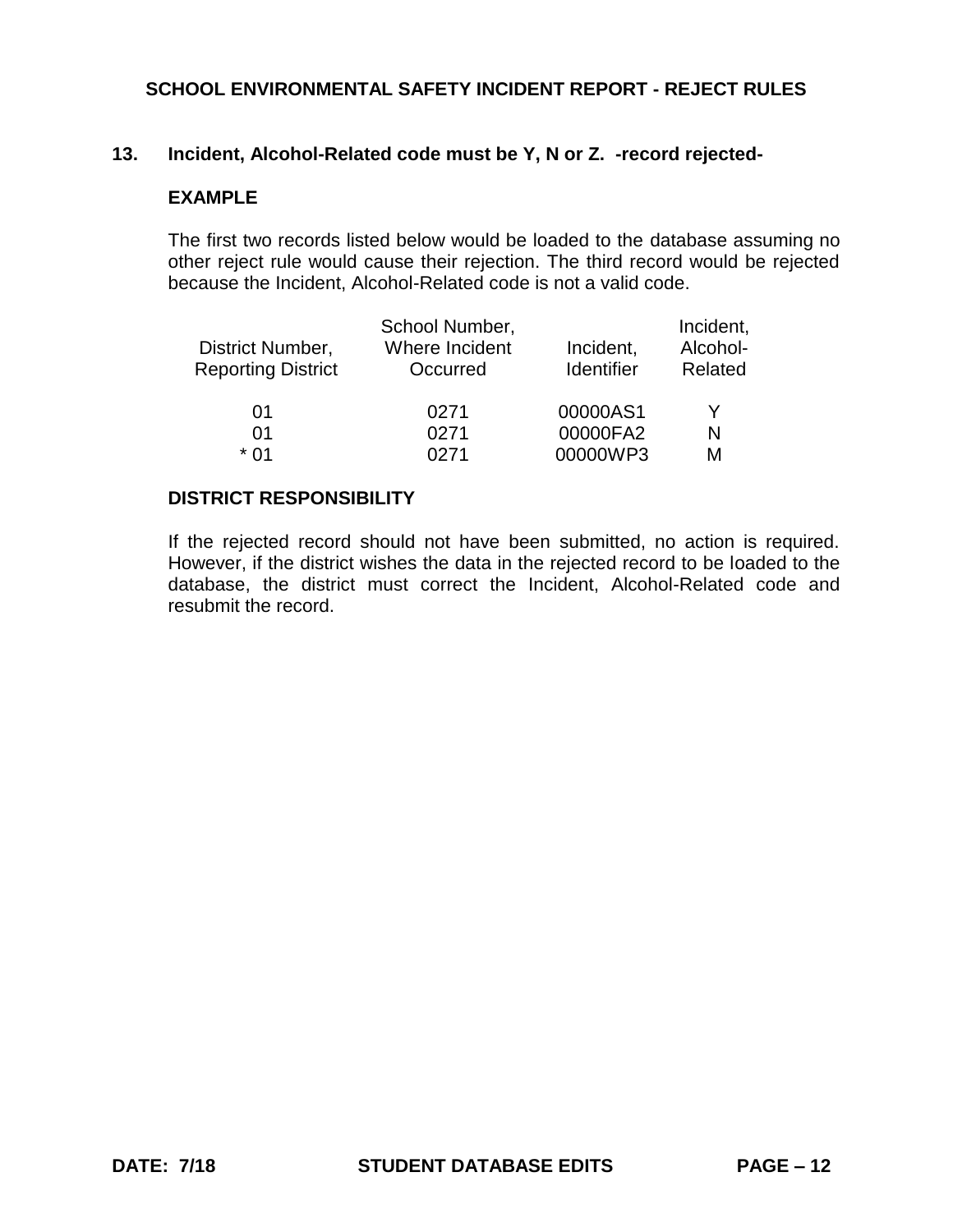## SCHOOL ENVIRONMENTAL SAFETY INCIDENT REPORT - REJECT RULES

### 13. Incident, Alcohol-Related code must be Y, N or Z. -record rejected-

**EXAMPLE**

The first two records listed below would be loaded to the database assuming no other reject rule would cause their rejection. The third record would be rejected because the Incident, Alcohol-Related code is not a valid code.

| District Number, Reporting District | School Number, Where Incident Occurred | Incident, Identifier | Incident, Alcohol-Related |
|---|---|---|---|
| 01 | 0271 | 00000AS1 | Y |
| 01 | 0271 | 00000FA2 | N |
| * 01 | 0271 | 00000WP3 | M |

**DISTRICT RESPONSIBILITY**

If the rejected record should not have been submitted, no action is required. However, if the district wishes the data in the rejected record to be loaded to the database, the district must correct the Incident, Alcohol-Related code and resubmit the record.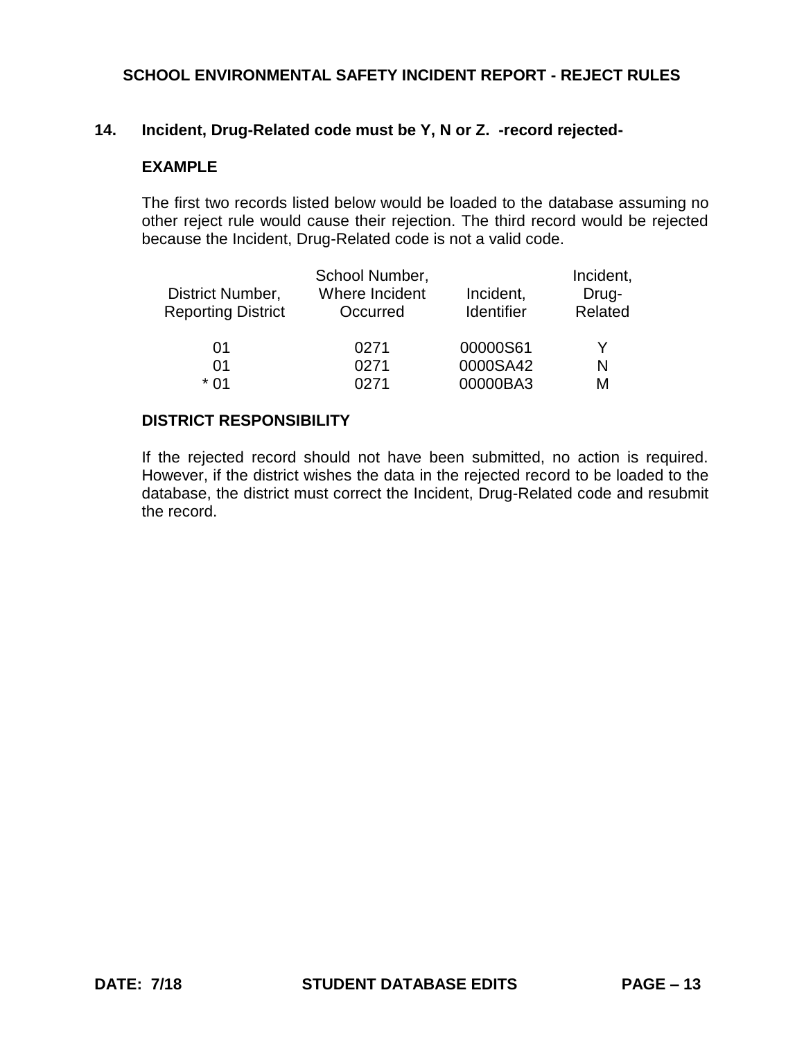**SCHOOL ENVIRONMENTAL SAFETY INCIDENT REPORT - REJECT RULES**

**14. Incident, Drug-Related code must be Y, N or Z. -record rejected-**

**EXAMPLE**

The first two records listed below would be loaded to the database assuming no other reject rule would cause their rejection. The third record would be rejected because the Incident, Drug-Related code is not a valid code.

| District Number, Reporting District | School Number, Where Incident Occurred | Incident, Identifier | Incident, Drug-Related |
|---|---|---|---|
| 01 | 0271 | 00000S61 | Y |
| 01 | 0271 | 0000SA42 | N |
| * 01 | 0271 | 00000BA3 | M |

**DISTRICT RESPONSIBILITY**

If the rejected record should not have been submitted, no action is required. However, if the district wishes the data in the rejected record to be loaded to the database, the district must correct the Incident, Drug-Related code and resubmit the record.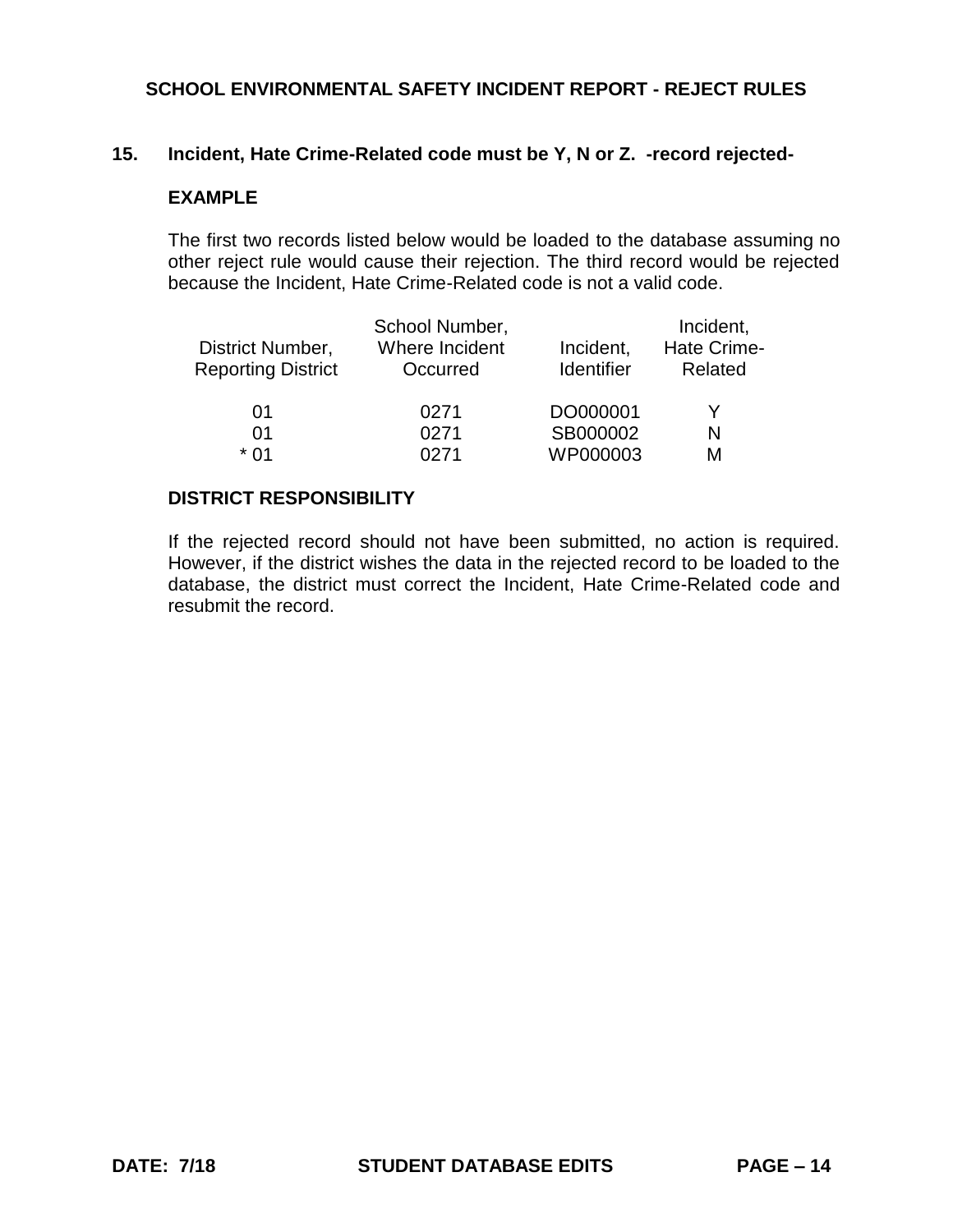## SCHOOL ENVIRONMENTAL SAFETY INCIDENT REPORT - REJECT RULES

### 15. Incident, Hate Crime-Related code must be Y, N or Z. -record rejected-

**EXAMPLE**

The first two records listed below would be loaded to the database assuming no other reject rule would cause their rejection. The third record would be rejected because the Incident, Hate Crime-Related code is not a valid code.

| District Number, Reporting District | School Number, Where Incident Occurred | Incident, Identifier | Incident, Hate Crime-Related |
|---|---|---|---|
| 01 | 0271 | DO000001 | Y |
| 01 | 0271 | SB000002 | N |
| * 01 | 0271 | WP000003 | M |

**DISTRICT RESPONSIBILITY**

If the rejected record should not have been submitted, no action is required. However, if the district wishes the data in the rejected record to be loaded to the database, the district must correct the Incident, Hate Crime-Related code and resubmit the record.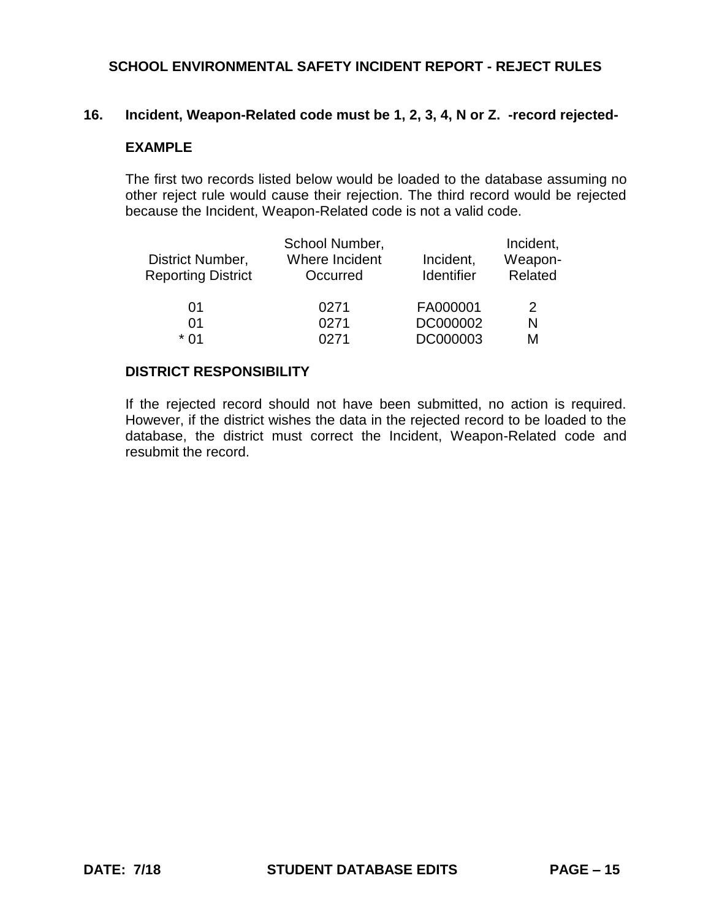## SCHOOL ENVIRONMENTAL SAFETY INCIDENT REPORT - REJECT RULES

### 16. Incident, Weapon-Related code must be 1, 2, 3, 4, N or Z. -record rejected-

**EXAMPLE**

The first two records listed below would be loaded to the database assuming no other reject rule would cause their rejection. The third record would be rejected because the Incident, Weapon-Related code is not a valid code.

| District Number, Reporting District | School Number, Where Incident Occurred | Incident, Identifier | Incident, Weapon-Related |
|---|---|---|---|
| 01 | 0271 | FA000001 | 2 |
| 01 | 0271 | DC000002 | N |
| * 01 | 0271 | DC000003 | M |

**DISTRICT RESPONSIBILITY**

If the rejected record should not have been submitted, no action is required. However, if the district wishes the data in the rejected record to be loaded to the database, the district must correct the Incident, Weapon-Related code and resubmit the record.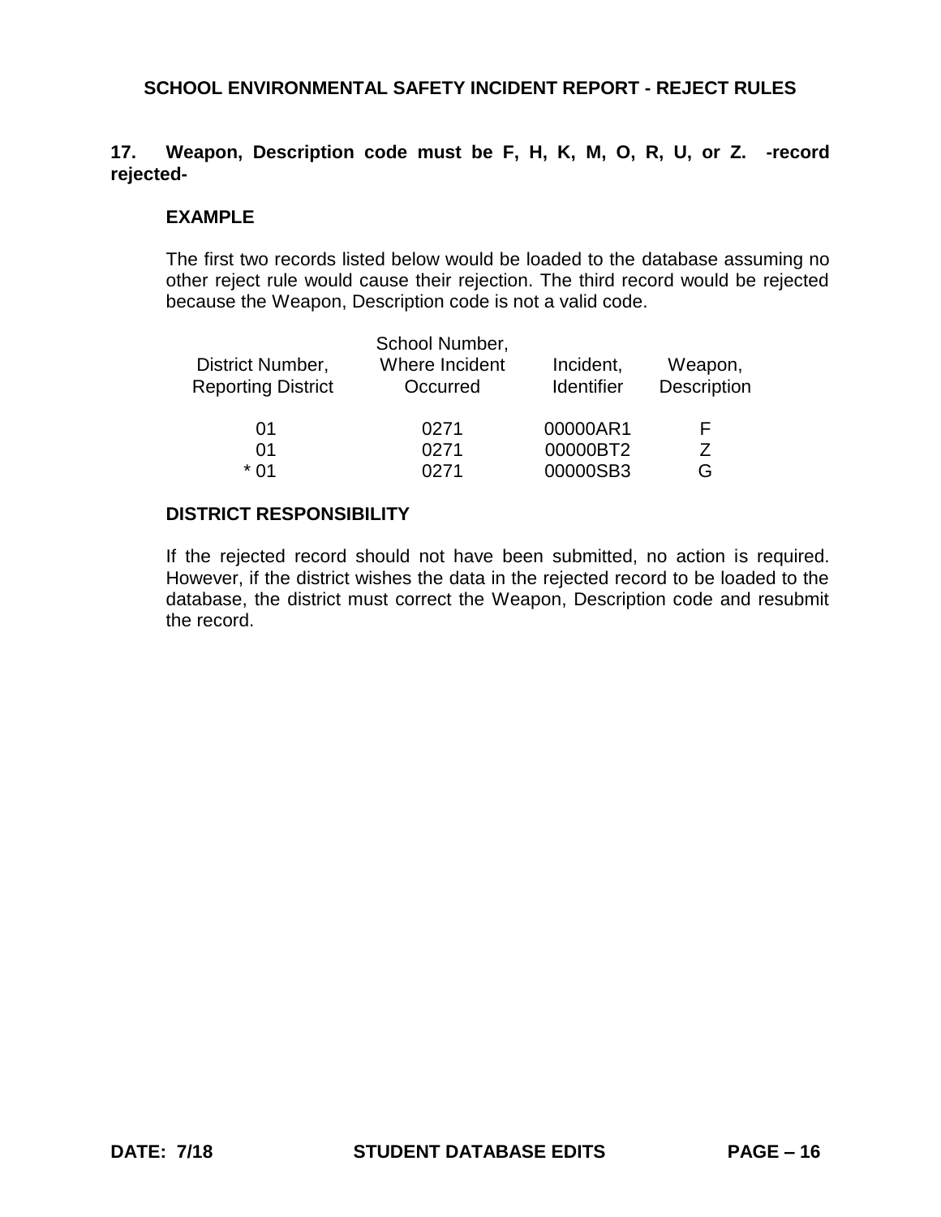## SCHOOL ENVIRONMENTAL SAFETY INCIDENT REPORT - REJECT RULES

**17. Weapon, Description code must be F, H, K, M, O, R, U, or Z. -record rejected-**

**EXAMPLE**

The first two records listed below would be loaded to the database assuming no other reject rule would cause their rejection. The third record would be rejected because the Weapon, Description code is not a valid code.

| District Number, Reporting District | School Number, Where Incident Occurred | Incident, Identifier | Weapon, Description |
|---|---|---|---|
| 01 | 0271 | 00000AR1 | F |
| 01 | 0271 | 00000BT2 | Z |
| * 01 | 0271 | 00000SB3 | G |

**DISTRICT RESPONSIBILITY**

If the rejected record should not have been submitted, no action is required. However, if the district wishes the data in the rejected record to be loaded to the database, the district must correct the Weapon, Description code and resubmit the record.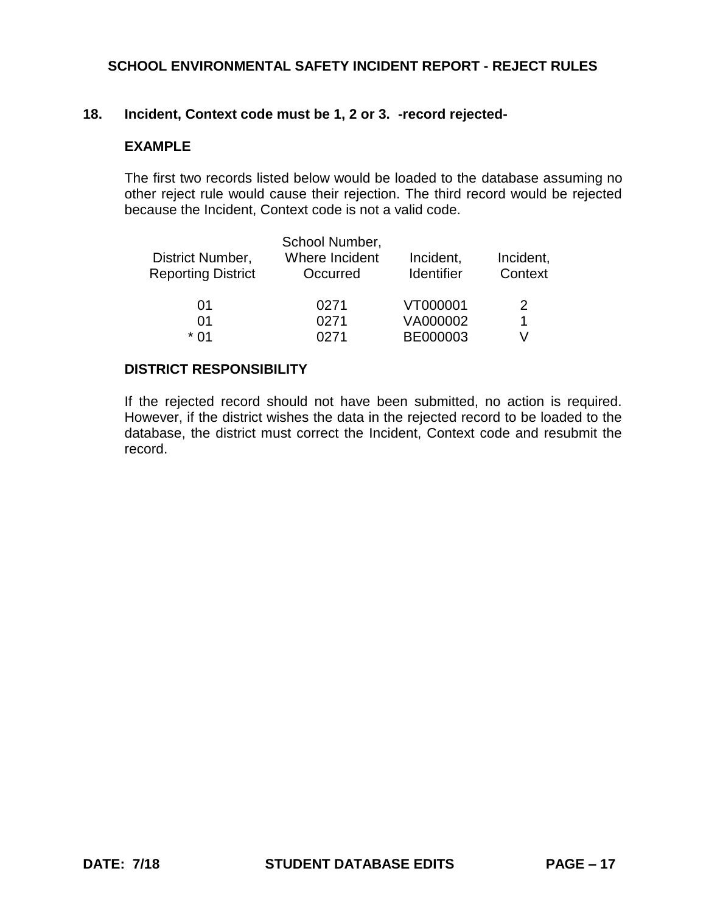## 18. Incident, Context code must be 1, 2 or 3. -record rejected-

### EXAMPLE

The first two records listed below would be loaded to the database assuming no other reject rule would cause their rejection. The third record would be rejected because the Incident, Context code is not a valid code.

| District Number, Reporting District | School Number, Where Incident Occurred | Incident, Identifier | Incident, Context |
|---|---|---|---|
| 01 | 0271 | VT000001 | 2 |
| 01 | 0271 | VA000002 | 1 |
| * 01 | 0271 | BE000003 | V |

### DISTRICT RESPONSIBILITY

If the rejected record should not have been submitted, no action is required. However, if the district wishes the data in the rejected record to be loaded to the database, the district must correct the Incident, Context code and resubmit the record.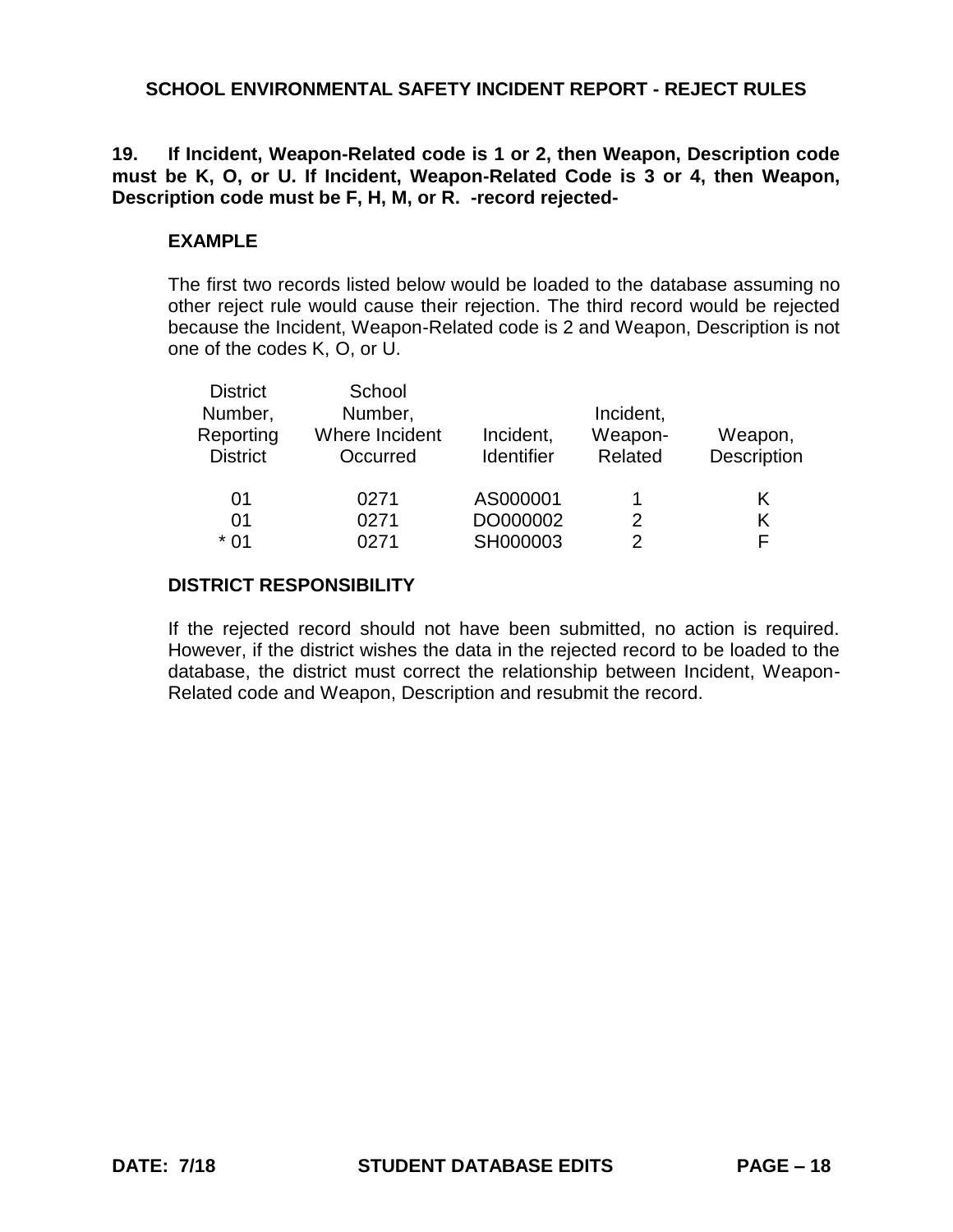## SCHOOL ENVIRONMENTAL SAFETY INCIDENT REPORT - REJECT RULES

**19. If Incident, Weapon-Related code is 1 or 2, then Weapon, Description code must be K, O, or U. If Incident, Weapon-Related Code is 3 or 4, then Weapon, Description code must be F, H, M, or R. -record rejected-**

### EXAMPLE

The first two records listed below would be loaded to the database assuming no other reject rule would cause their rejection. The third record would be rejected because the Incident, Weapon-Related code is 2 and Weapon, Description is not one of the codes K, O, or U.

| District Number, Reporting District | School Number, Where Incident Occurred | Incident, Identifier | Incident, Weapon-Related | Weapon, Description |
|---|---|---|---|---|
| 01 | 0271 | AS000001 | 1 | K |
| 01 | 0271 | DO000002 | 2 | K |
| * 01 | 0271 | SH000003 | 2 | F |

### DISTRICT RESPONSIBILITY

If the rejected record should not have been submitted, no action is required. However, if the district wishes the data in the rejected record to be loaded to the database, the district must correct the relationship between Incident, Weapon-Related code and Weapon, Description and resubmit the record.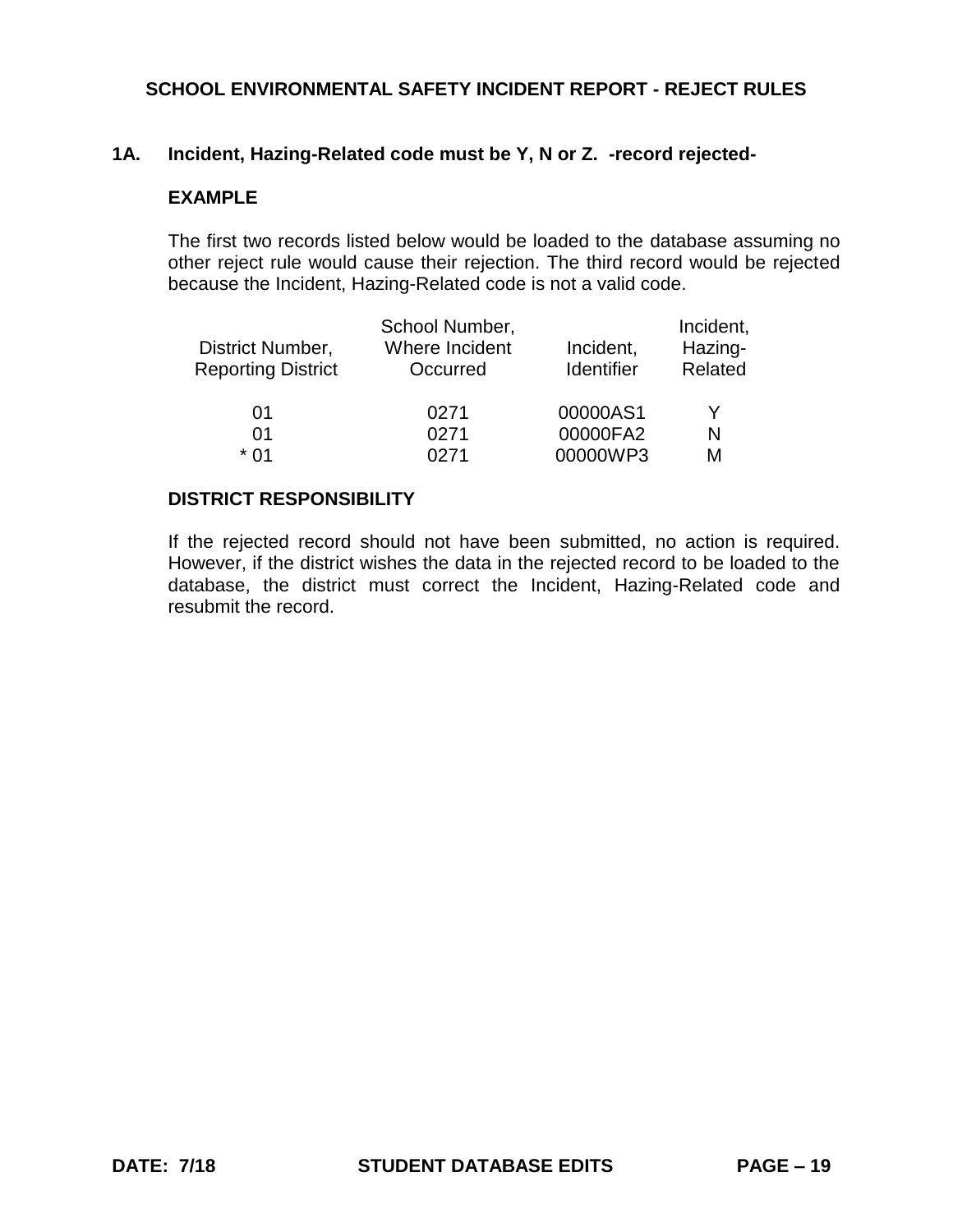## SCHOOL ENVIRONMENTAL SAFETY INCIDENT REPORT - REJECT RULES

### 1A. Incident, Hazing-Related code must be Y, N or Z. -record rejected-

**EXAMPLE**

The first two records listed below would be loaded to the database assuming no other reject rule would cause their rejection. The third record would be rejected because the Incident, Hazing-Related code is not a valid code.

| District Number, Reporting District | School Number, Where Incident Occurred | Incident, Identifier | Incident, Hazing-Related |
|---|---|---|---|
| 01 | 0271 | 00000AS1 | Y |
| 01 | 0271 | 00000FA2 | N |
| * 01 | 0271 | 00000WP3 | M |

**DISTRICT RESPONSIBILITY**

If the rejected record should not have been submitted, no action is required. However, if the district wishes the data in the rejected record to be loaded to the database, the district must correct the Incident, Hazing-Related code and resubmit the record.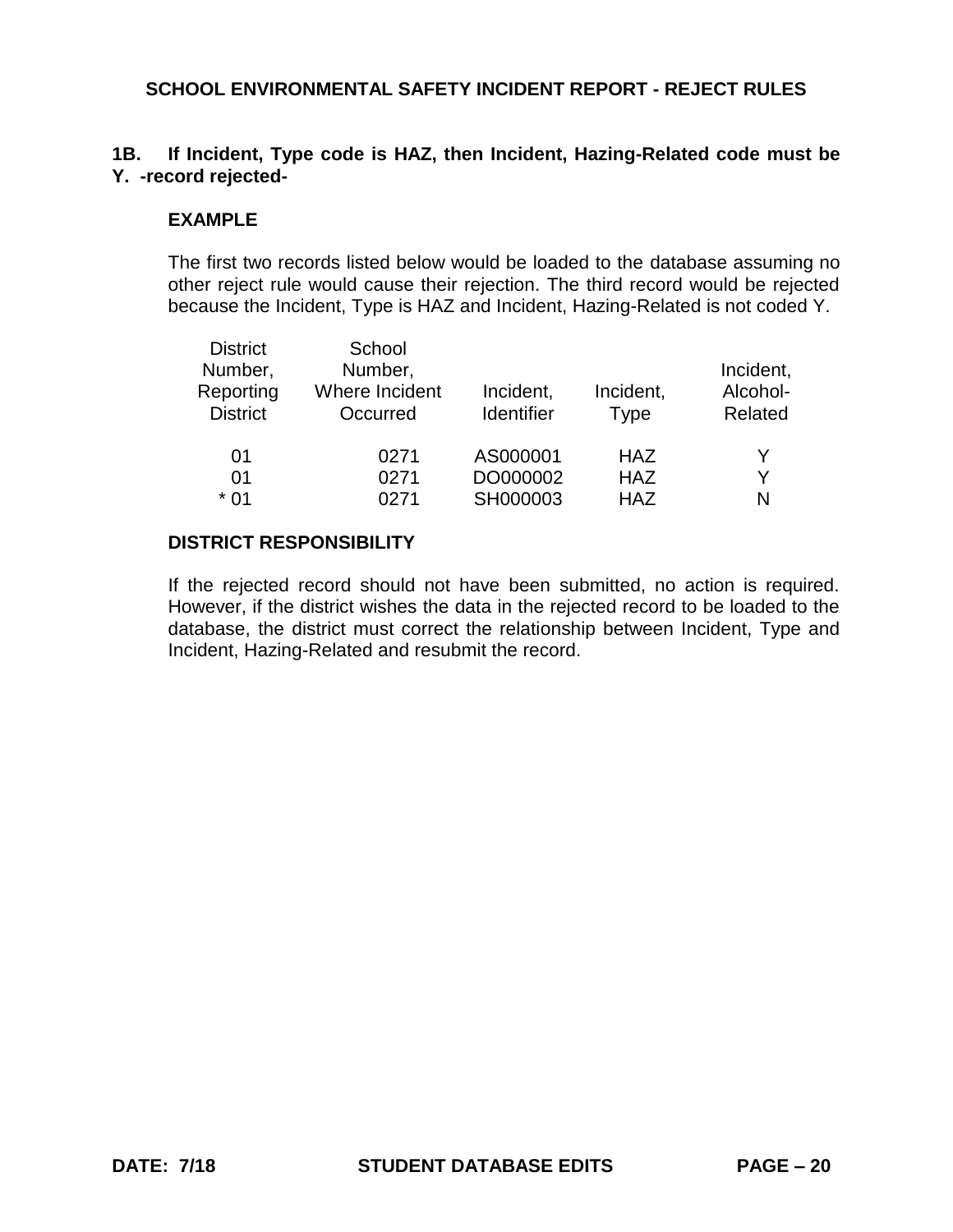## SCHOOL ENVIRONMENTAL SAFETY INCIDENT REPORT - REJECT RULES

**1B. If Incident, Type code is HAZ, then Incident, Hazing-Related code must be Y. -record rejected-**

**EXAMPLE**

The first two records listed below would be loaded to the database assuming no other reject rule would cause their rejection. The third record would be rejected because the Incident, Type is HAZ and Incident, Hazing-Related is not coded Y.

| District Number, Reporting District | School Number, Where Incident Occurred | Incident, Identifier | Incident, Type | Incident, Alcohol-Related |
|---|---|---|---|---|
| 01 | 0271 | AS000001 | HAZ | Y |
| 01 | 0271 | DO000002 | HAZ | Y |
| * 01 | 0271 | SH000003 | HAZ | N |

**DISTRICT RESPONSIBILITY**

If the rejected record should not have been submitted, no action is required. However, if the district wishes the data in the rejected record to be loaded to the database, the district must correct the relationship between Incident, Type and Incident, Hazing-Related and resubmit the record.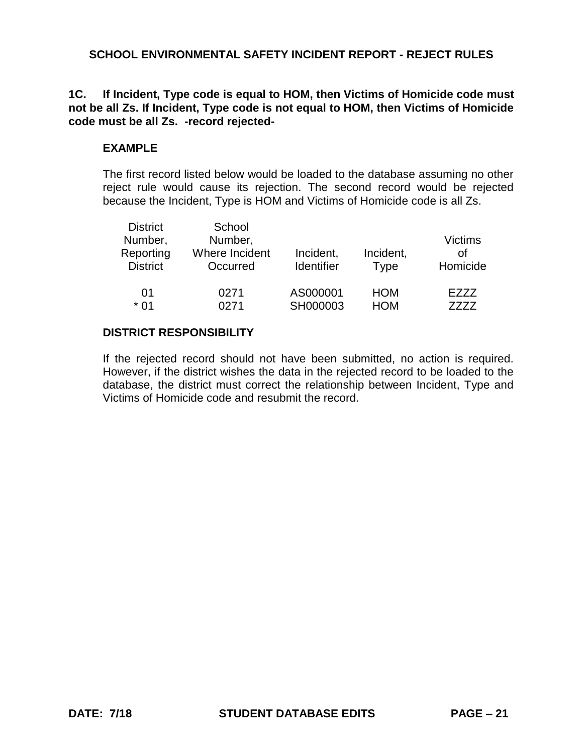## SCHOOL ENVIRONMENTAL SAFETY INCIDENT REPORT - REJECT RULES

**1C. If Incident, Type code is equal to HOM, then Victims of Homicide code must not be all Zs. If Incident, Type code is not equal to HOM, then Victims of Homicide code must be all Zs. -record rejected-**

### EXAMPLE

The first record listed below would be loaded to the database assuming no other reject rule would cause its rejection. The second record would be rejected because the Incident, Type is HOM and Victims of Homicide code is all Zs.

| District Number, Reporting District | School Number, Where Incident Occurred | Incident, Identifier | Incident, Type | Victims of Homicide |
|---|---|---|---|---|
| 01 | 0271 | AS000001 | HOM | EZZZ |
| * 01 | 0271 | SH000003 | HOM | ZZZZ |

### DISTRICT RESPONSIBILITY

If the rejected record should not have been submitted, no action is required. However, if the district wishes the data in the rejected record to be loaded to the database, the district must correct the relationship between Incident, Type and Victims of Homicide code and resubmit the record.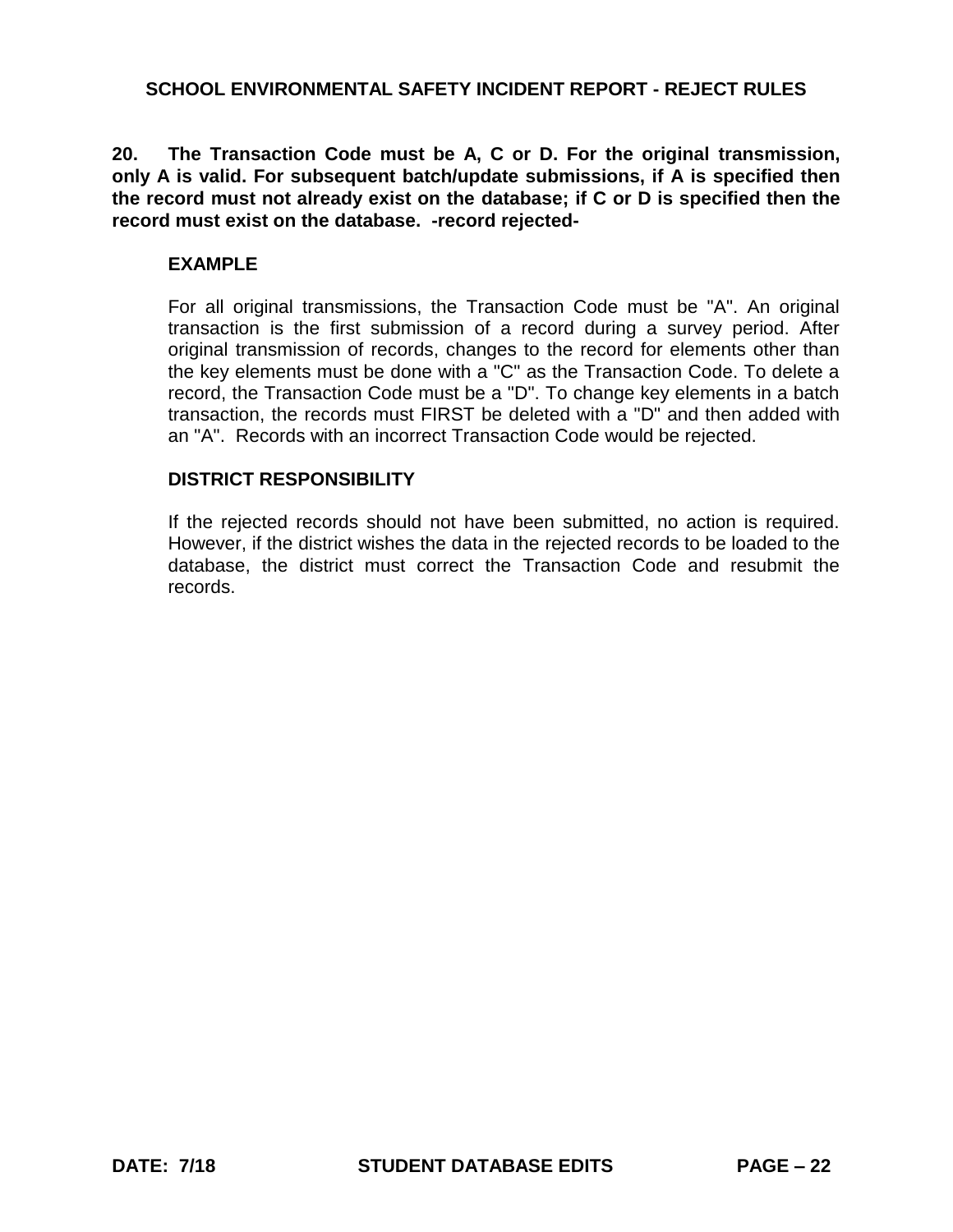**20. The Transaction Code must be A, C or D. For the original transmission, only A is valid. For subsequent batch/update submissions, if A is specified then the record must not already exist on the database; if C or D is specified then the record must exist on the database. -record rejected-**

**EXAMPLE**

For all original transmissions, the Transaction Code must be "A". An original transaction is the first submission of a record during a survey period. After original transmission of records, changes to the record for elements other than the key elements must be done with a "C" as the Transaction Code. To delete a record, the Transaction Code must be a "D". To change key elements in a batch transaction, the records must FIRST be deleted with a "D" and then added with an "A". Records with an incorrect Transaction Code would be rejected.

**DISTRICT RESPONSIBILITY**

If the rejected records should not have been submitted, no action is required. However, if the district wishes the data in the rejected records to be loaded to the database, the district must correct the Transaction Code and resubmit the records.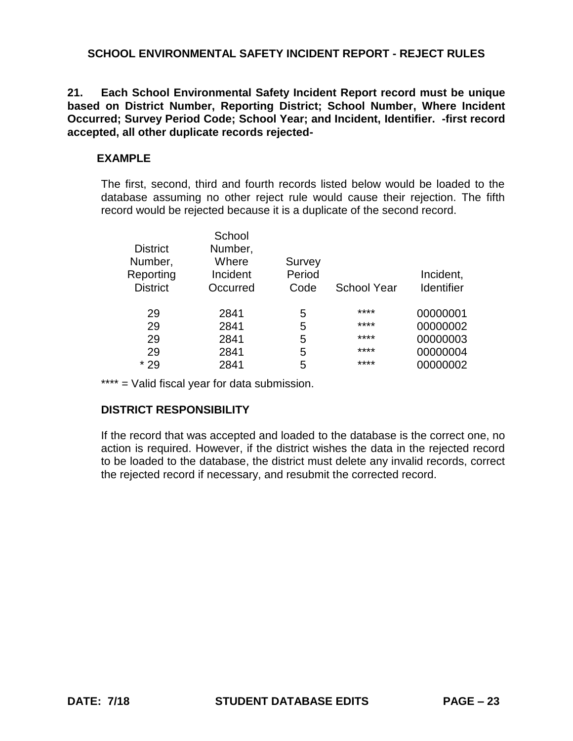# SCHOOL ENVIRONMENTAL SAFETY INCIDENT REPORT - REJECT RULES

**21. Each School Environmental Safety Incident Report record must be unique based on District Number, Reporting District; School Number, Where Incident Occurred; Survey Period Code; School Year; and Incident, Identifier. -first record accepted, all other duplicate records rejected-**

**EXAMPLE**

The first, second, third and fourth records listed below would be loaded to the database assuming no other reject rule would cause their rejection. The fifth record would be rejected because it is a duplicate of the second record.

| District Number, Reporting District | School Number, Where Incident Occurred | Survey Period Code | School Year | Incident, Identifier |
|---|---|---|---|---|
| 29 | 2841 | 5 | **** | 00000001 |
| 29 | 2841 | 5 | **** | 00000002 |
| 29 | 2841 | 5 | **** | 00000003 |
| 29 | 2841 | 5 | **** | 00000004 |
| * 29 | 2841 | 5 | **** | 00000002 |

**** = Valid fiscal year for data submission.

**DISTRICT RESPONSIBILITY**

If the record that was accepted and loaded to the database is the correct one, no action is required. However, if the district wishes the data in the rejected record to be loaded to the database, the district must delete any invalid records, correct the rejected record if necessary, and resubmit the corrected record.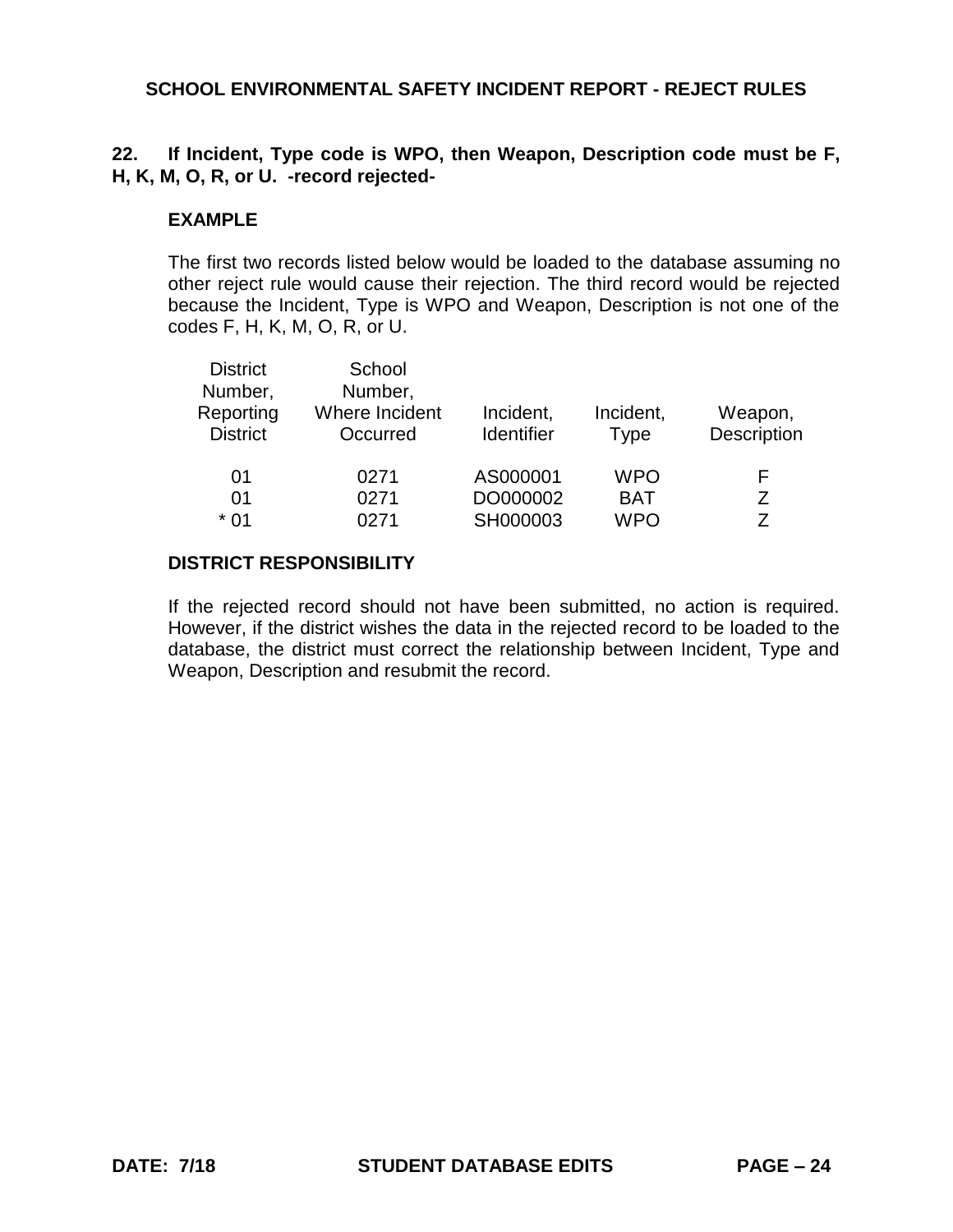## SCHOOL ENVIRONMENTAL SAFETY INCIDENT REPORT - REJECT RULES

**22. If Incident, Type code is WPO, then Weapon, Description code must be F, H, K, M, O, R, or U. -record rejected-**

**EXAMPLE**

The first two records listed below would be loaded to the database assuming no other reject rule would cause their rejection. The third record would be rejected because the Incident, Type is WPO and Weapon, Description is not one of the codes F, H, K, M, O, R, or U.

| District Number, Reporting District | School Number, Where Incident Occurred | Incident, Identifier | Incident, Type | Weapon, Description |
|---|---|---|---|---|
| 01 | 0271 | AS000001 | WPO | F |
| 01 | 0271 | DO000002 | BAT | Z |
| * 01 | 0271 | SH000003 | WPO | Z |

**DISTRICT RESPONSIBILITY**

If the rejected record should not have been submitted, no action is required. However, if the district wishes the data in the rejected record to be loaded to the database, the district must correct the relationship between Incident, Type and Weapon, Description and resubmit the record.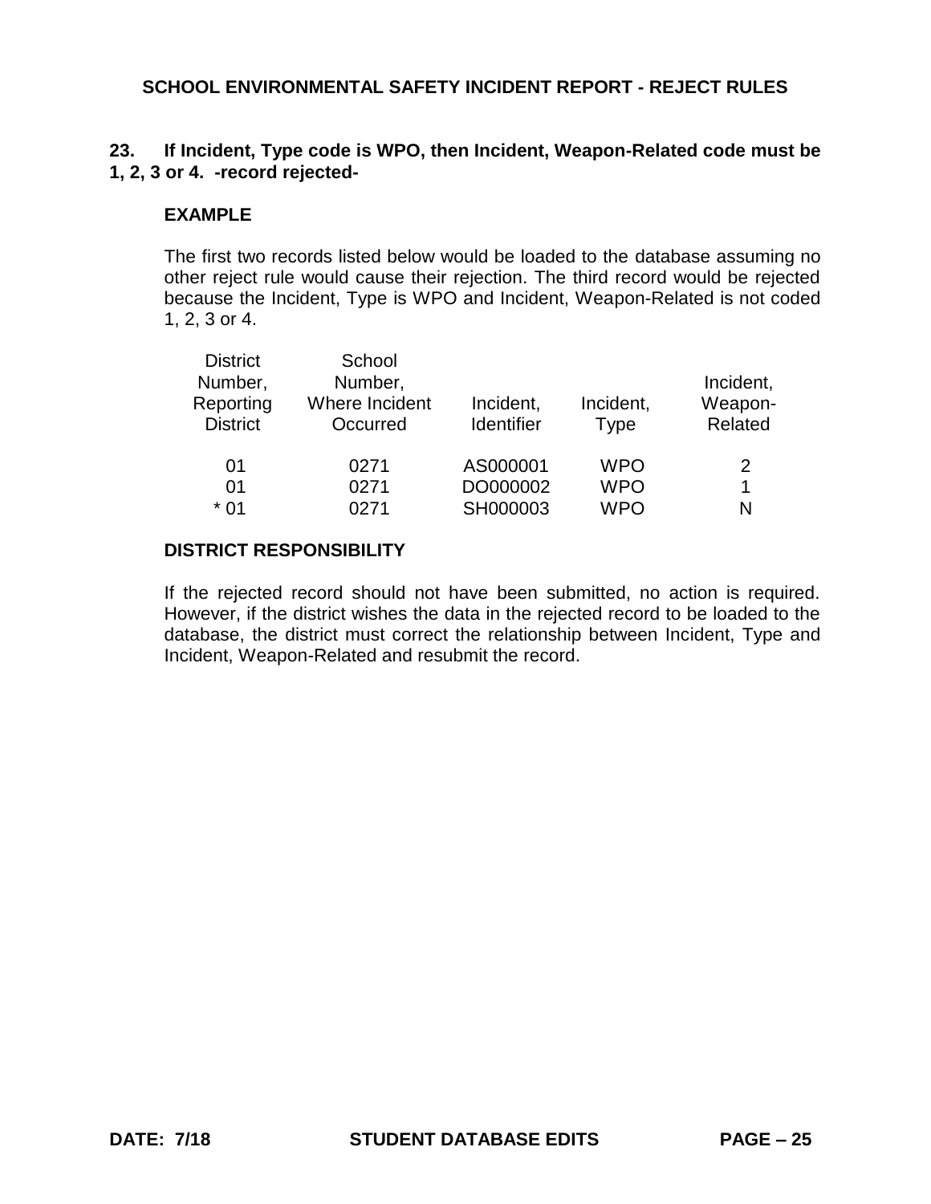## SCHOOL ENVIRONMENTAL SAFETY INCIDENT REPORT - REJECT RULES

### 23. If Incident, Type code is WPO, then Incident, Weapon-Related code must be 1, 2, 3 or 4. -record rejected-

**EXAMPLE**

The first two records listed below would be loaded to the database assuming no other reject rule would cause their rejection. The third record would be rejected because the Incident, Type is WPO and Incident, Weapon-Related is not coded 1, 2, 3 or 4.

| District Number, Reporting District | School Number, Where Incident Occurred | Incident, Identifier | Incident, Type | Incident, Weapon-Related |
|---|---|---|---|---|
| 01 | 0271 | AS000001 | WPO | 2 |
| 01 | 0271 | DO000002 | WPO | 1 |
| * 01 | 0271 | SH000003 | WPO | N |

**DISTRICT RESPONSIBILITY**

If the rejected record should not have been submitted, no action is required. However, if the district wishes the data in the rejected record to be loaded to the database, the district must correct the relationship between Incident, Type and Incident, Weapon-Related and resubmit the record.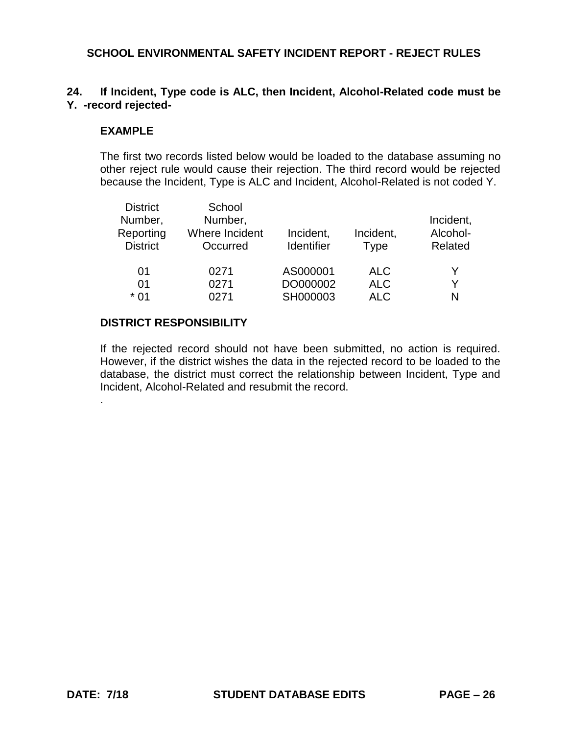## SCHOOL ENVIRONMENTAL SAFETY INCIDENT REPORT - REJECT RULES

**24. If Incident, Type code is ALC, then Incident, Alcohol-Related code must be Y. -record rejected-**

**EXAMPLE**

The first two records listed below would be loaded to the database assuming no other reject rule would cause their rejection. The third record would be rejected because the Incident, Type is ALC and Incident, Alcohol-Related is not coded Y.

| District Number, Reporting District | School Number, Where Incident Occurred | Incident, Identifier | Incident, Type | Incident, Alcohol-Related |
|---|---|---|---|---|
| 01 | 0271 | AS000001 | ALC | Y |
| 01 | 0271 | DO000002 | ALC | Y |
| * 01 | 0271 | SH000003 | ALC | N |

**DISTRICT RESPONSIBILITY**

If the rejected record should not have been submitted, no action is required. However, if the district wishes the data in the rejected record to be loaded to the database, the district must correct the relationship between Incident, Type and Incident, Alcohol-Related and resubmit the record.

.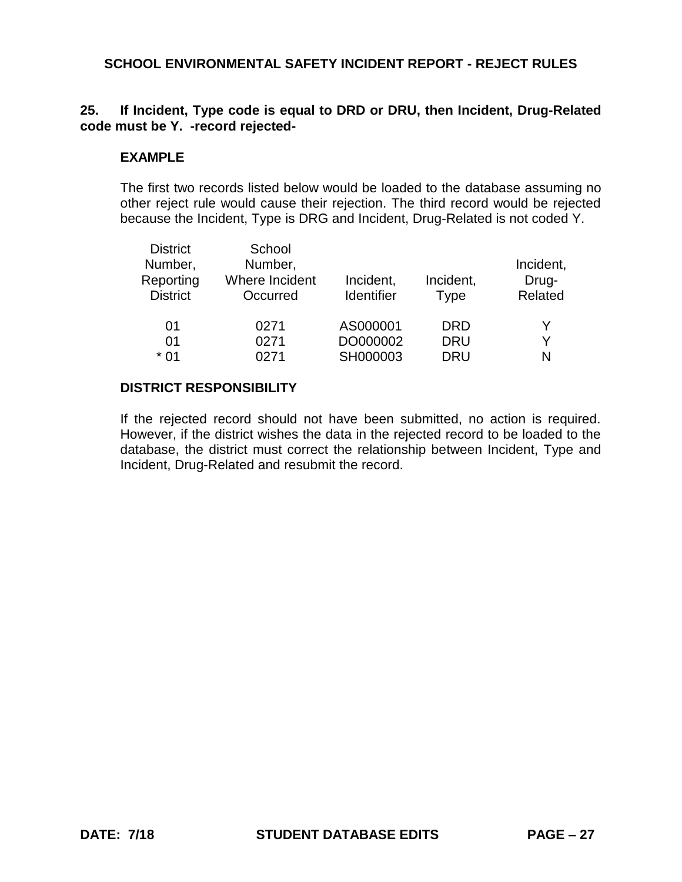## SCHOOL ENVIRONMENTAL SAFETY INCIDENT REPORT - REJECT RULES

**25. If Incident, Type code is equal to DRD or DRU, then Incident, Drug-Related code must be Y. -record rejected-**

**EXAMPLE**

The first two records listed below would be loaded to the database assuming no other reject rule would cause their rejection. The third record would be rejected because the Incident, Type is DRG and Incident, Drug-Related is not coded Y.

| District Number, Reporting District | School Number, Where Incident Occurred | Incident, Identifier | Incident, Type | Incident, Drug-Related |
|---|---|---|---|---|
| 01 | 0271 | AS000001 | DRD | Y |
| 01 | 0271 | DO000002 | DRU | Y |
| * 01 | 0271 | SH000003 | DRU | N |

**DISTRICT RESPONSIBILITY**

If the rejected record should not have been submitted, no action is required. However, if the district wishes the data in the rejected record to be loaded to the database, the district must correct the relationship between Incident, Type and Incident, Drug-Related and resubmit the record.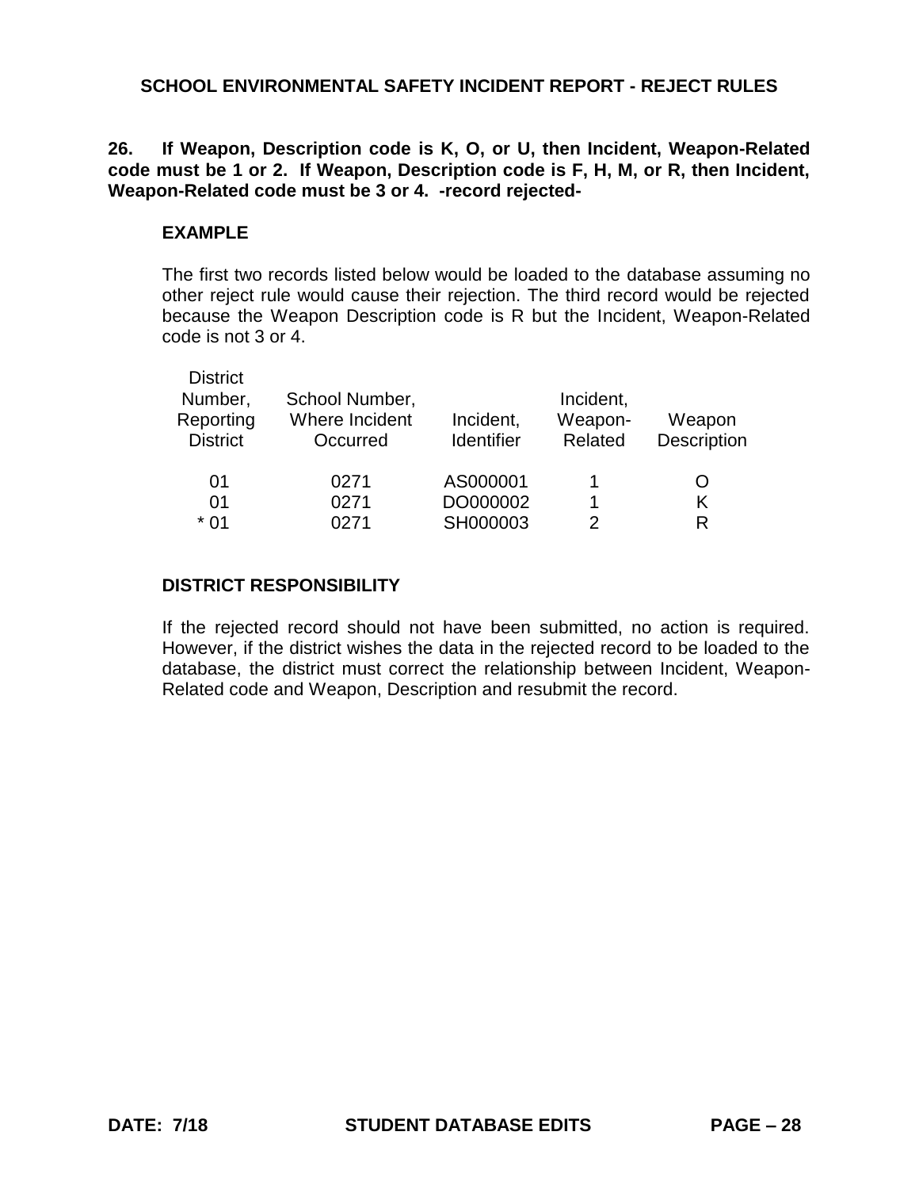## SCHOOL ENVIRONMENTAL SAFETY INCIDENT REPORT - REJECT RULES

**26. If Weapon, Description code is K, O, or U, then Incident, Weapon-Related code must be 1 or 2. If Weapon, Description code is F, H, M, or R, then Incident, Weapon-Related code must be 3 or 4. -record rejected-**

### EXAMPLE

The first two records listed below would be loaded to the database assuming no other reject rule would cause their rejection. The third record would be rejected because the Weapon Description code is R but the Incident, Weapon-Related code is not 3 or 4.

| District Number, Reporting District | School Number, Where Incident Occurred | Incident, Identifier | Incident, Weapon-Related | Weapon Description |
|---|---|---|---|---|
| 01 | 0271 | AS000001 | 1 | O |
| 01 | 0271 | DO000002 | 1 | K |
| * 01 | 0271 | SH000003 | 2 | R |

### DISTRICT RESPONSIBILITY

If the rejected record should not have been submitted, no action is required. However, if the district wishes the data in the rejected record to be loaded to the database, the district must correct the relationship between Incident, Weapon-Related code and Weapon, Description and resubmit the record.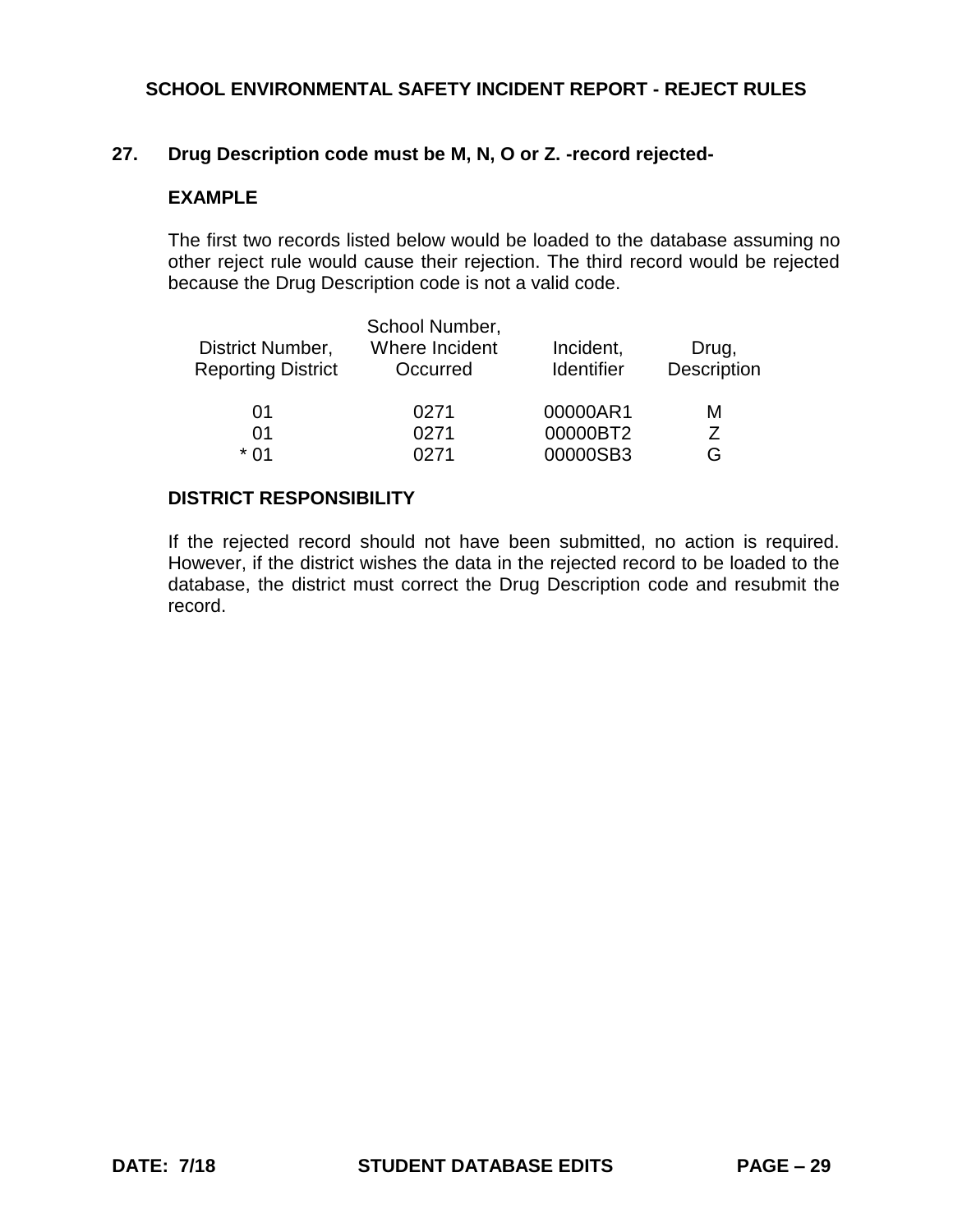### 27. Drug Description code must be M, N, O or Z. -record rejected-

**EXAMPLE**

The first two records listed below would be loaded to the database assuming no other reject rule would cause their rejection. The third record would be rejected because the Drug Description code is not a valid code.

| District Number, Reporting District | School Number, Where Incident Occurred | Incident, Identifier | Drug, Description |
|---|---|---|---|
| 01 | 0271 | 00000AR1 | M |
| 01 | 0271 | 00000BT2 | Z |
| * 01 | 0271 | 00000SB3 | G |

**DISTRICT RESPONSIBILITY**

If the rejected record should not have been submitted, no action is required. However, if the district wishes the data in the rejected record to be loaded to the database, the district must correct the Drug Description code and resubmit the record.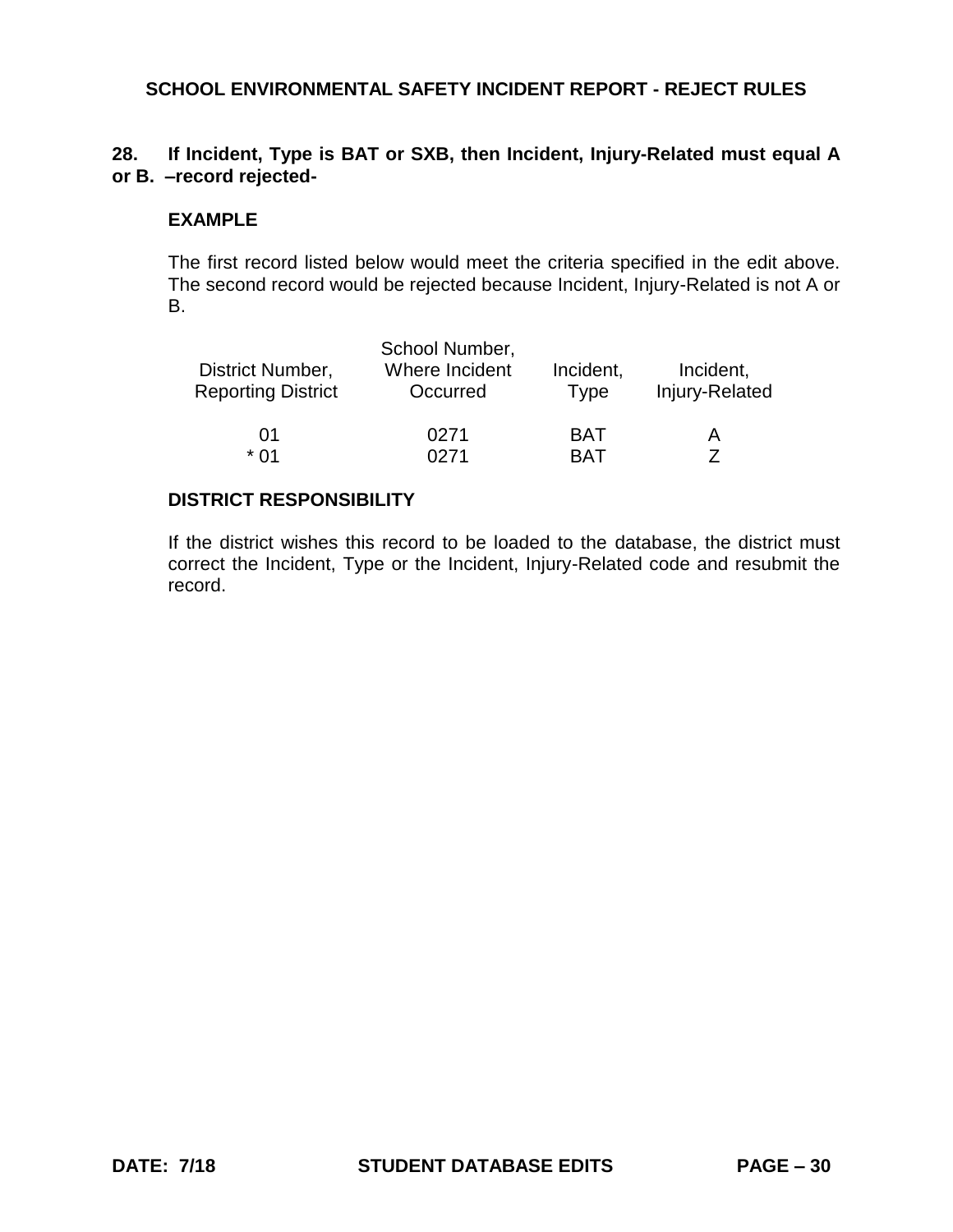## SCHOOL ENVIRONMENTAL SAFETY INCIDENT REPORT - REJECT RULES

**28. If Incident, Type is BAT or SXB, then Incident, Injury-Related must equal A or B. –record rejected-**

**EXAMPLE**

The first record listed below would meet the criteria specified in the edit above. The second record would be rejected because Incident, Injury-Related is not A or B.

| District Number, Reporting District | School Number, Where Incident Occurred | Incident, Type | Incident, Injury-Related |
|---|---|---|---|
| 01 | 0271 | BAT | A |
| * 01 | 0271 | BAT | Z |

**DISTRICT RESPONSIBILITY**

If the district wishes this record to be loaded to the database, the district must correct the Incident, Type or the Incident, Injury-Related code and resubmit the record.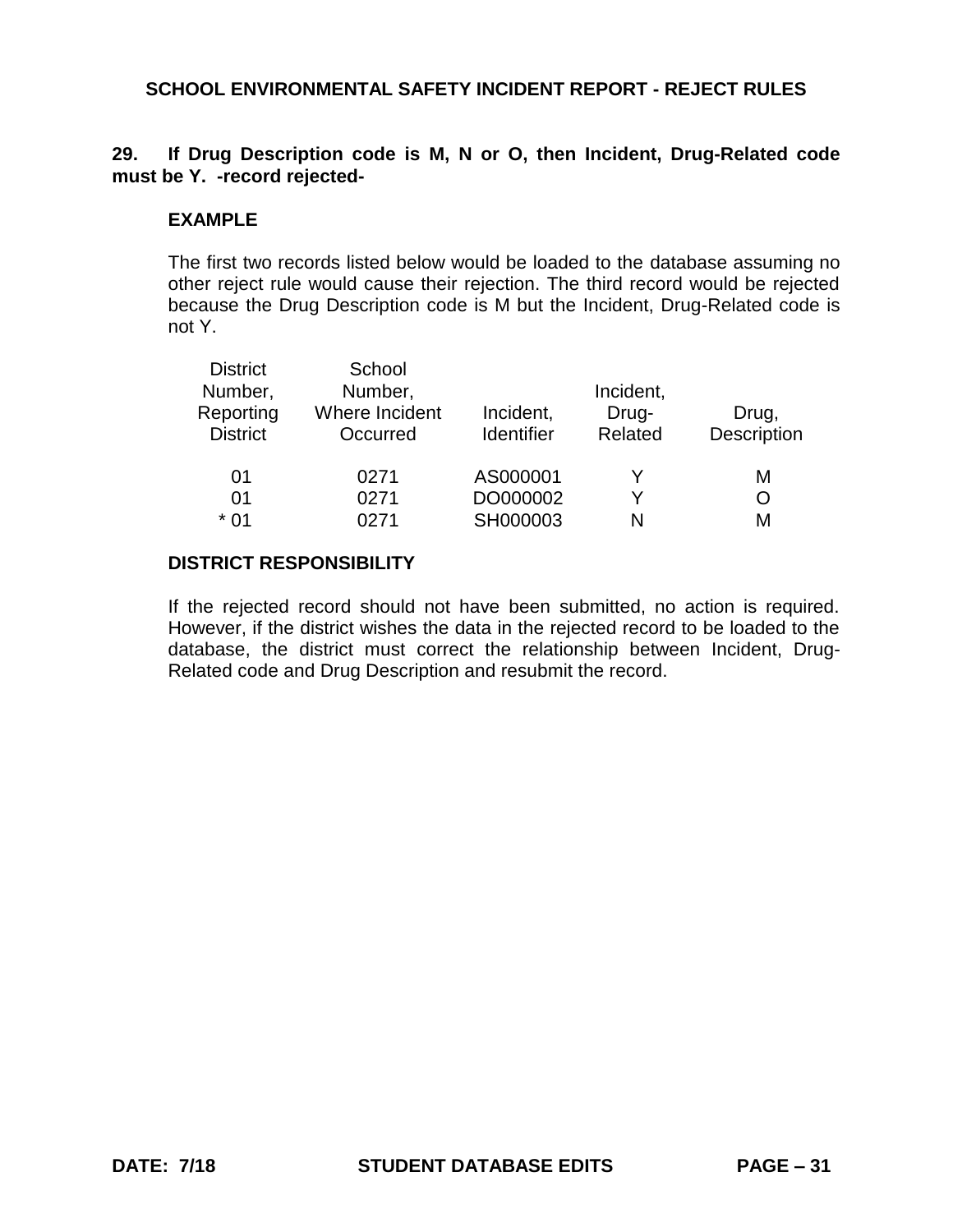## SCHOOL ENVIRONMENTAL SAFETY INCIDENT REPORT - REJECT RULES

**29. If Drug Description code is M, N or O, then Incident, Drug-Related code must be Y. -record rejected-**

### EXAMPLE

The first two records listed below would be loaded to the database assuming no other reject rule would cause their rejection. The third record would be rejected because the Drug Description code is M but the Incident, Drug-Related code is not Y.

| District Number, Reporting District | School Number, Where Incident Occurred | Incident, Identifier | Incident, Drug-Related | Drug, Description |
|---|---|---|---|---|
| 01 | 0271 | AS000001 | Y | M |
| 01 | 0271 | DO000002 | Y | O |
| * 01 | 0271 | SH000003 | N | M |

### DISTRICT RESPONSIBILITY

If the rejected record should not have been submitted, no action is required. However, if the district wishes the data in the rejected record to be loaded to the database, the district must correct the relationship between Incident, Drug-Related code and Drug Description and resubmit the record.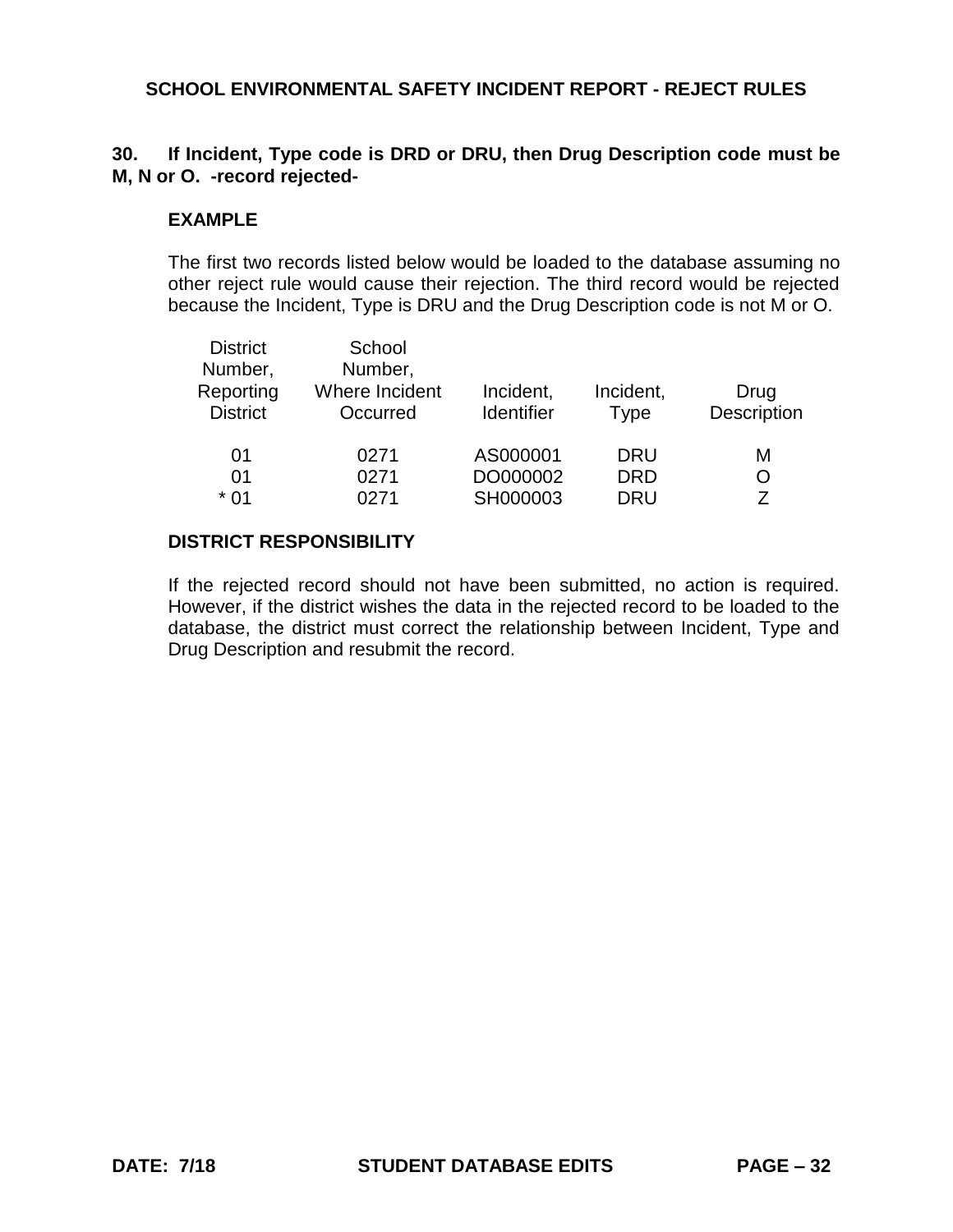## SCHOOL ENVIRONMENTAL SAFETY INCIDENT REPORT - REJECT RULES

**30. If Incident, Type code is DRD or DRU, then Drug Description code must be M, N or O. -record rejected-**

**EXAMPLE**

The first two records listed below would be loaded to the database assuming no other reject rule would cause their rejection. The third record would be rejected because the Incident, Type is DRU and the Drug Description code is not M or O.

| District Number, Reporting District | School Number, Where Incident Occurred | Incident, Identifier | Incident, Type | Drug Description |
|---|---|---|---|---|
| 01 | 0271 | AS000001 | DRU | M |
| 01 | 0271 | DO000002 | DRD | O |
| * 01 | 0271 | SH000003 | DRU | Z |

**DISTRICT RESPONSIBILITY**

If the rejected record should not have been submitted, no action is required. However, if the district wishes the data in the rejected record to be loaded to the database, the district must correct the relationship between Incident, Type and Drug Description and resubmit the record.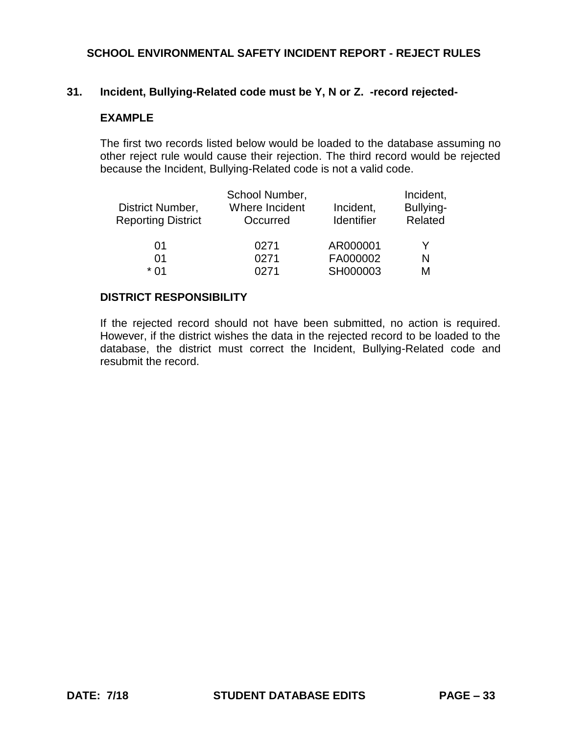## SCHOOL ENVIRONMENTAL SAFETY INCIDENT REPORT - REJECT RULES

### 31. Incident, Bullying-Related code must be Y, N or Z. -record rejected-

**EXAMPLE**

The first two records listed below would be loaded to the database assuming no other reject rule would cause their rejection. The third record would be rejected because the Incident, Bullying-Related code is not a valid code.

| District Number, Reporting District | School Number, Where Incident Occurred | Incident, Identifier | Incident, Bullying-Related |
|---|---|---|---|
| 01 | 0271 | AR000001 | Y |
| 01 | 0271 | FA000002 | N |
| * 01 | 0271 | SH000003 | M |

**DISTRICT RESPONSIBILITY**

If the rejected record should not have been submitted, no action is required. However, if the district wishes the data in the rejected record to be loaded to the database, the district must correct the Incident, Bullying-Related code and resubmit the record.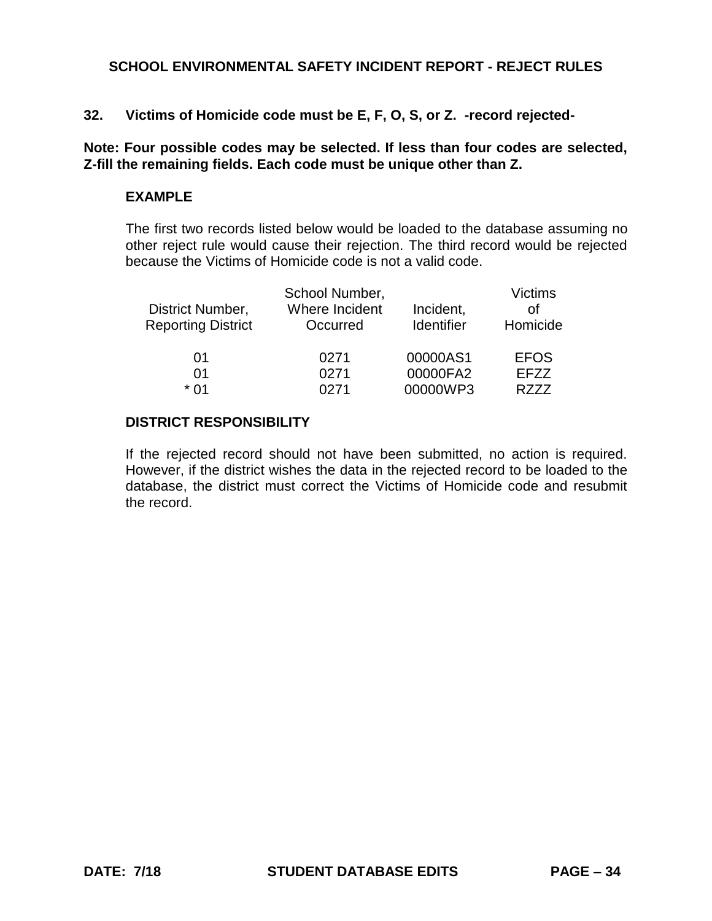## SCHOOL ENVIRONMENTAL SAFETY INCIDENT REPORT - REJECT RULES

**32. Victims of Homicide code must be E, F, O, S, or Z. -record rejected-**

**Note: Four possible codes may be selected. If less than four codes are selected, Z-fill the remaining fields. Each code must be unique other than Z.**

### EXAMPLE

The first two records listed below would be loaded to the database assuming no other reject rule would cause their rejection. The third record would be rejected because the Victims of Homicide code is not a valid code.

| District Number, Reporting District | School Number, Where Incident Occurred | Incident, Identifier | Victims of Homicide |
|---|---|---|---|
| 01 | 0271 | 00000AS1 | EFOS |
| 01 | 0271 | 00000FA2 | EFZZ |
| * 01 | 0271 | 00000WP3 | RZZZ |

### DISTRICT RESPONSIBILITY

If the rejected record should not have been submitted, no action is required. However, if the district wishes the data in the rejected record to be loaded to the database, the district must correct the Victims of Homicide code and resubmit the record.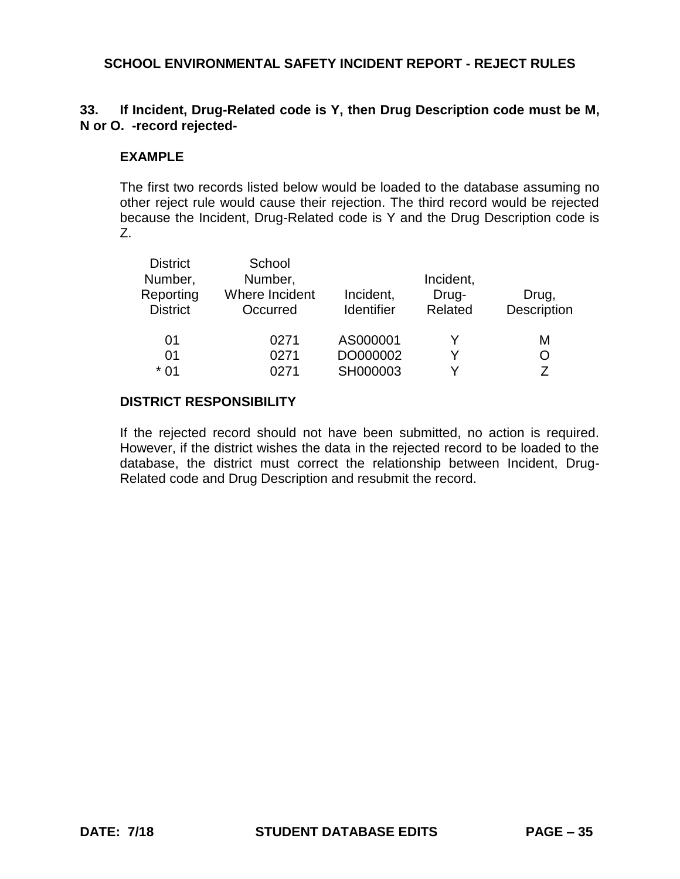## SCHOOL ENVIRONMENTAL SAFETY INCIDENT REPORT - REJECT RULES

**33. If Incident, Drug-Related code is Y, then Drug Description code must be M, N or O. -record rejected-**

**EXAMPLE**

The first two records listed below would be loaded to the database assuming no other reject rule would cause their rejection. The third record would be rejected because the Incident, Drug-Related code is Y and the Drug Description code is Z.

| District Number, Reporting District | School Number, Where Incident Occurred | Incident, Identifier | Incident, Drug-Related | Drug, Description |
|---|---|---|---|---|
| 01 | 0271 | AS000001 | Y | M |
| 01 | 0271 | DO000002 | Y | O |
| * 01 | 0271 | SH000003 | Y | Z |

**DISTRICT RESPONSIBILITY**

If the rejected record should not have been submitted, no action is required. However, if the district wishes the data in the rejected record to be loaded to the database, the district must correct the relationship between Incident, Drug-Related code and Drug Description and resubmit the record.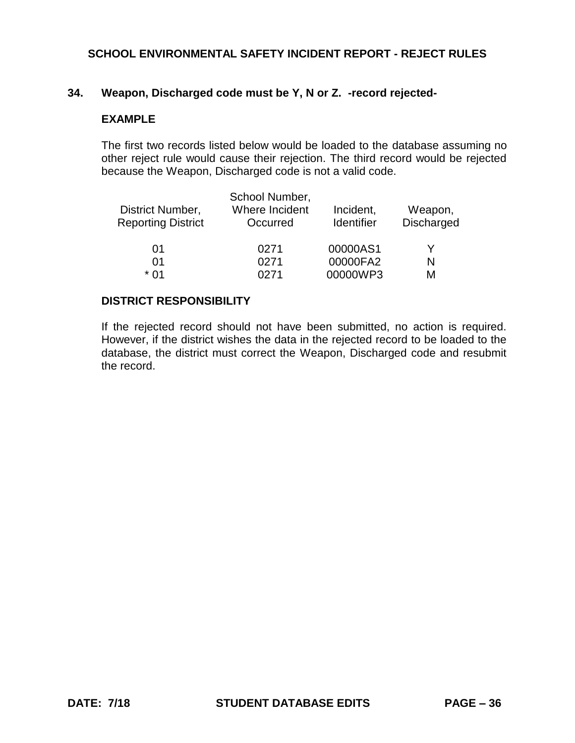## SCHOOL ENVIRONMENTAL SAFETY INCIDENT REPORT - REJECT RULES

### 34. Weapon, Discharged code must be Y, N or Z. -record rejected-

**EXAMPLE**

The first two records listed below would be loaded to the database assuming no other reject rule would cause their rejection. The third record would be rejected because the Weapon, Discharged code is not a valid code.

| District Number, Reporting District | School Number, Where Incident Occurred | Incident, Identifier | Weapon, Discharged |
|---|---|---|---|
| 01 | 0271 | 00000AS1 | Y |
| 01 | 0271 | 00000FA2 | N |
| * 01 | 0271 | 00000WP3 | M |

**DISTRICT RESPONSIBILITY**

If the rejected record should not have been submitted, no action is required. However, if the district wishes the data in the rejected record to be loaded to the database, the district must correct the Weapon, Discharged code and resubmit the record.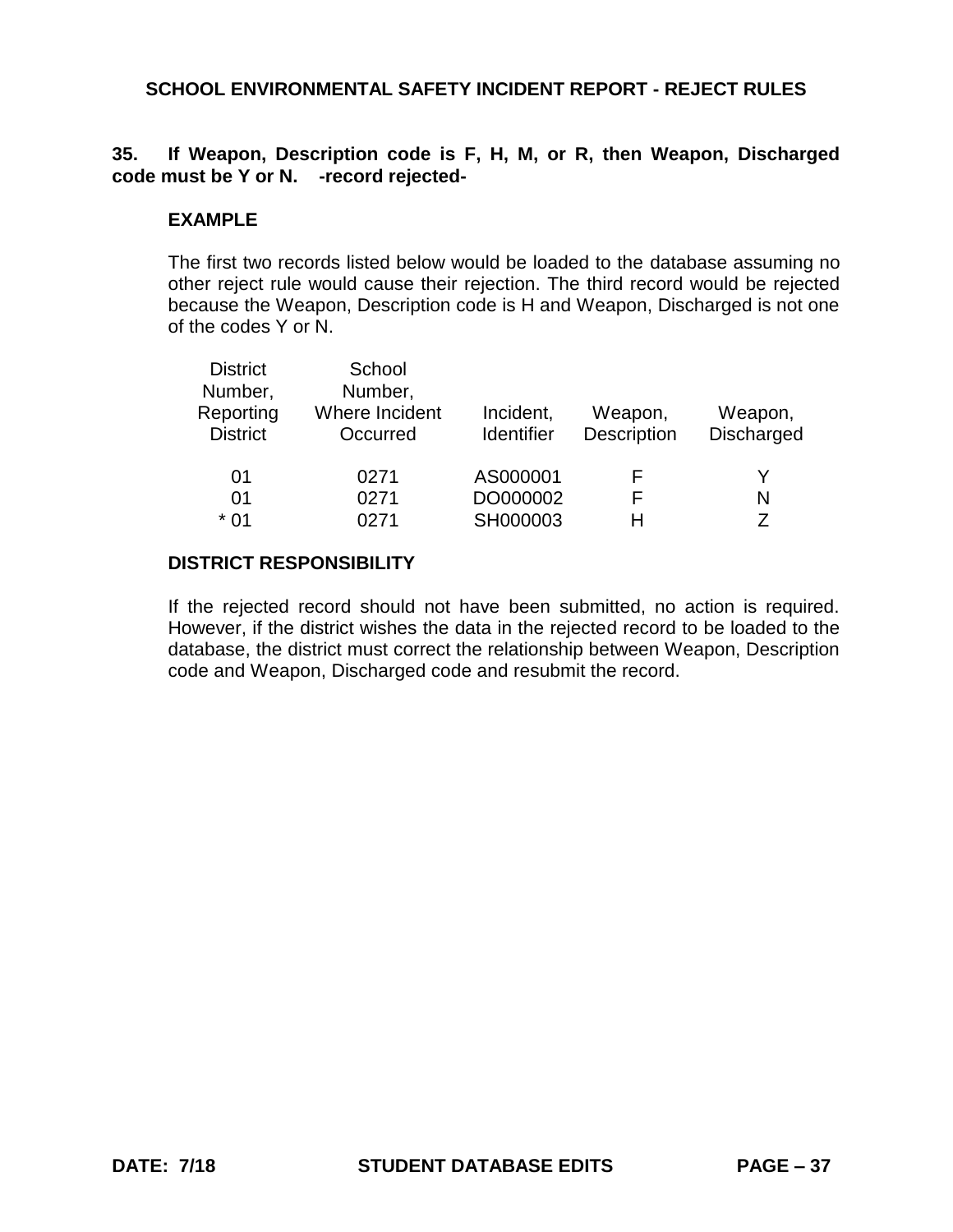## SCHOOL ENVIRONMENTAL SAFETY INCIDENT REPORT - REJECT RULES

**35. If Weapon, Description code is F, H, M, or R, then Weapon, Discharged code must be Y or N. -record rejected-**

**EXAMPLE**

The first two records listed below would be loaded to the database assuming no other reject rule would cause their rejection. The third record would be rejected because the Weapon, Description code is H and Weapon, Discharged is not one of the codes Y or N.

| District Number, Reporting District | School Number, Where Incident Occurred | Incident, Identifier | Weapon, Description | Weapon, Discharged |
|---|---|---|---|---|
| 01 | 0271 | AS000001 | F | Y |
| 01 | 0271 | DO000002 | F | N |
| * 01 | 0271 | SH000003 | H | Z |

**DISTRICT RESPONSIBILITY**

If the rejected record should not have been submitted, no action is required. However, if the district wishes the data in the rejected record to be loaded to the database, the district must correct the relationship between Weapon, Description code and Weapon, Discharged code and resubmit the record.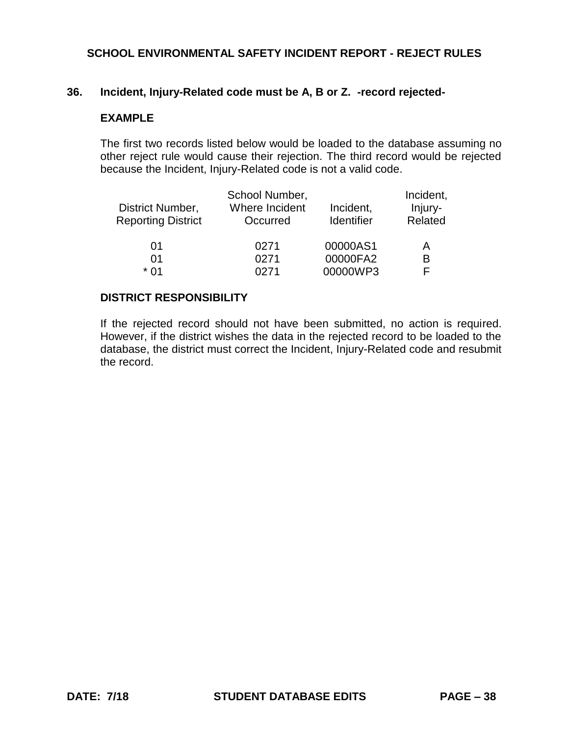# SCHOOL ENVIRONMENTAL SAFETY INCIDENT REPORT - REJECT RULES

## 36. Incident, Injury-Related code must be A, B or Z. -record rejected-

### EXAMPLE

The first two records listed below would be loaded to the database assuming no other reject rule would cause their rejection. The third record would be rejected because the Incident, Injury-Related code is not a valid code.

| District Number, Reporting District | School Number, Where Incident Occurred | Incident, Identifier | Incident, Injury-Related |
|---|---|---|---|
| 01 | 0271 | 00000AS1 | A |
| 01 | 0271 | 00000FA2 | B |
| * 01 | 0271 | 00000WP3 | F |

### DISTRICT RESPONSIBILITY

If the rejected record should not have been submitted, no action is required. However, if the district wishes the data in the rejected record to be loaded to the database, the district must correct the Incident, Injury-Related code and resubmit the record.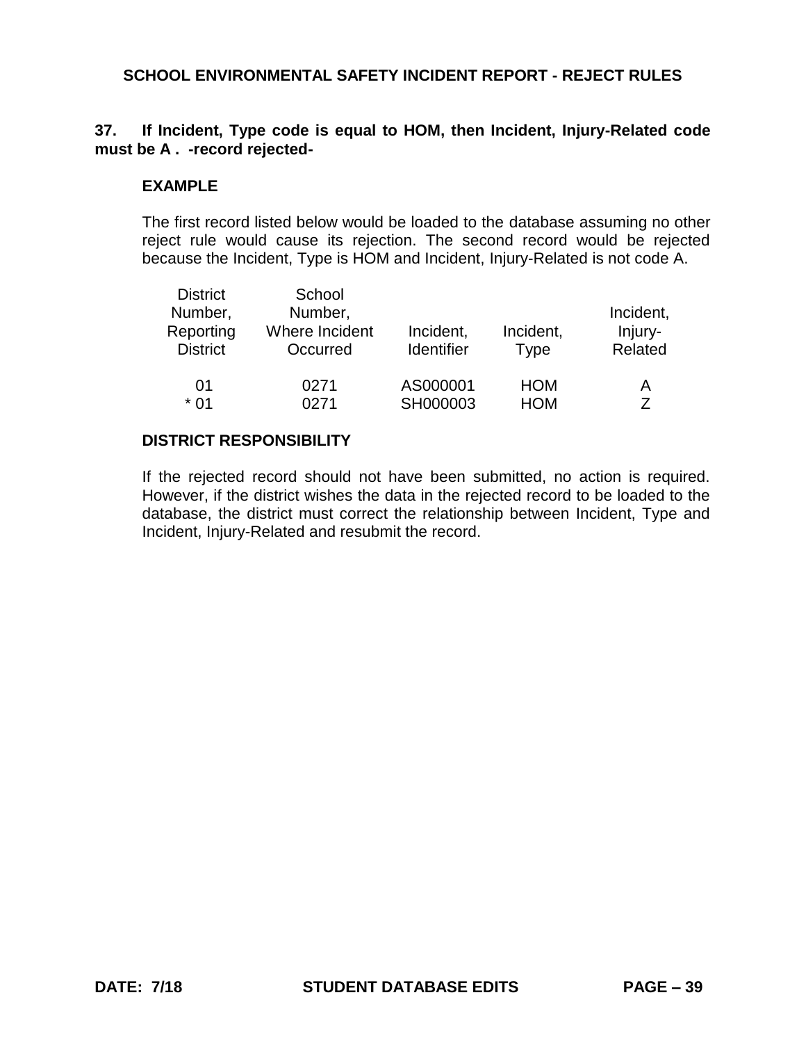## SCHOOL ENVIRONMENTAL SAFETY INCIDENT REPORT - REJECT RULES

**37. If Incident, Type code is equal to HOM, then Incident, Injury-Related code must be A . -record rejected-**

### EXAMPLE

The first record listed below would be loaded to the database assuming no other reject rule would cause its rejection. The second record would be rejected because the Incident, Type is HOM and Incident, Injury-Related is not code A.

| District Number, Reporting District | School Number, Where Incident Occurred | Incident, Identifier | Incident, Type | Incident, Injury-Related |
|---|---|---|---|---|
| 01 | 0271 | AS000001 | HOM | A |
| * 01 | 0271 | SH000003 | HOM | Z |

### DISTRICT RESPONSIBILITY

If the rejected record should not have been submitted, no action is required. However, if the district wishes the data in the rejected record to be loaded to the database, the district must correct the relationship between Incident, Type and Incident, Injury-Related and resubmit the record.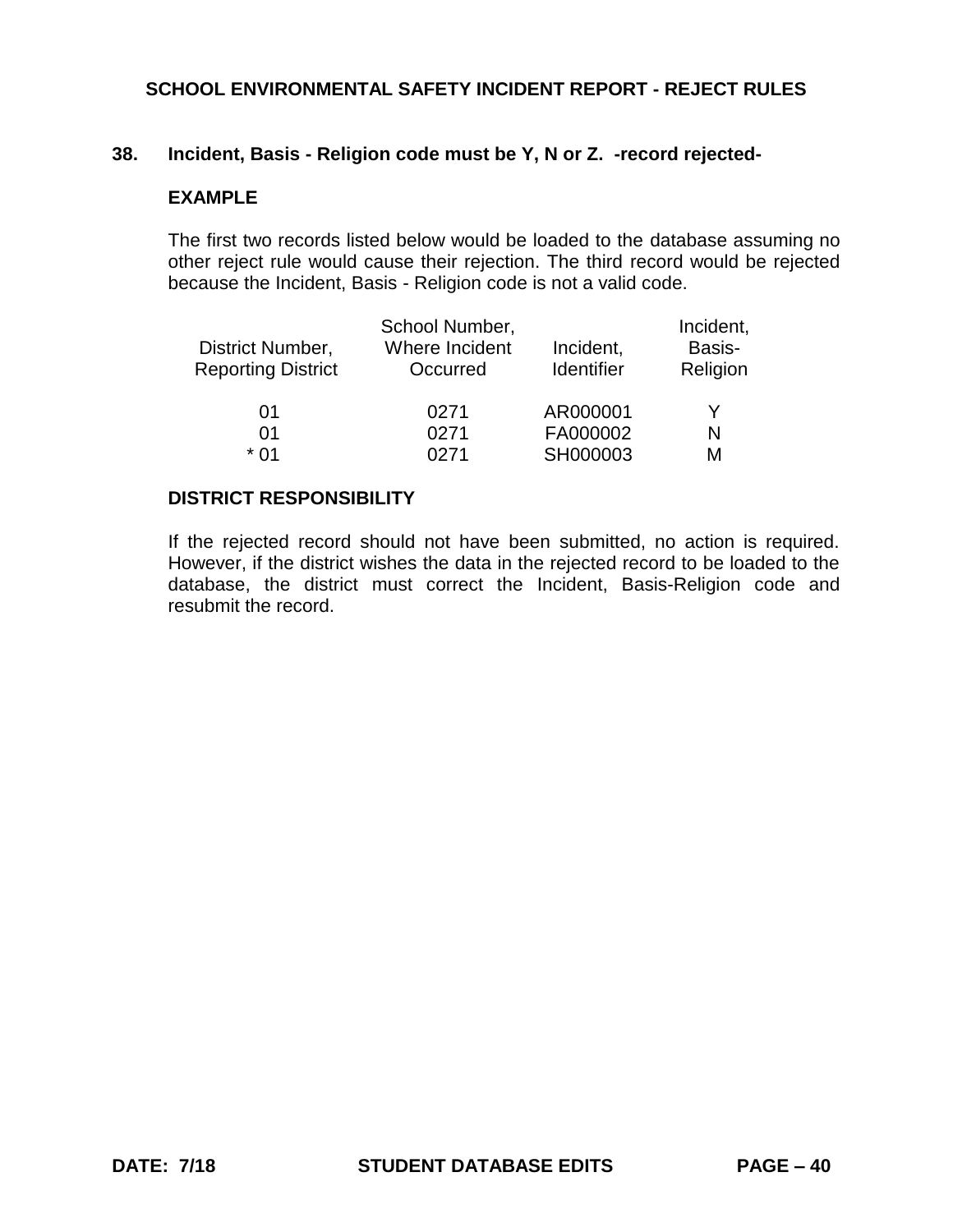## SCHOOL ENVIRONMENTAL SAFETY INCIDENT REPORT - REJECT RULES

### 38. Incident, Basis - Religion code must be Y, N or Z. -record rejected-

#### EXAMPLE

The first two records listed below would be loaded to the database assuming no other reject rule would cause their rejection. The third record would be rejected because the Incident, Basis - Religion code is not a valid code.

| District Number, Reporting District | School Number, Where Incident Occurred | Incident, Identifier | Incident, Basis-Religion |
|---|---|---|---|
| 01 | 0271 | AR000001 | Y |
| 01 | 0271 | FA000002 | N |
| * 01 | 0271 | SH000003 | M |

#### DISTRICT RESPONSIBILITY

If the rejected record should not have been submitted, no action is required. However, if the district wishes the data in the rejected record to be loaded to the database, the district must correct the Incident, Basis-Religion code and resubmit the record.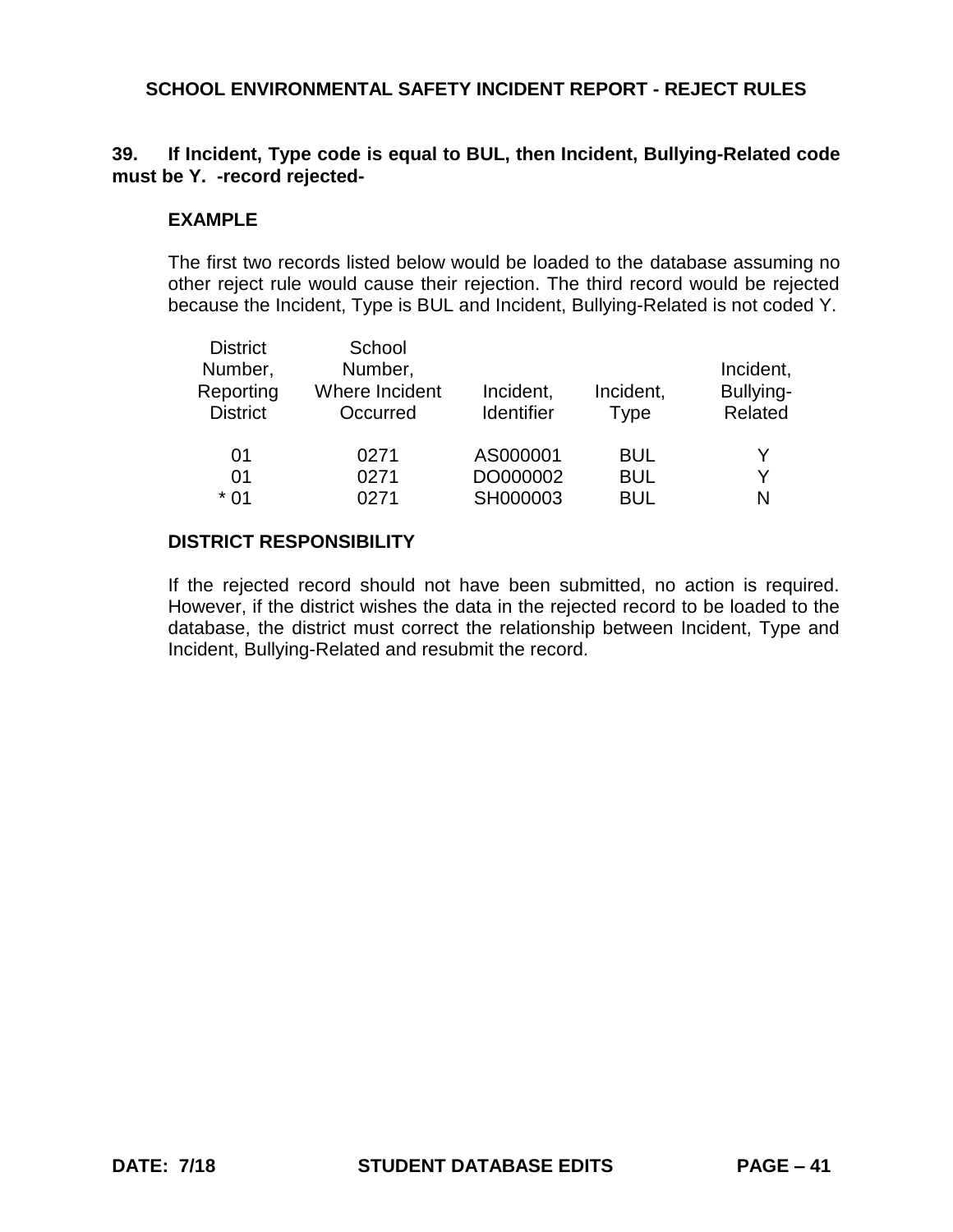## SCHOOL ENVIRONMENTAL SAFETY INCIDENT REPORT - REJECT RULES

**39. If Incident, Type code is equal to BUL, then Incident, Bullying-Related code must be Y. -record rejected-**

**EXAMPLE**

The first two records listed below would be loaded to the database assuming no other reject rule would cause their rejection. The third record would be rejected because the Incident, Type is BUL and Incident, Bullying-Related is not coded Y.

| District Number, Reporting District | School Number, Where Incident Occurred | Incident, Identifier | Incident, Type | Incident, Bullying-Related |
|---|---|---|---|---|
| 01 | 0271 | AS000001 | BUL | Y |
| 01 | 0271 | DO000002 | BUL | Y |
| * 01 | 0271 | SH000003 | BUL | N |

**DISTRICT RESPONSIBILITY**

If the rejected record should not have been submitted, no action is required. However, if the district wishes the data in the rejected record to be loaded to the database, the district must correct the relationship between Incident, Type and Incident, Bullying-Related and resubmit the record.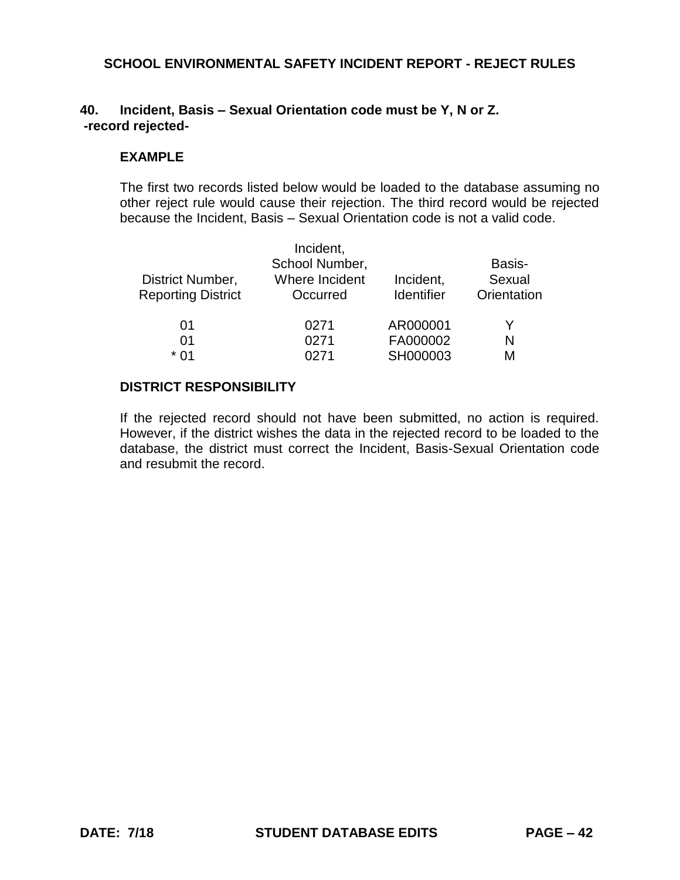**40. Incident, Basis – Sexual Orientation code must be Y, N or Z.**
**-record rejected-**

**EXAMPLE**

The first two records listed below would be loaded to the database assuming no other reject rule would cause their rejection. The third record would be rejected because the Incident, Basis – Sexual Orientation code is not a valid code.

| District Number, Reporting District | Incident, School Number, Where Incident Occurred | Incident, Identifier | Basis-Sexual Orientation |
|---|---|---|---|
| 01 | 0271 | AR000001 | Y |
| 01 | 0271 | FA000002 | N |
| * 01 | 0271 | SH000003 | M |

**DISTRICT RESPONSIBILITY**

If the rejected record should not have been submitted, no action is required. However, if the district wishes the data in the rejected record to be loaded to the database, the district must correct the Incident, Basis-Sexual Orientation code and resubmit the record.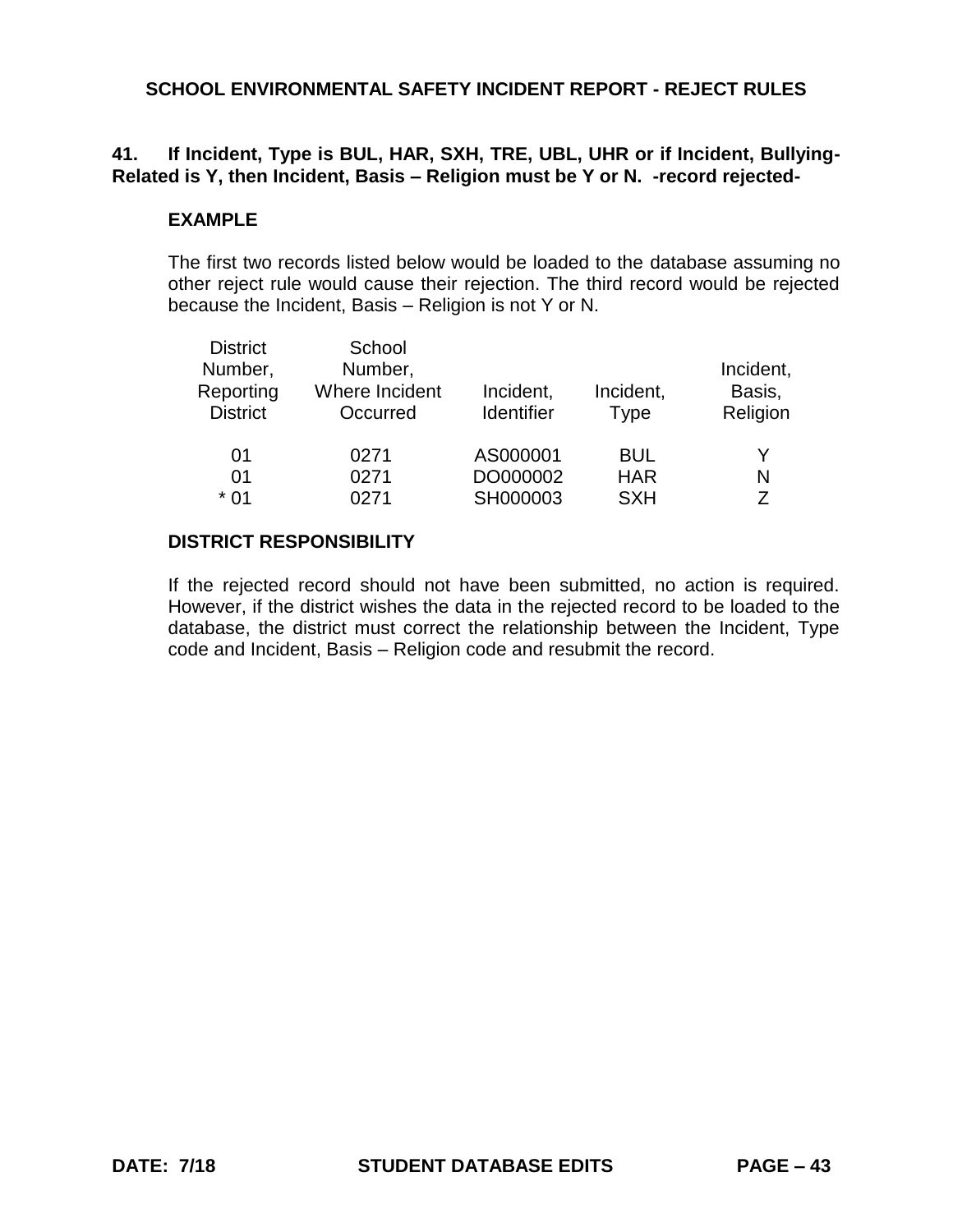## SCHOOL ENVIRONMENTAL SAFETY INCIDENT REPORT - REJECT RULES

**41. If Incident, Type is BUL, HAR, SXH, TRE, UBL, UHR or if Incident, Bullying-Related is Y, then Incident, Basis – Religion must be Y or N. -record rejected-**

**EXAMPLE**

The first two records listed below would be loaded to the database assuming no other reject rule would cause their rejection. The third record would be rejected because the Incident, Basis – Religion is not Y or N.

| District Number, Reporting District | School Number, Where Incident Occurred | Incident, Identifier | Incident, Type | Incident, Basis, Religion |
|---|---|---|---|---|
| 01 | 0271 | AS000001 | BUL | Y |
| 01 | 0271 | DO000002 | HAR | N |
| * 01 | 0271 | SH000003 | SXH | Z |

**DISTRICT RESPONSIBILITY**

If the rejected record should not have been submitted, no action is required. However, if the district wishes the data in the rejected record to be loaded to the database, the district must correct the relationship between the Incident, Type code and Incident, Basis – Religion code and resubmit the record.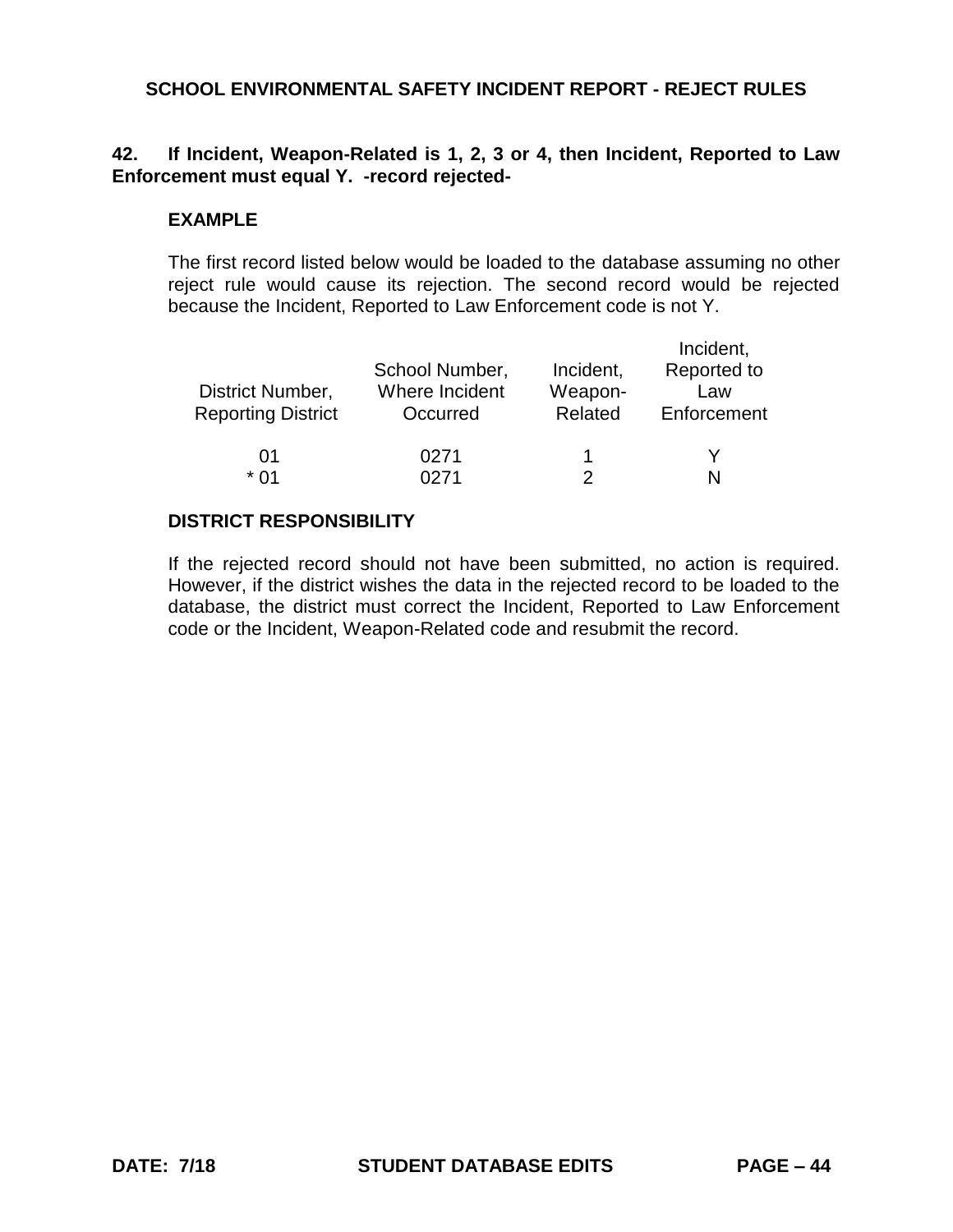**SCHOOL ENVIRONMENTAL SAFETY INCIDENT REPORT - REJECT RULES**

**42. If Incident, Weapon-Related is 1, 2, 3 or 4, then Incident, Reported to Law Enforcement must equal Y. -record rejected-**

**EXAMPLE**

The first record listed below would be loaded to the database assuming no other reject rule would cause its rejection. The second record would be rejected because the Incident, Reported to Law Enforcement code is not Y.

| District Number, Reporting District | School Number, Where Incident Occurred | Incident, Weapon-Related | Incident, Reported to Law Enforcement |
|---|---|---|---|
| 01 | 0271 | 1 | Y |
| * 01 | 0271 | 2 | N |

**DISTRICT RESPONSIBILITY**

If the rejected record should not have been submitted, no action is required. However, if the district wishes the data in the rejected record to be loaded to the database, the district must correct the Incident, Reported to Law Enforcement code or the Incident, Weapon-Related code and resubmit the record.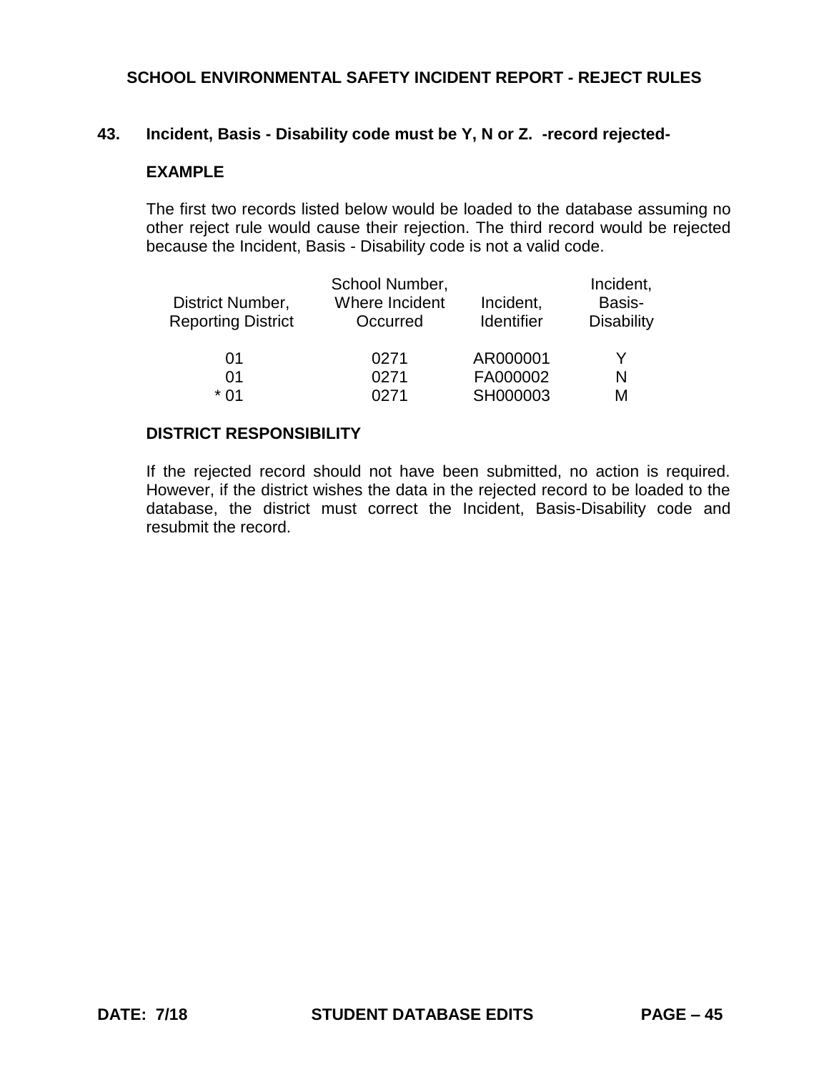## SCHOOL ENVIRONMENTAL SAFETY INCIDENT REPORT - REJECT RULES

### 43. Incident, Basis - Disability code must be Y, N or Z. -record rejected-

**EXAMPLE**

The first two records listed below would be loaded to the database assuming no other reject rule would cause their rejection. The third record would be rejected because the Incident, Basis - Disability code is not a valid code.

| District Number, Reporting District | School Number, Where Incident Occurred | Incident, Identifier | Incident, Basis-Disability |
|---|---|---|---|
| 01 | 0271 | AR000001 | Y |
| 01 | 0271 | FA000002 | N |
| * 01 | 0271 | SH000003 | M |

**DISTRICT RESPONSIBILITY**

If the rejected record should not have been submitted, no action is required. However, if the district wishes the data in the rejected record to be loaded to the database, the district must correct the Incident, Basis-Disability code and resubmit the record.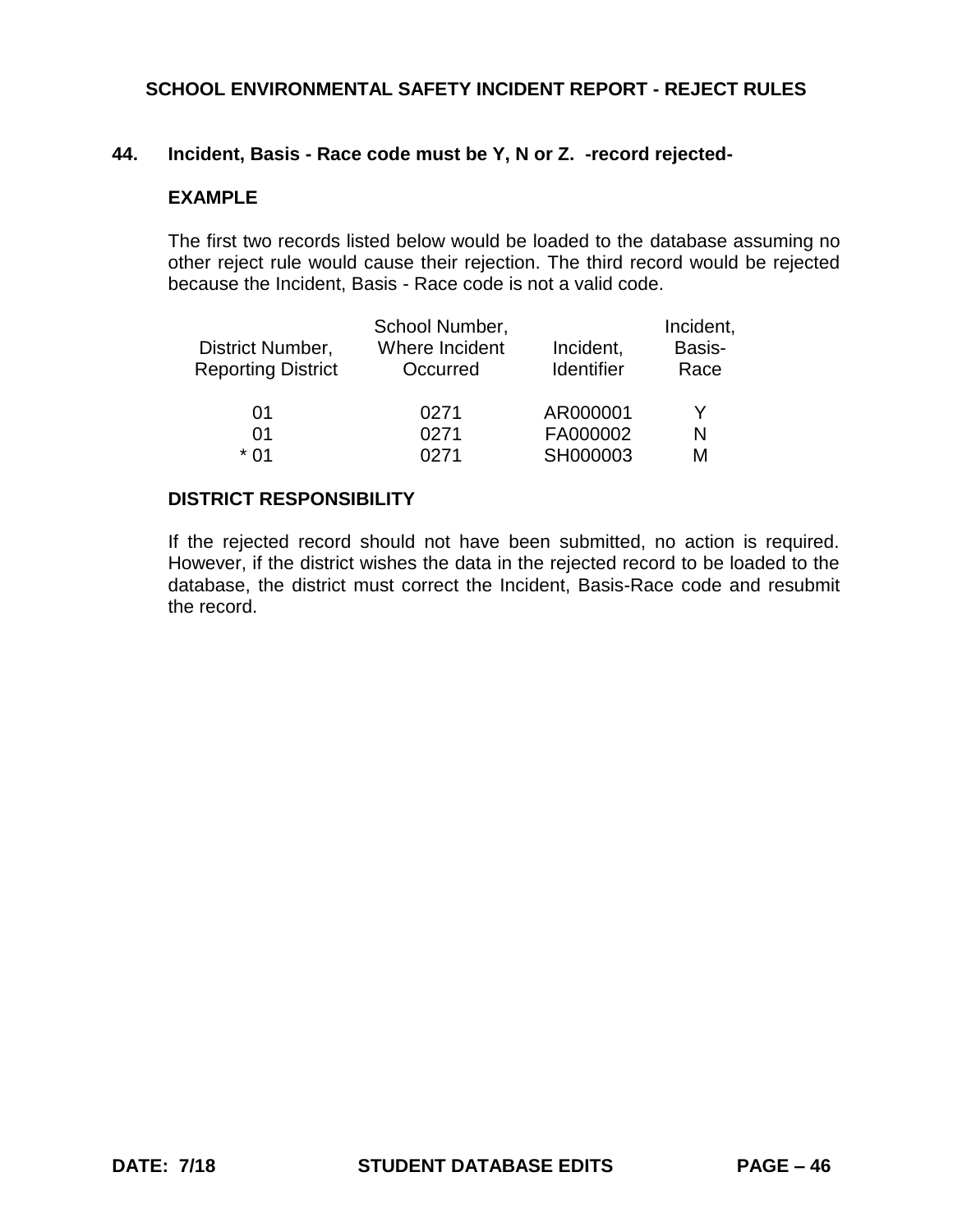# SCHOOL ENVIRONMENTAL SAFETY INCIDENT REPORT - REJECT RULES

## 44. Incident, Basis - Race code must be Y, N or Z. -record rejected-

### EXAMPLE

The first two records listed below would be loaded to the database assuming no other reject rule would cause their rejection. The third record would be rejected because the Incident, Basis - Race code is not a valid code.

| District Number, Reporting District | School Number, Where Incident Occurred | Incident, Identifier | Incident, Basis-Race |
|---|---|---|---|
| 01 | 0271 | AR000001 | Y |
| 01 | 0271 | FA000002 | N |
| * 01 | 0271 | SH000003 | M |

### DISTRICT RESPONSIBILITY

If the rejected record should not have been submitted, no action is required. However, if the district wishes the data in the rejected record to be loaded to the database, the district must correct the Incident, Basis-Race code and resubmit the record.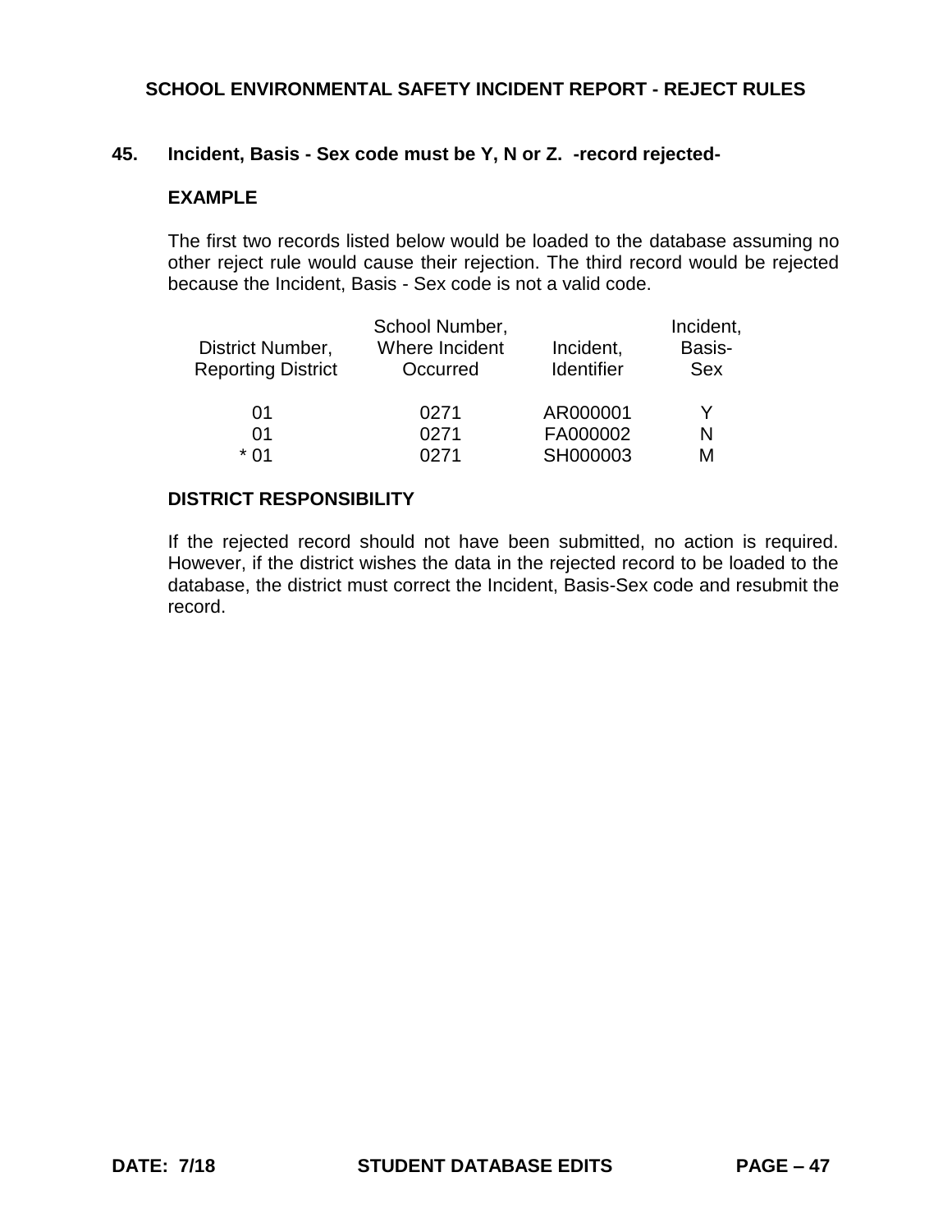## 45. Incident, Basis - Sex code must be Y, N or Z. -record rejected-

### EXAMPLE

The first two records listed below would be loaded to the database assuming no other reject rule would cause their rejection. The third record would be rejected because the Incident, Basis - Sex code is not a valid code.

| District Number, Reporting District | School Number, Where Incident Occurred | Incident, Identifier | Incident, Basis-Sex |
|---|---|---|---|
| 01 | 0271 | AR000001 | Y |
| 01 | 0271 | FA000002 | N |
| * 01 | 0271 | SH000003 | M |

### DISTRICT RESPONSIBILITY

If the rejected record should not have been submitted, no action is required. However, if the district wishes the data in the rejected record to be loaded to the database, the district must correct the Incident, Basis-Sex code and resubmit the record.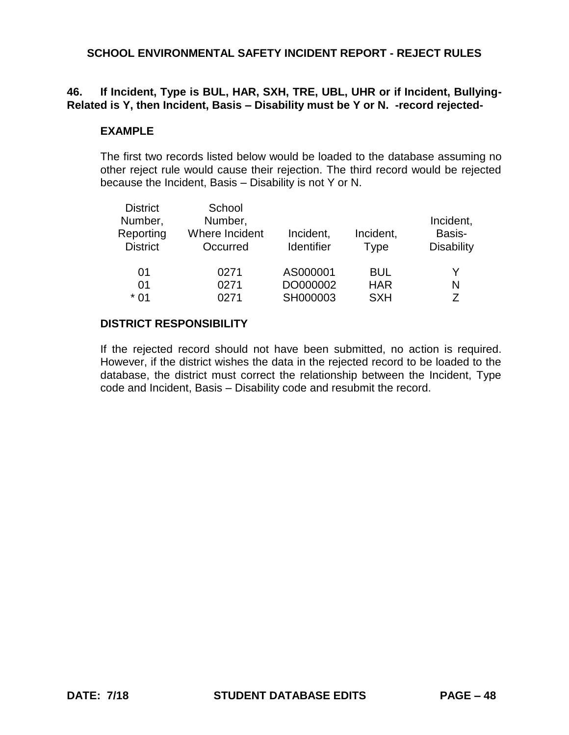## SCHOOL ENVIRONMENTAL SAFETY INCIDENT REPORT - REJECT RULES

**46. If Incident, Type is BUL, HAR, SXH, TRE, UBL, UHR or if Incident, Bullying-Related is Y, then Incident, Basis – Disability must be Y or N. -record rejected-**

**EXAMPLE**

The first two records listed below would be loaded to the database assuming no other reject rule would cause their rejection. The third record would be rejected because the Incident, Basis – Disability is not Y or N.

| District Number, Reporting District | School Number, Where Incident Occurred | Incident, Identifier | Incident, Type | Incident, Basis-Disability |
|---|---|---|---|---|
| 01 | 0271 | AS000001 | BUL | Y |
| 01 | 0271 | DO000002 | HAR | N |
| * 01 | 0271 | SH000003 | SXH | Z |

**DISTRICT RESPONSIBILITY**

If the rejected record should not have been submitted, no action is required. However, if the district wishes the data in the rejected record to be loaded to the database, the district must correct the relationship between the Incident, Type code and Incident, Basis – Disability code and resubmit the record.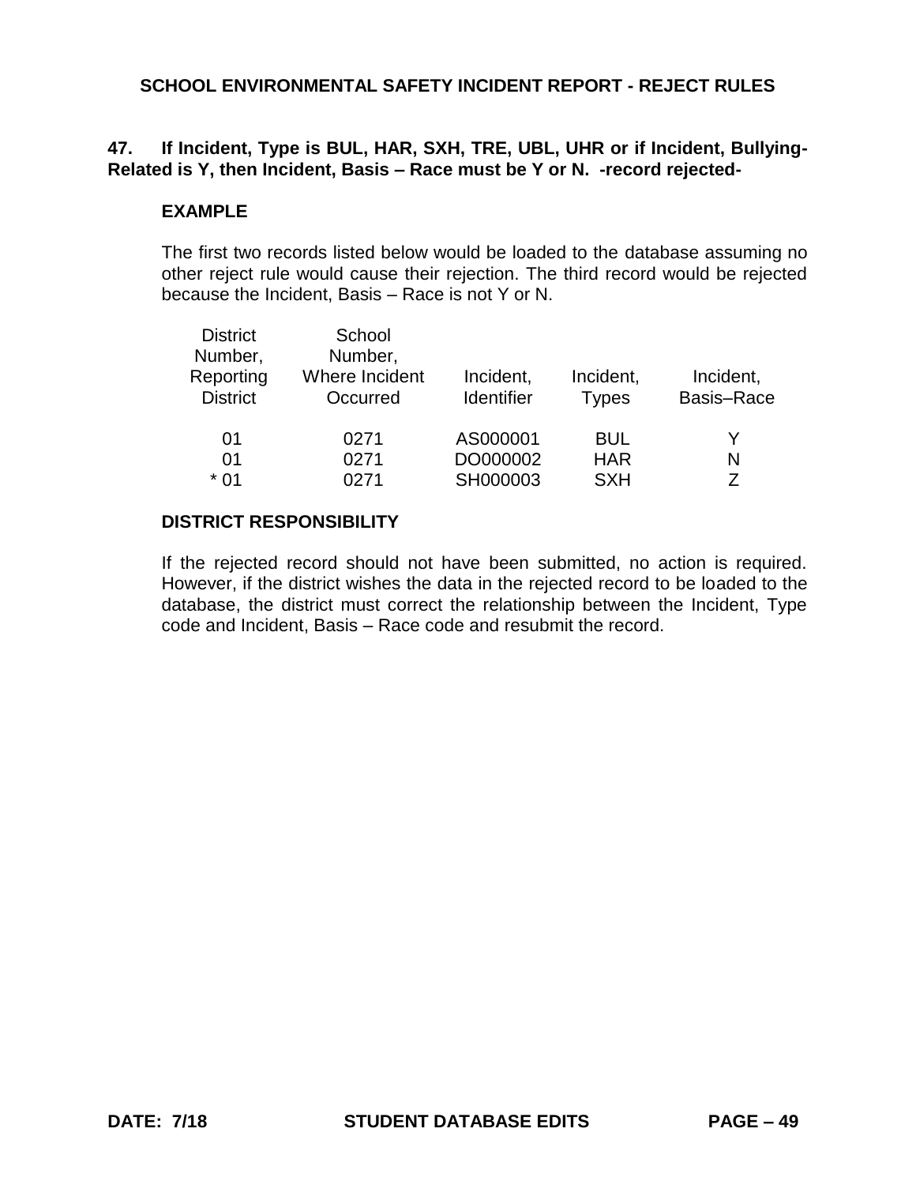## SCHOOL ENVIRONMENTAL SAFETY INCIDENT REPORT - REJECT RULES

**47. If Incident, Type is BUL, HAR, SXH, TRE, UBL, UHR or if Incident, Bullying-Related is Y, then Incident, Basis – Race must be Y or N. -record rejected-**

**EXAMPLE**

The first two records listed below would be loaded to the database assuming no other reject rule would cause their rejection. The third record would be rejected because the Incident, Basis – Race is not Y or N.

| District Number, Reporting District | School Number, Where Incident Occurred | Incident, Identifier | Incident, Types | Incident, Basis–Race |
|---|---|---|---|---|
| 01 | 0271 | AS000001 | BUL | Y |
| 01 | 0271 | DO000002 | HAR | N |
| * 01 | 0271 | SH000003 | SXH | Z |

**DISTRICT RESPONSIBILITY**

If the rejected record should not have been submitted, no action is required. However, if the district wishes the data in the rejected record to be loaded to the database, the district must correct the relationship between the Incident, Type code and Incident, Basis – Race code and resubmit the record.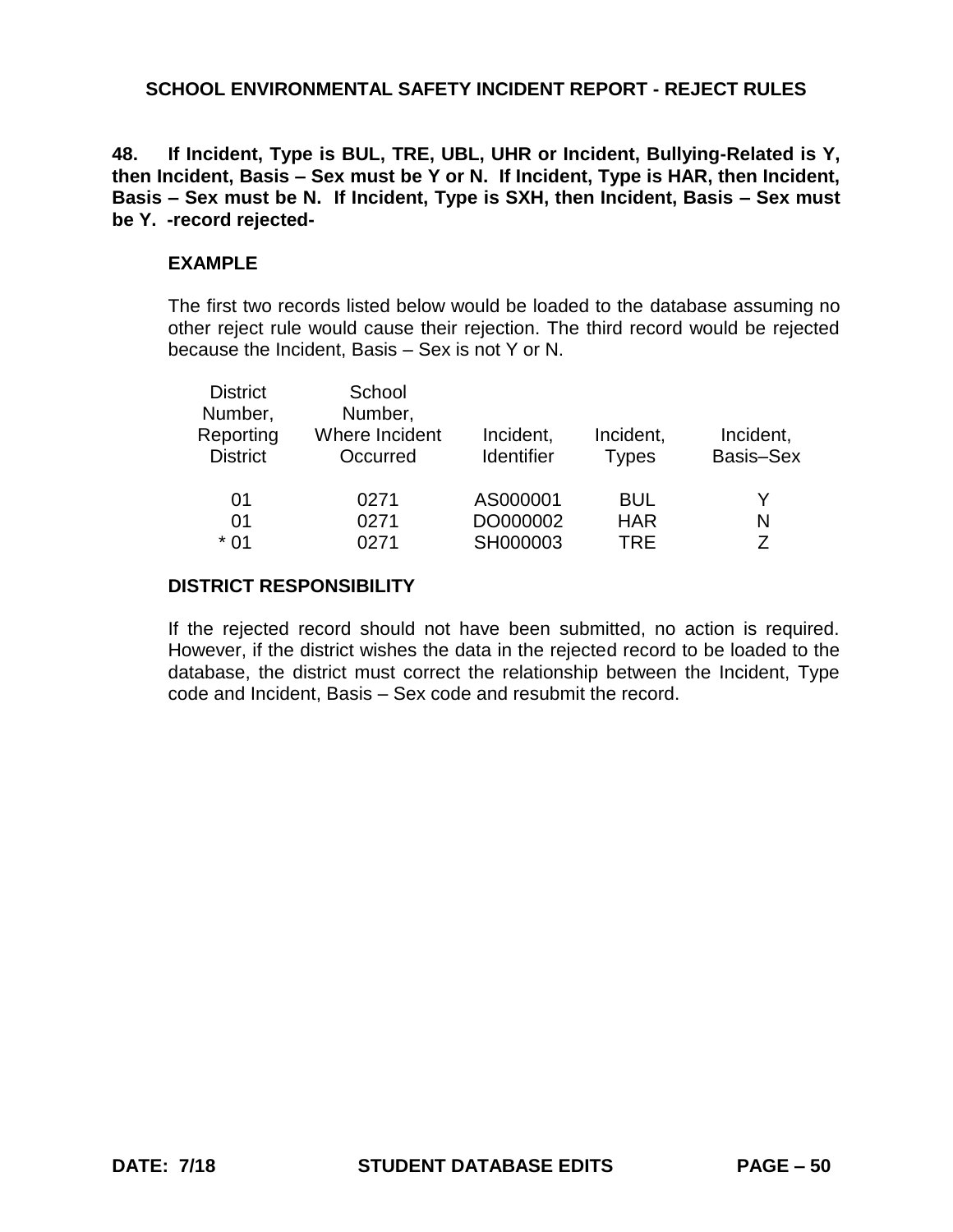# SCHOOL ENVIRONMENTAL SAFETY INCIDENT REPORT - REJECT RULES

**48. If Incident, Type is BUL, TRE, UBL, UHR or Incident, Bullying-Related is Y, then Incident, Basis – Sex must be Y or N. If Incident, Type is HAR, then Incident, Basis – Sex must be N. If Incident, Type is SXH, then Incident, Basis – Sex must be Y. -record rejected-**

### EXAMPLE

The first two records listed below would be loaded to the database assuming no other reject rule would cause their rejection. The third record would be rejected because the Incident, Basis – Sex is not Y or N.

| District Number, Reporting District | School Number, Where Incident Occurred | Incident, Identifier | Incident, Types | Incident, Basis–Sex |
|---|---|---|---|---|
| 01 | 0271 | AS000001 | BUL | Y |
| 01 | 0271 | DO000002 | HAR | N |
| * 01 | 0271 | SH000003 | TRE | Z |

### DISTRICT RESPONSIBILITY

If the rejected record should not have been submitted, no action is required. However, if the district wishes the data in the rejected record to be loaded to the database, the district must correct the relationship between the Incident, Type code and Incident, Basis – Sex code and resubmit the record.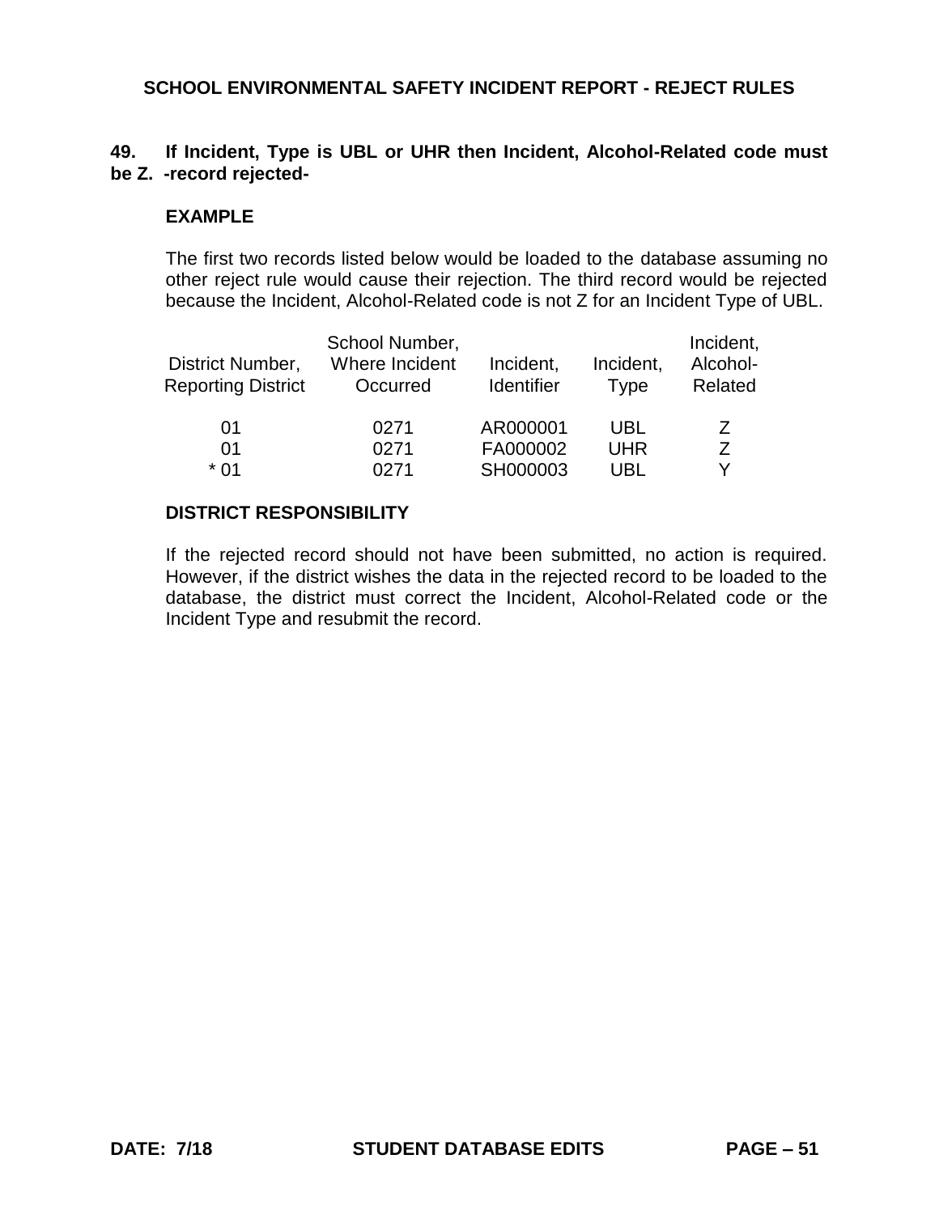**49. If Incident, Type is UBL or UHR then Incident, Alcohol-Related code must be Z. -record rejected-**

**EXAMPLE**

The first two records listed below would be loaded to the database assuming no other reject rule would cause their rejection. The third record would be rejected because the Incident, Alcohol-Related code is not Z for an Incident Type of UBL.

| District Number, Reporting District | School Number, Where Incident Occurred | Incident, Identifier | Incident, Type | Incident, Alcohol-Related |
|---|---|---|---|---|
| 01 | 0271 | AR000001 | UBL | Z |
| 01 | 0271 | FA000002 | UHR | Z |
| * 01 | 0271 | SH000003 | UBL | Y |

**DISTRICT RESPONSIBILITY**

If the rejected record should not have been submitted, no action is required. However, if the district wishes the data in the rejected record to be loaded to the database, the district must correct the Incident, Alcohol-Related code or the Incident Type and resubmit the record.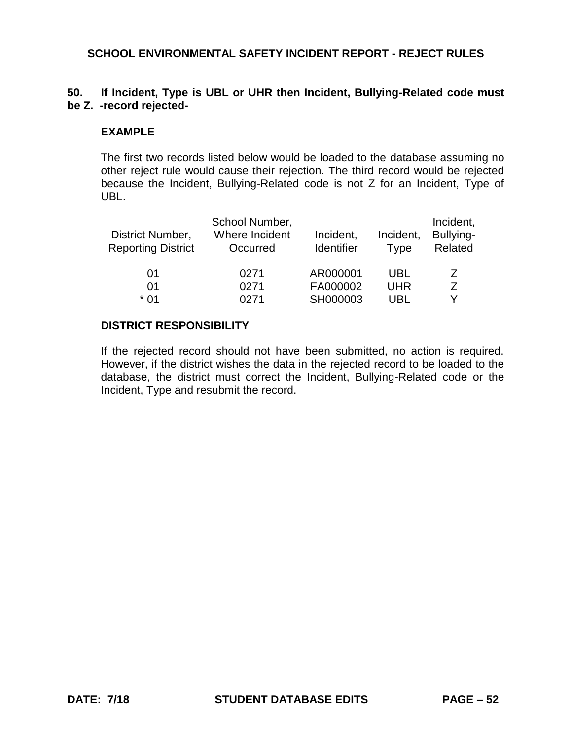**SCHOOL ENVIRONMENTAL SAFETY INCIDENT REPORT - REJECT RULES**

**50. If Incident, Type is UBL or UHR then Incident, Bullying-Related code must be Z. -record rejected-**

**EXAMPLE**

The first two records listed below would be loaded to the database assuming no other reject rule would cause their rejection. The third record would be rejected because the Incident, Bullying-Related code is not Z for an Incident, Type of UBL.

| District Number, Reporting District | School Number, Where Incident Occurred | Incident, Identifier | Incident, Type | Incident, Bullying-Related |
|---|---|---|---|---|
| 01 | 0271 | AR000001 | UBL | Z |
| 01 | 0271 | FA000002 | UHR | Z |
| * 01 | 0271 | SH000003 | UBL | Y |

**DISTRICT RESPONSIBILITY**

If the rejected record should not have been submitted, no action is required. However, if the district wishes the data in the rejected record to be loaded to the database, the district must correct the Incident, Bullying-Related code or the Incident, Type and resubmit the record.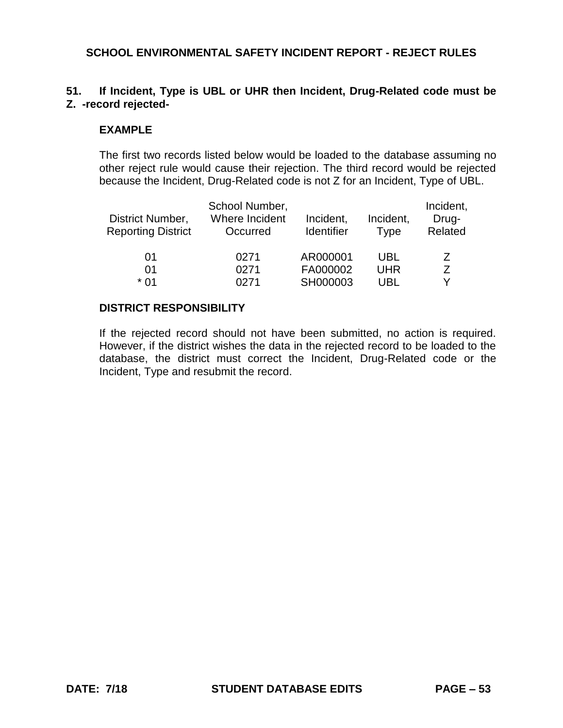## SCHOOL ENVIRONMENTAL SAFETY INCIDENT REPORT - REJECT RULES

**51. If Incident, Type is UBL or UHR then Incident, Drug-Related code must be Z. -record rejected-**

**EXAMPLE**

The first two records listed below would be loaded to the database assuming no other reject rule would cause their rejection. The third record would be rejected because the Incident, Drug-Related code is not Z for an Incident, Type of UBL.

| District Number, Reporting District | School Number, Where Incident Occurred | Incident, Identifier | Incident, Type | Incident, Drug-Related |
|---|---|---|---|---|
| 01 | 0271 | AR000001 | UBL | Z |
| 01 | 0271 | FA000002 | UHR | Z |
| * 01 | 0271 | SH000003 | UBL | Y |

**DISTRICT RESPONSIBILITY**

If the rejected record should not have been submitted, no action is required. However, if the district wishes the data in the rejected record to be loaded to the database, the district must correct the Incident, Drug-Related code or the Incident, Type and resubmit the record.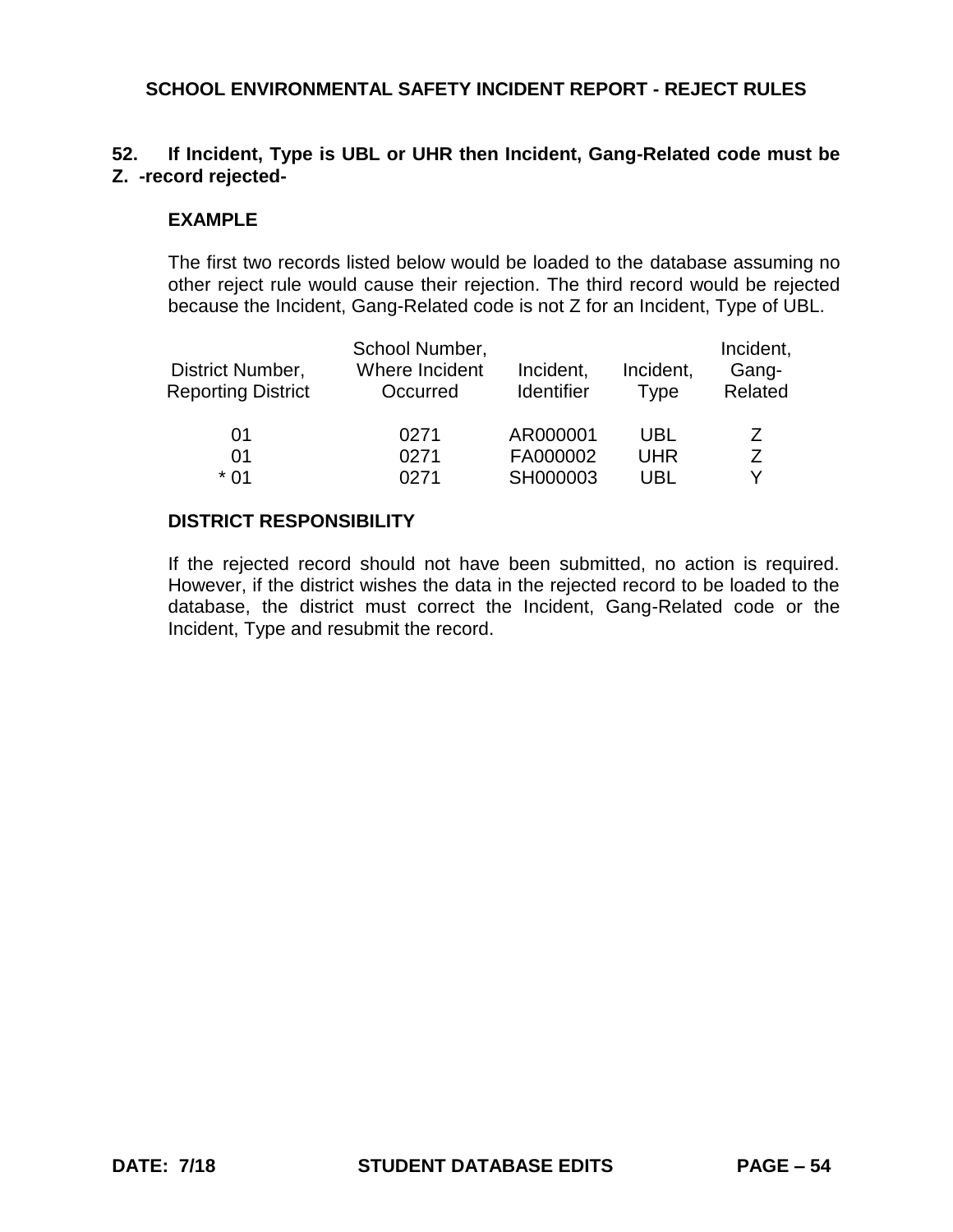**52. If Incident, Type is UBL or UHR then Incident, Gang-Related code must be Z. -record rejected-**

**EXAMPLE**

The first two records listed below would be loaded to the database assuming no other reject rule would cause their rejection. The third record would be rejected because the Incident, Gang-Related code is not Z for an Incident, Type of UBL.

| District Number, Reporting District | School Number, Where Incident Occurred | Incident, Identifier | Incident, Type | Incident, Gang-Related |
|---|---|---|---|---|
| 01 | 0271 | AR000001 | UBL | Z |
| 01 | 0271 | FA000002 | UHR | Z |
| * 01 | 0271 | SH000003 | UBL | Y |

**DISTRICT RESPONSIBILITY**

If the rejected record should not have been submitted, no action is required. However, if the district wishes the data in the rejected record to be loaded to the database, the district must correct the Incident, Gang-Related code or the Incident, Type and resubmit the record.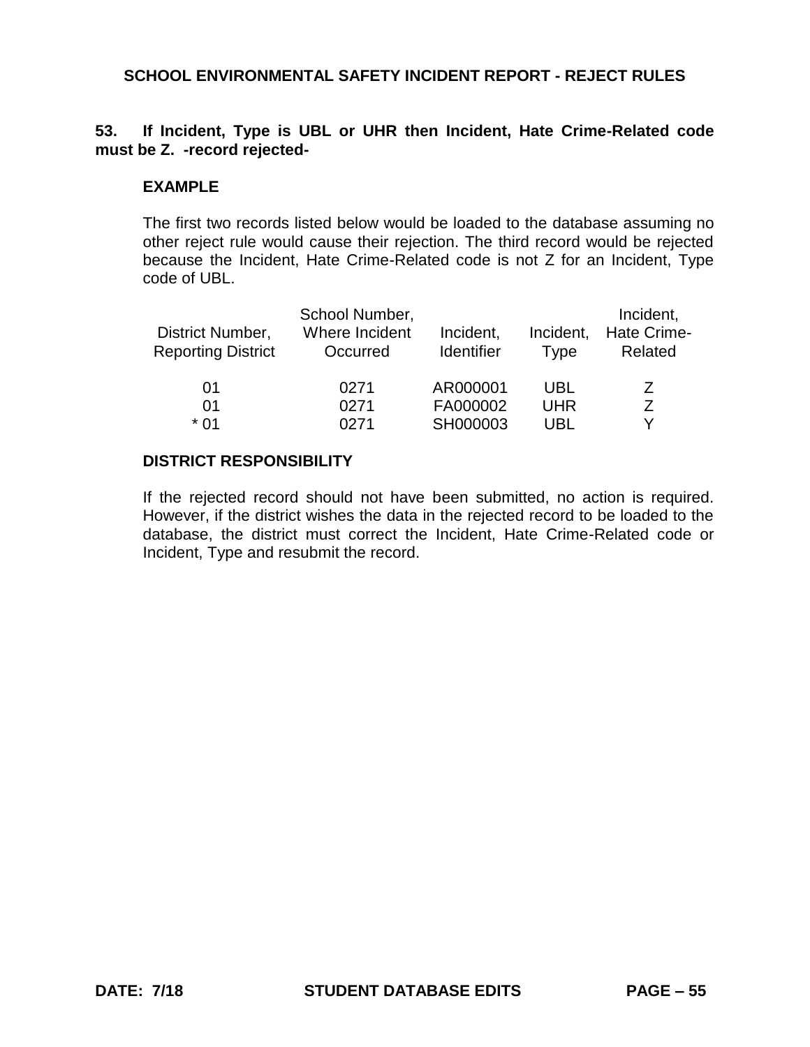**53. If Incident, Type is UBL or UHR then Incident, Hate Crime-Related code must be Z. -record rejected-**

**EXAMPLE**

The first two records listed below would be loaded to the database assuming no other reject rule would cause their rejection. The third record would be rejected because the Incident, Hate Crime-Related code is not Z for an Incident, Type code of UBL.

| District Number, Reporting District | School Number, Where Incident Occurred | Incident, Identifier | Incident, Type | Incident, Hate Crime-Related |
|---|---|---|---|---|
| 01 | 0271 | AR000001 | UBL | Z |
| 01 | 0271 | FA000002 | UHR | Z |
| * 01 | 0271 | SH000003 | UBL | Y |

**DISTRICT RESPONSIBILITY**

If the rejected record should not have been submitted, no action is required. However, if the district wishes the data in the rejected record to be loaded to the database, the district must correct the Incident, Hate Crime-Related code or Incident, Type and resubmit the record.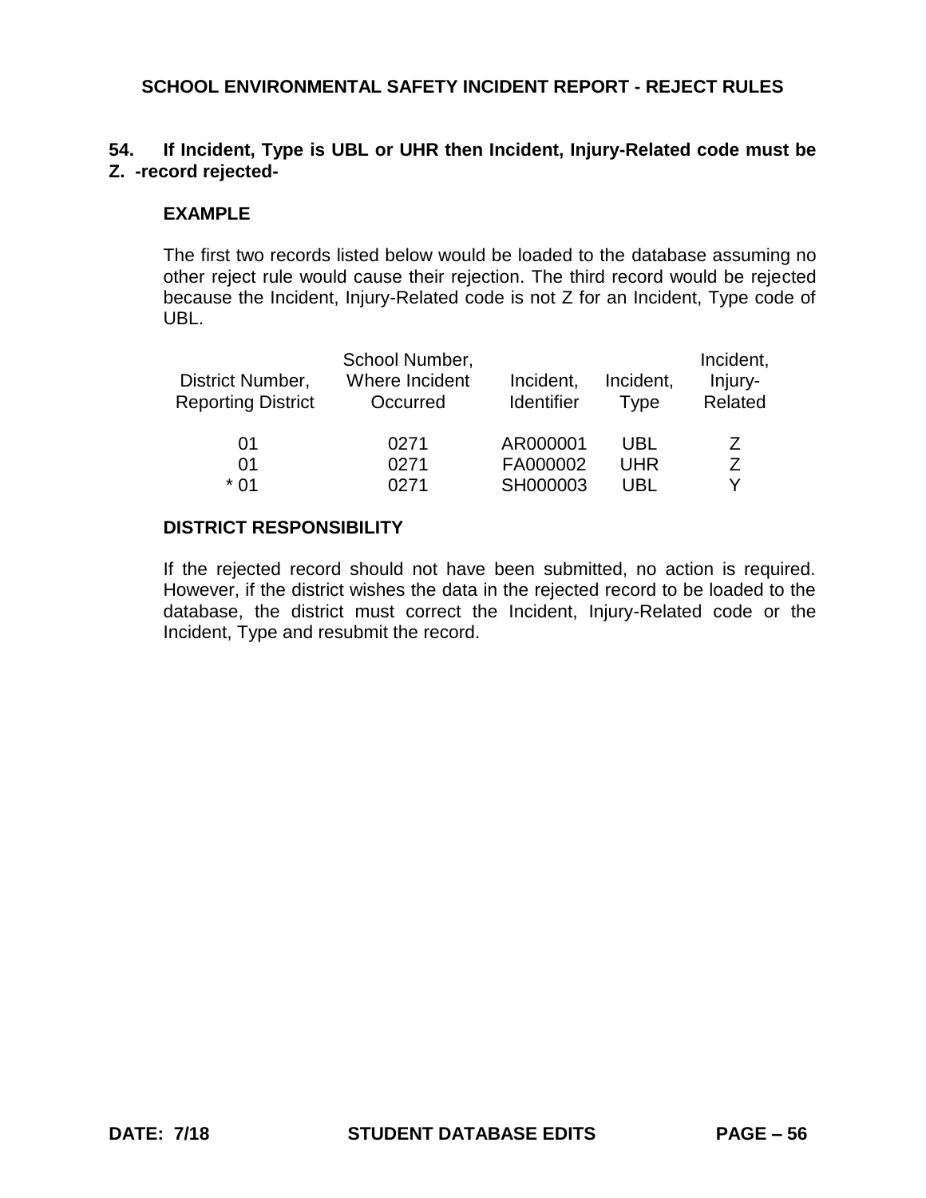# SCHOOL ENVIRONMENTAL SAFETY INCIDENT REPORT - REJECT RULES

**54. If Incident, Type is UBL or UHR then Incident, Injury-Related code must be Z. -record rejected-**

**EXAMPLE**

The first two records listed below would be loaded to the database assuming no other reject rule would cause their rejection. The third record would be rejected because the Incident, Injury-Related code is not Z for an Incident, Type code of UBL.

| District Number, Reporting District | School Number, Where Incident Occurred | Incident, Identifier | Incident, Type | Incident, Injury-Related |
|---|---|---|---|---|
| 01 | 0271 | AR000001 | UBL | Z |
| 01 | 0271 | FA000002 | UHR | Z |
| * 01 | 0271 | SH000003 | UBL | Y |

**DISTRICT RESPONSIBILITY**

If the rejected record should not have been submitted, no action is required. However, if the district wishes the data in the rejected record to be loaded to the database, the district must correct the Incident, Injury-Related code or the Incident, Type and resubmit the record.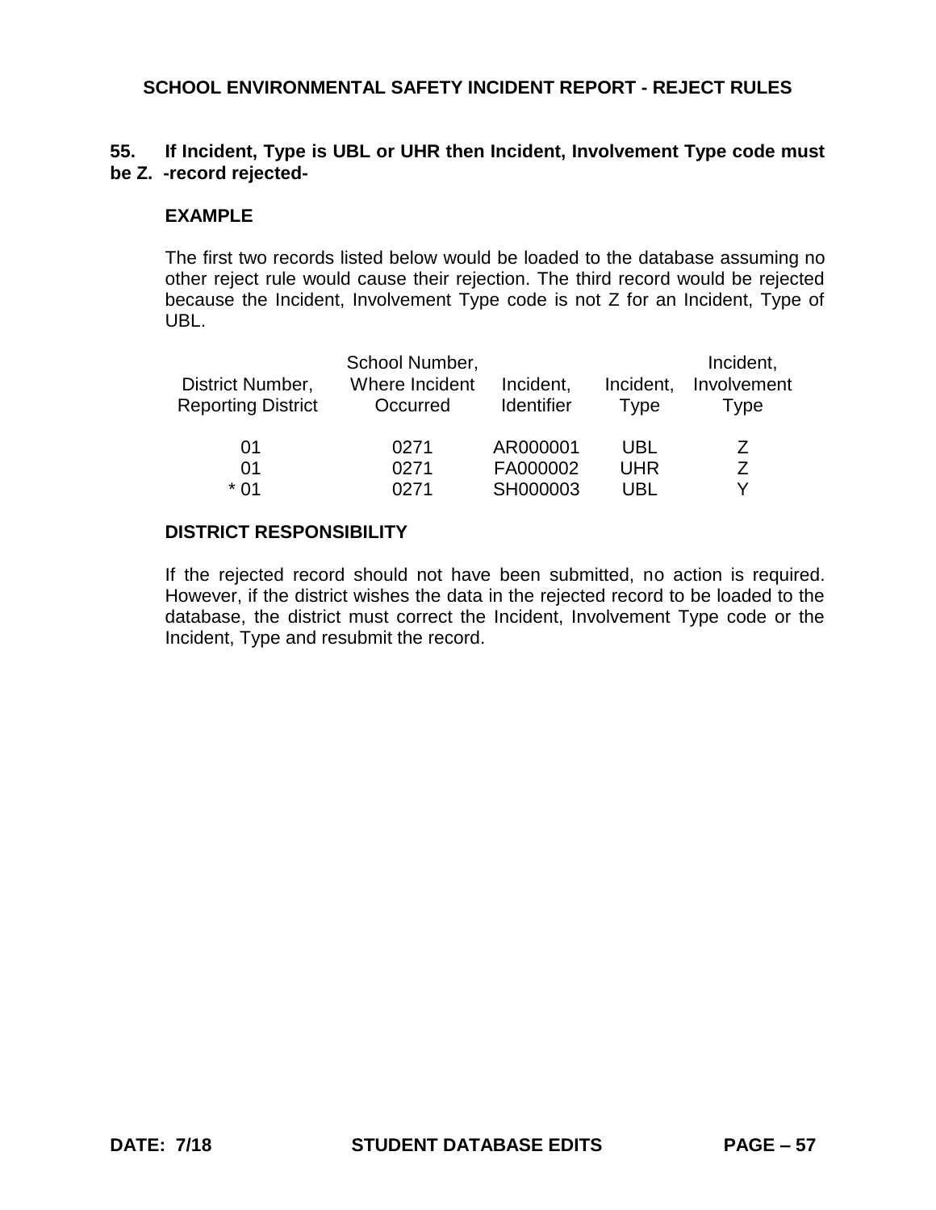## SCHOOL ENVIRONMENTAL SAFETY INCIDENT REPORT - REJECT RULES

**55. If Incident, Type is UBL or UHR then Incident, Involvement Type code must be Z. -record rejected-**

**EXAMPLE**

The first two records listed below would be loaded to the database assuming no other reject rule would cause their rejection. The third record would be rejected because the Incident, Involvement Type code is not Z for an Incident, Type of UBL.

| District Number, Reporting District | School Number, Where Incident Occurred | Incident, Identifier | Incident, Type | Incident, Involvement Type |
|---|---|---|---|---|
| 01 | 0271 | AR000001 | UBL | Z |
| 01 | 0271 | FA000002 | UHR | Z |
| * 01 | 0271 | SH000003 | UBL | Y |

**DISTRICT RESPONSIBILITY**

If the rejected record should not have been submitted, no action is required. However, if the district wishes the data in the rejected record to be loaded to the database, the district must correct the Incident, Involvement Type code or the Incident, Type and resubmit the record.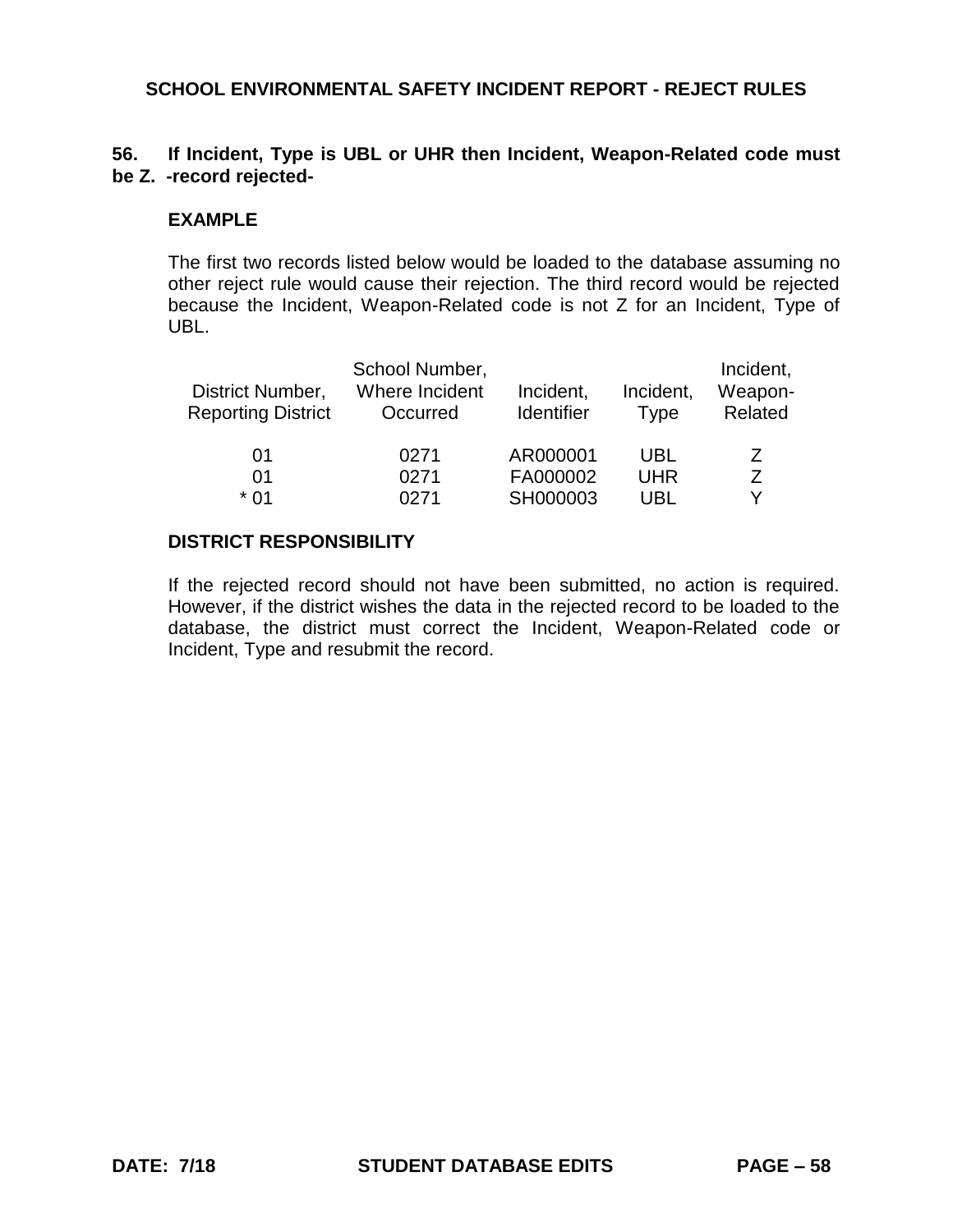## SCHOOL ENVIRONMENTAL SAFETY INCIDENT REPORT - REJECT RULES

**56. If Incident, Type is UBL or UHR then Incident, Weapon-Related code must be Z. -record rejected-**

**EXAMPLE**

The first two records listed below would be loaded to the database assuming no other reject rule would cause their rejection. The third record would be rejected because the Incident, Weapon-Related code is not Z for an Incident, Type of UBL.

| District Number, Reporting District | School Number, Where Incident Occurred | Incident, Identifier | Incident, Type | Incident, Weapon-Related |
|---|---|---|---|---|
| 01 | 0271 | AR000001 | UBL | Z |
| 01 | 0271 | FA000002 | UHR | Z |
| * 01 | 0271 | SH000003 | UBL | Y |

**DISTRICT RESPONSIBILITY**

If the rejected record should not have been submitted, no action is required. However, if the district wishes the data in the rejected record to be loaded to the database, the district must correct the Incident, Weapon-Related code or Incident, Type and resubmit the record.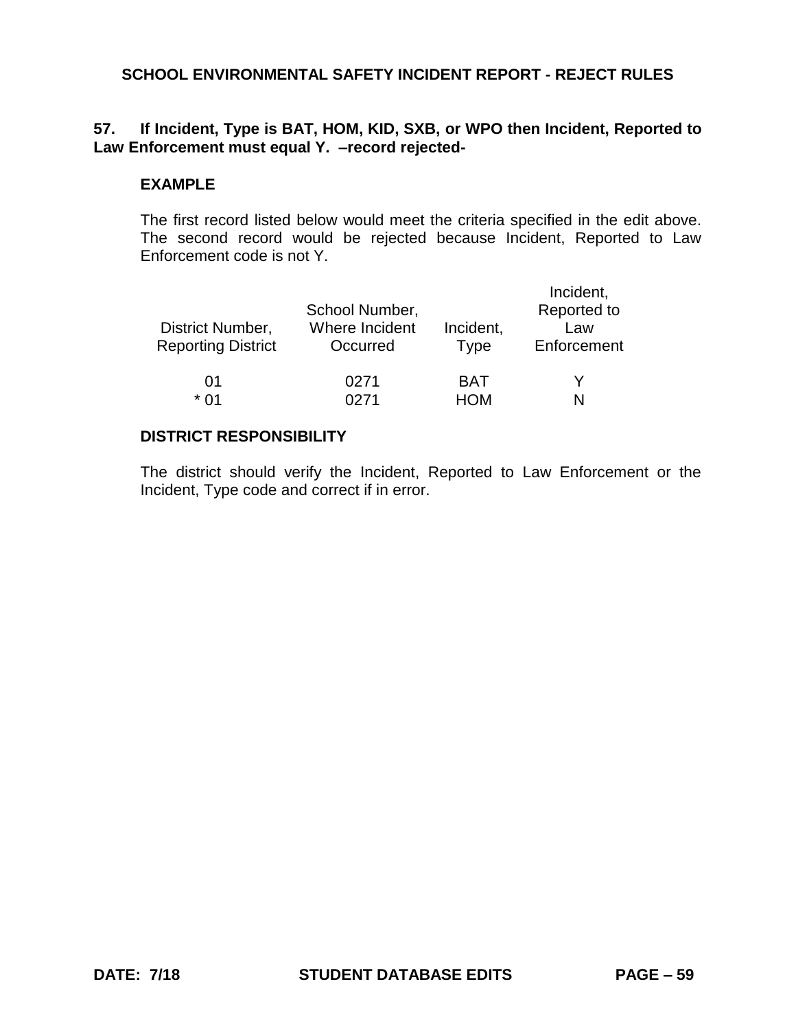**57. If Incident, Type is BAT, HOM, KID, SXB, or WPO then Incident, Reported to Law Enforcement must equal Y. –record rejected-**

**EXAMPLE**

The first record listed below would meet the criteria specified in the edit above. The second record would be rejected because Incident, Reported to Law Enforcement code is not Y.

| District Number, Reporting District | School Number, Where Incident Occurred | Incident, Type | Incident, Reported to Law Enforcement |
|---|---|---|---|
| 01 | 0271 | BAT | Y |
| * 01 | 0271 | HOM | N |

**DISTRICT RESPONSIBILITY**

The district should verify the Incident, Reported to Law Enforcement or the Incident, Type code and correct if in error.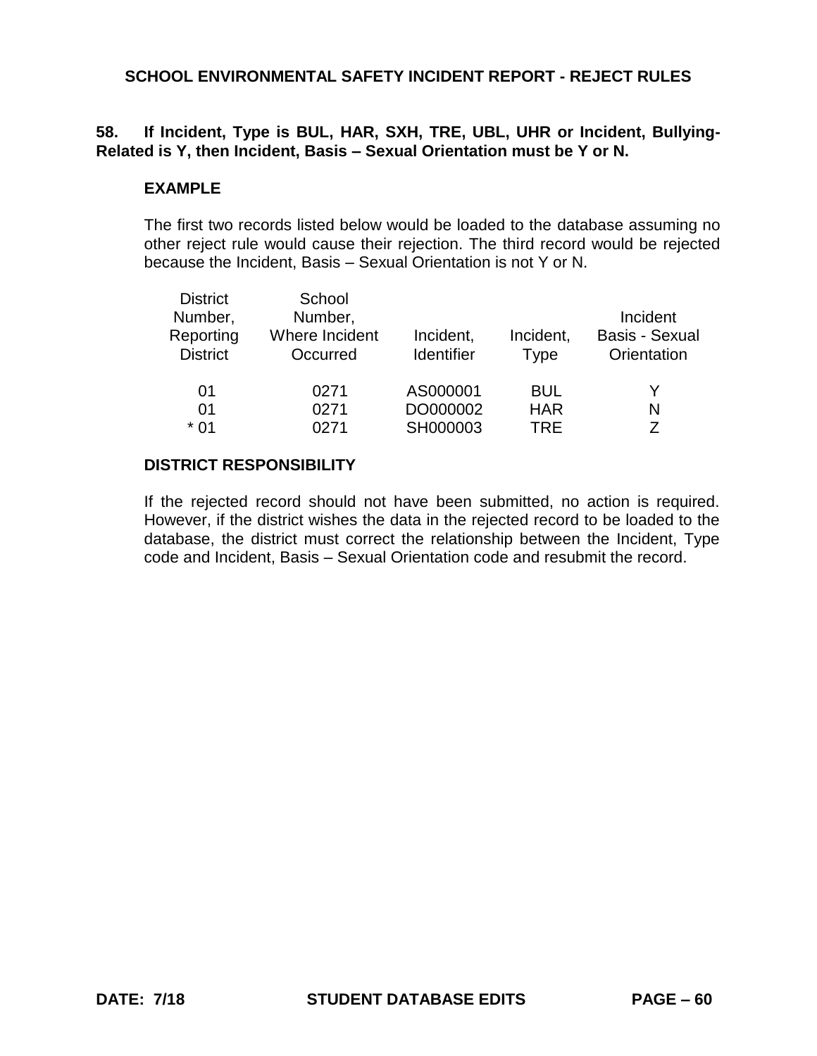## SCHOOL ENVIRONMENTAL SAFETY INCIDENT REPORT - REJECT RULES

**58. If Incident, Type is BUL, HAR, SXH, TRE, UBL, UHR or Incident, Bullying-Related is Y, then Incident, Basis – Sexual Orientation must be Y or N.**

**EXAMPLE**

The first two records listed below would be loaded to the database assuming no other reject rule would cause their rejection. The third record would be rejected because the Incident, Basis – Sexual Orientation is not Y or N.

| District Number, Reporting District | School Number, Where Incident Occurred | Incident, Identifier | Incident, Type | Incident Basis - Sexual Orientation |
|---|---|---|---|---|
| 01 | 0271 | AS000001 | BUL | Y |
| 01 | 0271 | DO000002 | HAR | N |
| * 01 | 0271 | SH000003 | TRE | Z |

**DISTRICT RESPONSIBILITY**

If the rejected record should not have been submitted, no action is required. However, if the district wishes the data in the rejected record to be loaded to the database, the district must correct the relationship between the Incident, Type code and Incident, Basis – Sexual Orientation code and resubmit the record.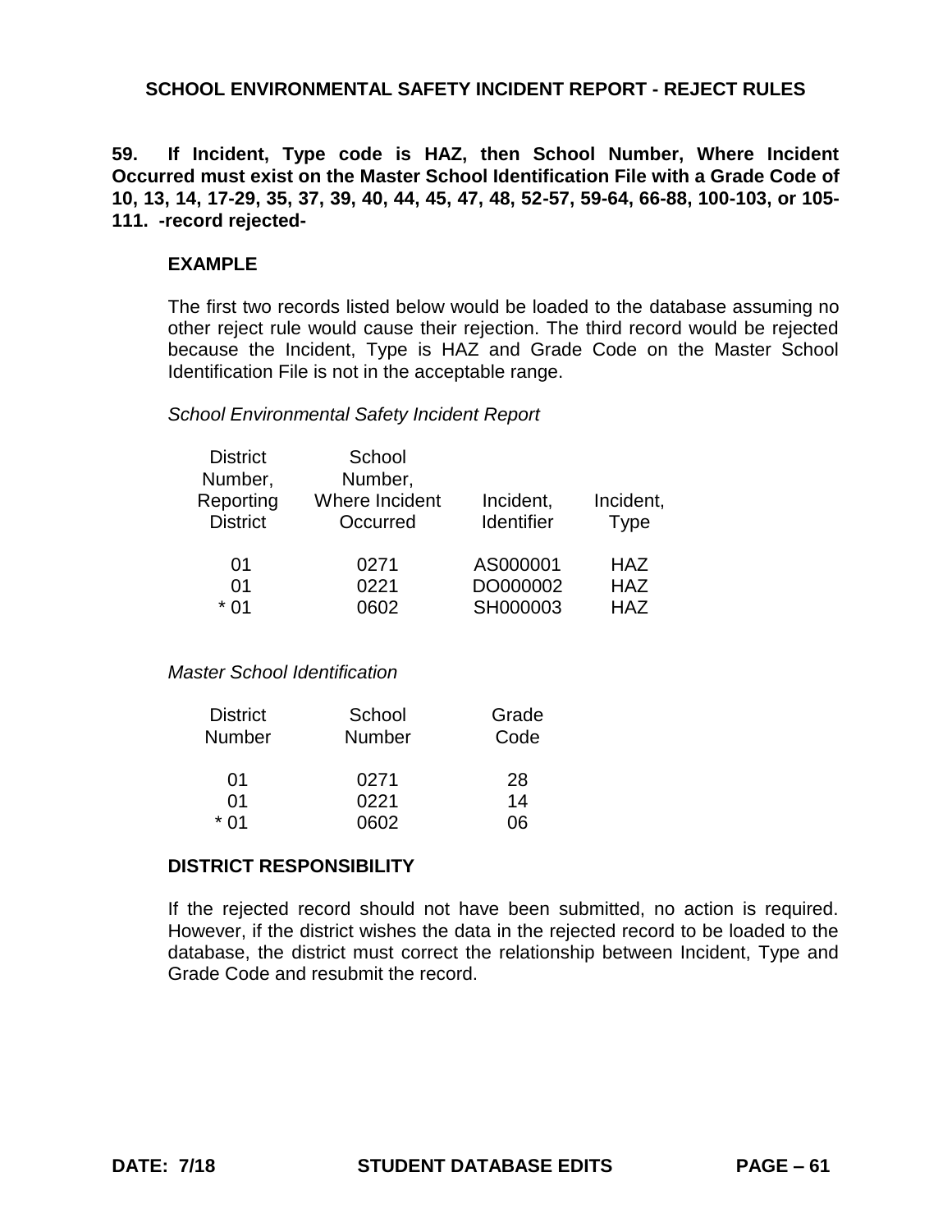**59. If Incident, Type code is HAZ, then School Number, Where Incident Occurred must exist on the Master School Identification File with a Grade Code of 10, 13, 14, 17-29, 35, 37, 39, 40, 44, 45, 47, 48, 52-57, 59-64, 66-88, 100-103, or 105-111. -record rejected-**

**EXAMPLE**

The first two records listed below would be loaded to the database assuming no other reject rule would cause their rejection. The third record would be rejected because the Incident, Type is HAZ and Grade Code on the Master School Identification File is not in the acceptable range.

*School Environmental Safety Incident Report*

| District Number, Reporting District | School Number, Where Incident Occurred | Incident, Identifier | Incident, Type |
|---|---|---|---|
| 01 | 0271 | AS000001 | HAZ |
| 01 | 0221 | DO000002 | HAZ |
| * 01 | 0602 | SH000003 | HAZ |

*Master School Identification*

| District Number | School Number | Grade Code |
|---|---|---|
| 01 | 0271 | 28 |
| 01 | 0221 | 14 |
| * 01 | 0602 | 06 |

**DISTRICT RESPONSIBILITY**

If the rejected record should not have been submitted, no action is required. However, if the district wishes the data in the rejected record to be loaded to the database, the district must correct the relationship between Incident, Type and Grade Code and resubmit the record.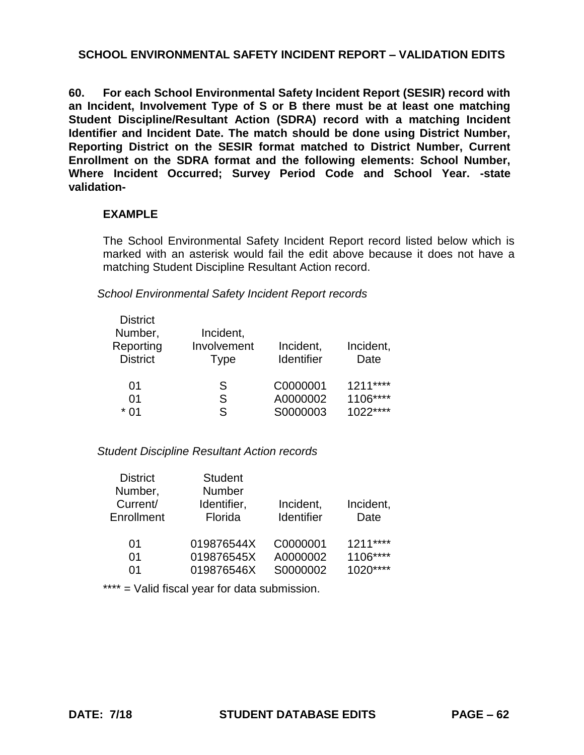## SCHOOL ENVIRONMENTAL SAFETY INCIDENT REPORT – VALIDATION EDITS

**60. For each School Environmental Safety Incident Report (SESIR) record with an Incident, Involvement Type of S or B there must be at least one matching Student Discipline/Resultant Action (SDRA) record with a matching Incident Identifier and Incident Date. The match should be done using District Number, Reporting District on the SESIR format matched to District Number, Current Enrollment on the SDRA format and the following elements: School Number, Where Incident Occurred; Survey Period Code and School Year. -state validation-**

**EXAMPLE**

The School Environmental Safety Incident Report record listed below which is marked with an asterisk would fail the edit above because it does not have a matching Student Discipline Resultant Action record.

*School Environmental Safety Incident Report records*

| District Number, Reporting District | Incident, Involvement Type | Incident, Identifier | Incident, Date |
|---|---|---|---|
| 01 | S | C0000001 | 1211**** |
| 01 | S | A0000002 | 1106**** |
| * 01 | S | S0000003 | 1022**** |

*Student Discipline Resultant Action records*

| District Number, Current/ Enrollment | Student Number Identifier, Florida | Incident, Identifier | Incident, Date |
|---|---|---|---|
| 01 | 019876544X | C0000001 | 1211**** |
| 01 | 019876545X | A0000002 | 1106**** |
| 01 | 019876546X | S0000002 | 1020**** |

**** = Valid fiscal year for data submission.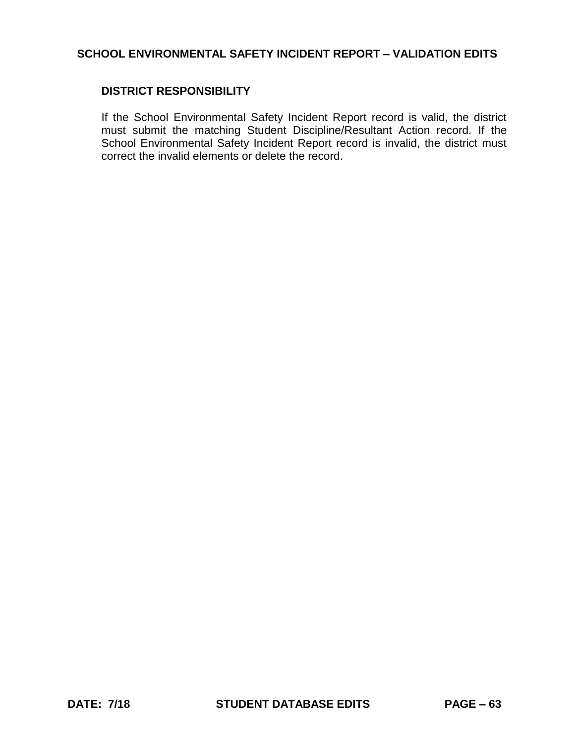### DISTRICT RESPONSIBILITY

If the School Environmental Safety Incident Report record is valid, the district must submit the matching Student Discipline/Resultant Action record. If the School Environmental Safety Incident Report record is invalid, the district must correct the invalid elements or delete the record.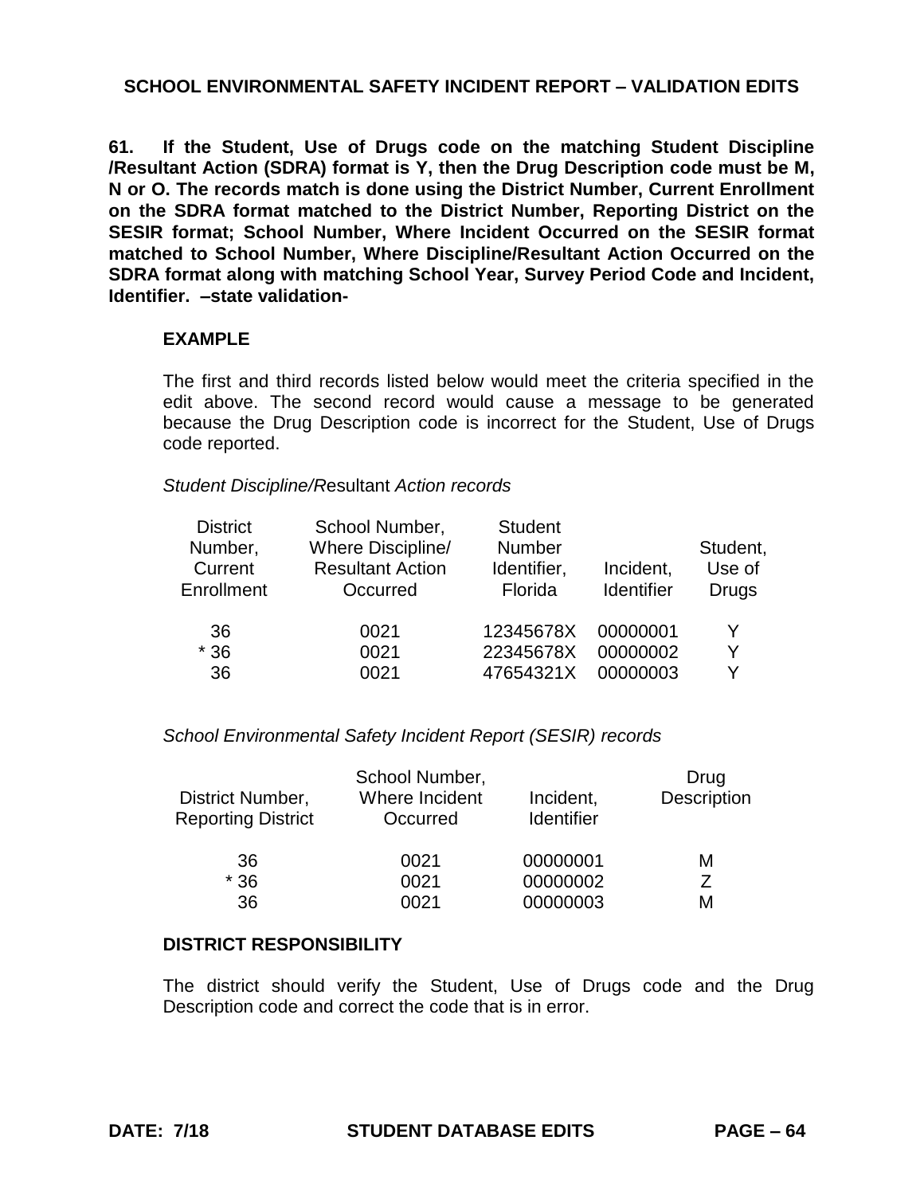## SCHOOL ENVIRONMENTAL SAFETY INCIDENT REPORT – VALIDATION EDITS

**61. If the Student, Use of Drugs code on the matching Student Discipline /Resultant Action (SDRA) format is Y, then the Drug Description code must be M, N or O. The records match is done using the District Number, Current Enrollment on the SDRA format matched to the District Number, Reporting District on the SESIR format; School Number, Where Incident Occurred on the SESIR format matched to School Number, Where Discipline/Resultant Action Occurred on the SDRA format along with matching School Year, Survey Period Code and Incident, Identifier. –state validation-**

**EXAMPLE**

The first and third records listed below would meet the criteria specified in the edit above. The second record would cause a message to be generated because the Drug Description code is incorrect for the Student, Use of Drugs code reported.

*Student Discipline/*Resultant *Action records*

| District Number, Current Enrollment | School Number, Where Discipline/ Resultant Action Occurred | Student Number Identifier, Florida | Incident, Identifier | Student, Use of Drugs |
|---|---|---|---|---|
| 36 | 0021 | 12345678X | 00000001 | Y |
| * 36 | 0021 | 22345678X | 00000002 | Y |
| 36 | 0021 | 47654321X | 00000003 | Y |

*School Environmental Safety Incident Report (SESIR) records*

| District Number, Reporting District | School Number, Where Incident Occurred | Incident, Identifier | Drug Description |
|---|---|---|---|
| 36 | 0021 | 00000001 | M |
| * 36 | 0021 | 00000002 | Z |
| 36 | 0021 | 00000003 | M |

**DISTRICT RESPONSIBILITY**

The district should verify the Student, Use of Drugs code and the Drug Description code and correct the code that is in error.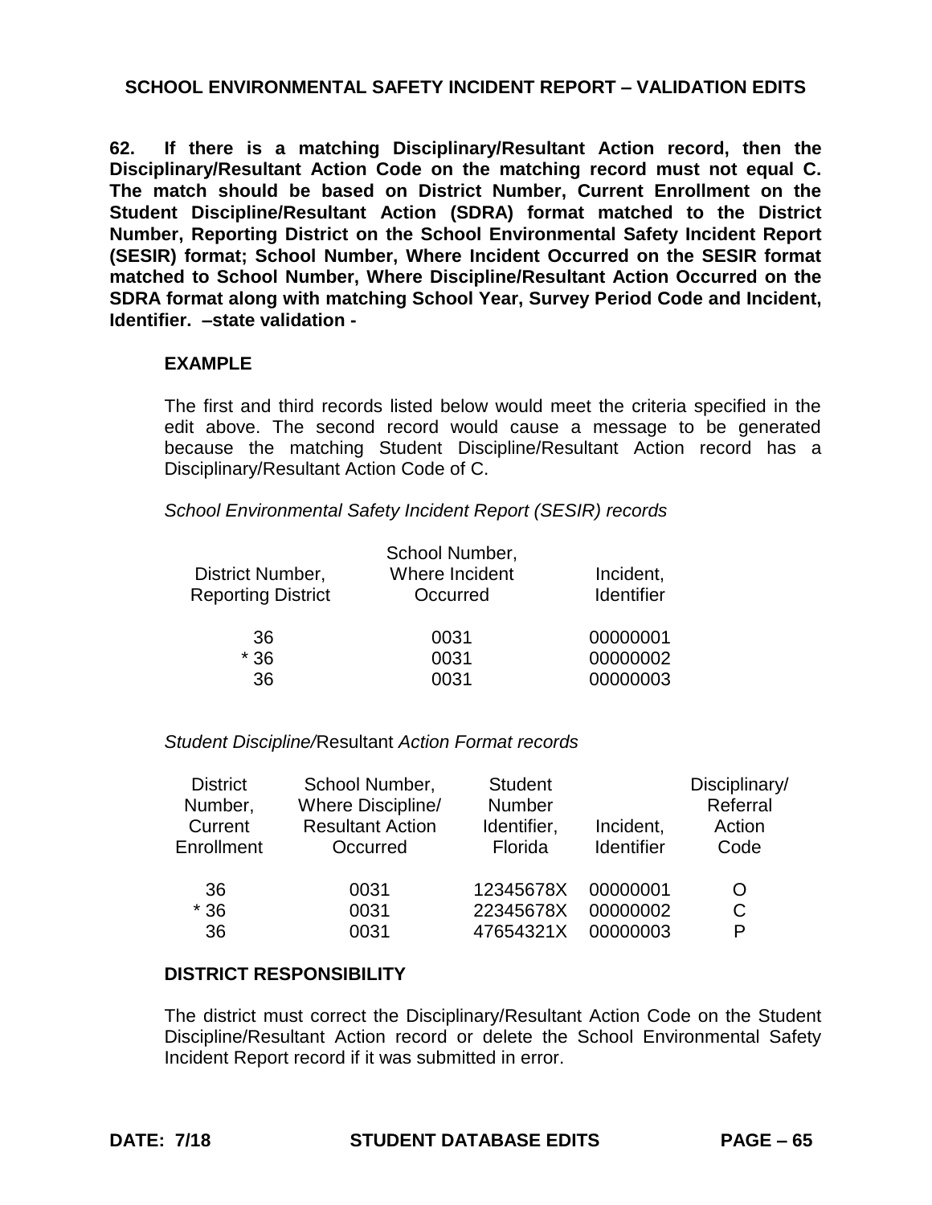## SCHOOL ENVIRONMENTAL SAFETY INCIDENT REPORT – VALIDATION EDITS

**62. If there is a matching Disciplinary/Resultant Action record, then the Disciplinary/Resultant Action Code on the matching record must not equal C. The match should be based on District Number, Current Enrollment on the Student Discipline/Resultant Action (SDRA) format matched to the District Number, Reporting District on the School Environmental Safety Incident Report (SESIR) format; School Number, Where Incident Occurred on the SESIR format matched to School Number, Where Discipline/Resultant Action Occurred on the SDRA format along with matching School Year, Survey Period Code and Incident, Identifier. –state validation -**

**EXAMPLE**

The first and third records listed below would meet the criteria specified in the edit above. The second record would cause a message to be generated because the matching Student Discipline/Resultant Action record has a Disciplinary/Resultant Action Code of C.

*School Environmental Safety Incident Report (SESIR) records*

| District Number, Reporting District | School Number, Where Incident Occurred | Incident, Identifier |
|---|---|---|
| 36 | 0031 | 00000001 |
| * 36 | 0031 | 00000002 |
| 36 | 0031 | 00000003 |

*Student Discipline/*Resultant *Action Format records*

| District Number, Current Enrollment | School Number, Where Discipline/ Resultant Action Occurred | Student Number Identifier, Florida | Incident, Identifier | Disciplinary/ Referral Action Code |
|---|---|---|---|---|
| 36 | 0031 | 12345678X | 00000001 | O |
| * 36 | 0031 | 22345678X | 00000002 | C |
| 36 | 0031 | 47654321X | 00000003 | P |

**DISTRICT RESPONSIBILITY**

The district must correct the Disciplinary/Resultant Action Code on the Student Discipline/Resultant Action record or delete the School Environmental Safety Incident Report record if it was submitted in error.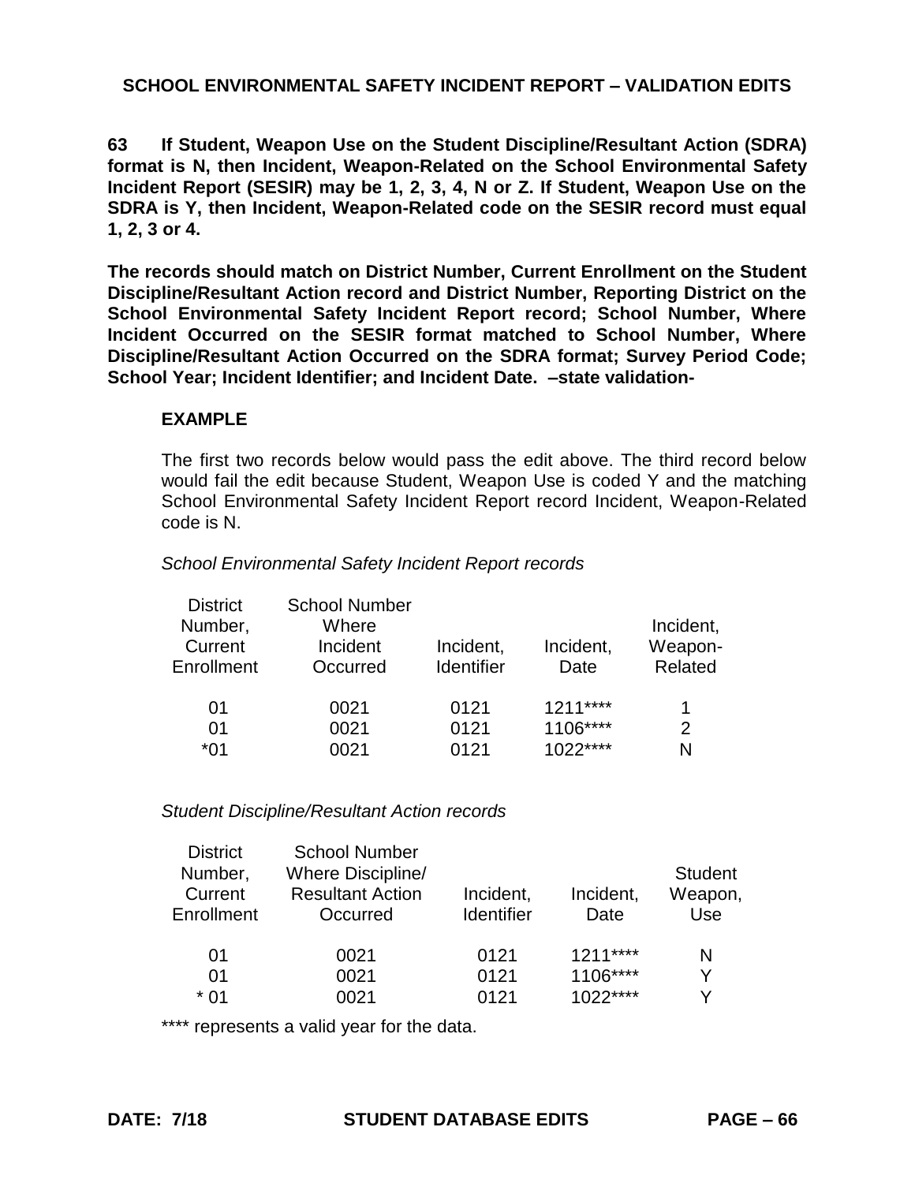# SCHOOL ENVIRONMENTAL SAFETY INCIDENT REPORT – VALIDATION EDITS

**63 If Student, Weapon Use on the Student Discipline/Resultant Action (SDRA) format is N, then Incident, Weapon-Related on the School Environmental Safety Incident Report (SESIR) may be 1, 2, 3, 4, N or Z. If Student, Weapon Use on the SDRA is Y, then Incident, Weapon-Related code on the SESIR record must equal 1, 2, 3 or 4.**

**The records should match on District Number, Current Enrollment on the Student Discipline/Resultant Action record and District Number, Reporting District on the School Environmental Safety Incident Report record; School Number, Where Incident Occurred on the SESIR format matched to School Number, Where Discipline/Resultant Action Occurred on the SDRA format; Survey Period Code; School Year; Incident Identifier; and Incident Date. –state validation-**

**EXAMPLE**

The first two records below would pass the edit above. The third record below would fail the edit because Student, Weapon Use is coded Y and the matching School Environmental Safety Incident Report record Incident, Weapon-Related code is N.

*School Environmental Safety Incident Report records*

| District Number, Current Enrollment | School Number Where Incident Occurred | Incident, Identifier | Incident, Date | Incident, Weapon-Related |
|---|---|---|---|---|
| 01 | 0021 | 0121 | 1211**** | 1 |
| 01 | 0021 | 0121 | 1106**** | 2 |
| *01 | 0021 | 0121 | 1022**** | N |

*Student Discipline/Resultant Action records*

| District Number, Current Enrollment | School Number Where Discipline/ Resultant Action Occurred | Incident, Identifier | Incident, Date | Student Weapon, Use |
|---|---|---|---|---|
| 01 | 0021 | 0121 | 1211**** | N |
| 01 | 0021 | 0121 | 1106**** | Y |
| * 01 | 0021 | 0121 | 1022**** | Y |

**** represents a valid year for the data.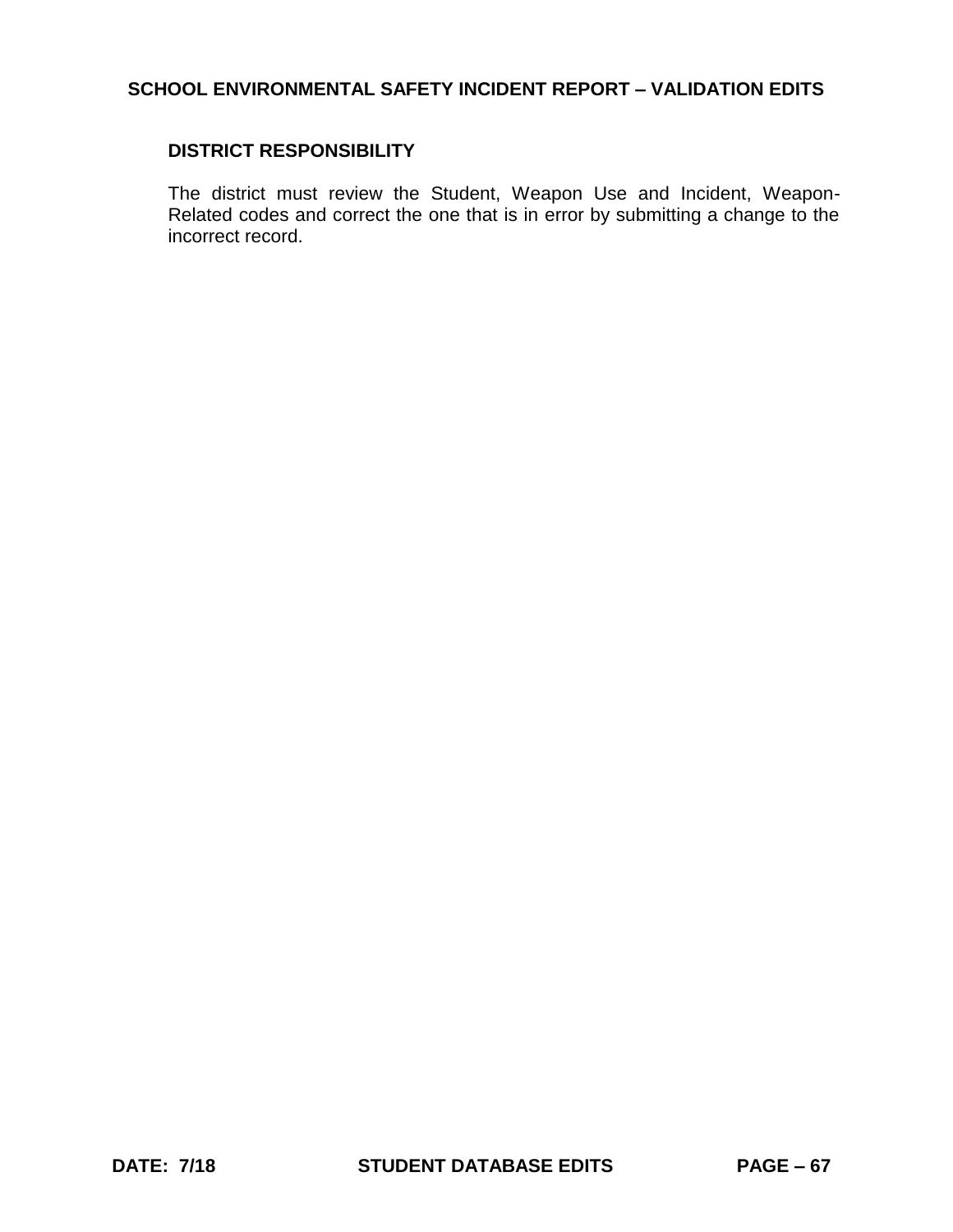### DISTRICT RESPONSIBILITY

The district must review the Student, Weapon Use and Incident, Weapon-Related codes and correct the one that is in error by submitting a change to the incorrect record.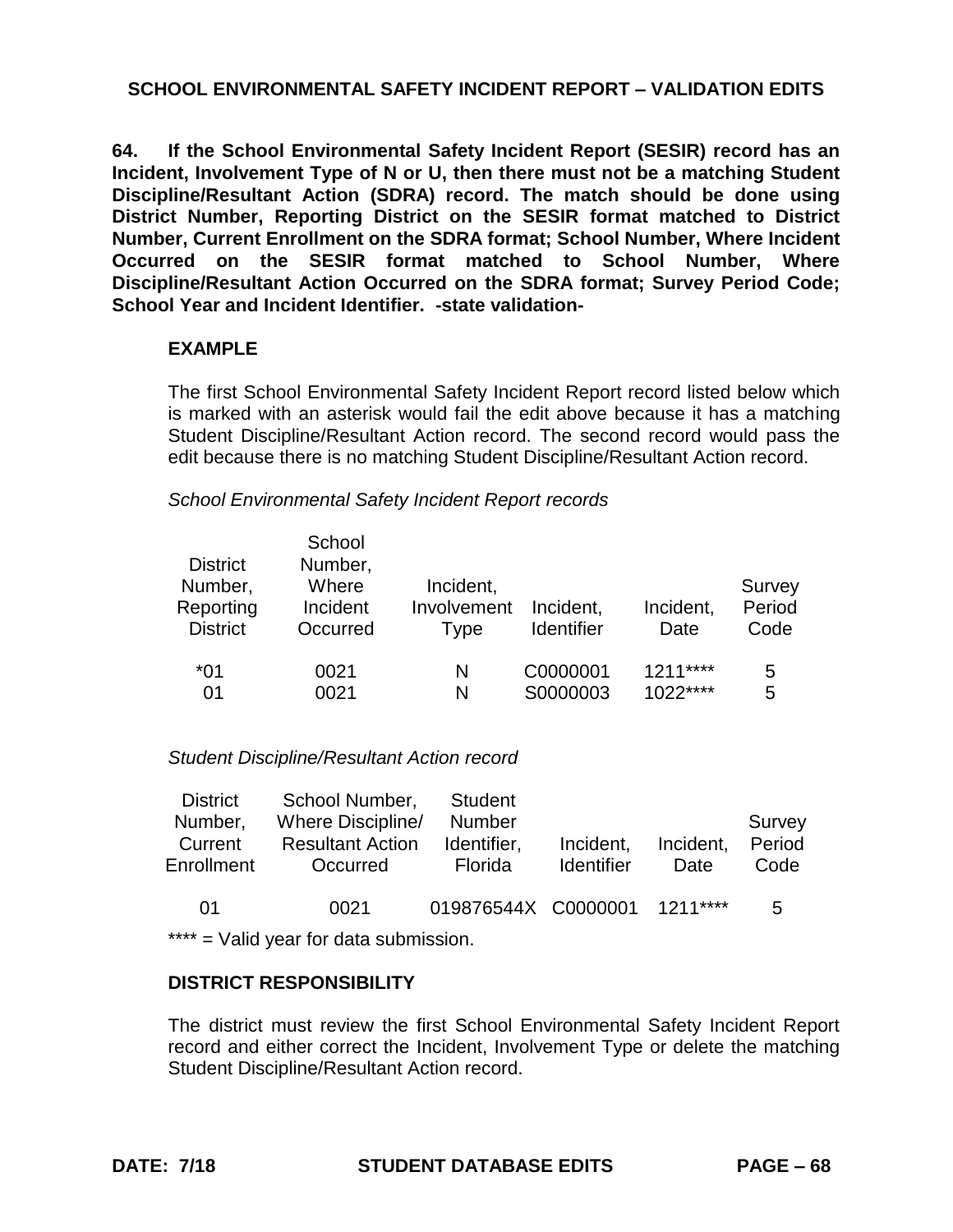## SCHOOL ENVIRONMENTAL SAFETY INCIDENT REPORT – VALIDATION EDITS

**64. If the School Environmental Safety Incident Report (SESIR) record has an Incident, Involvement Type of N or U, then there must not be a matching Student Discipline/Resultant Action (SDRA) record. The match should be done using District Number, Reporting District on the SESIR format matched to District Number, Current Enrollment on the SDRA format; School Number, Where Incident Occurred on the SESIR format matched to School Number, Where Discipline/Resultant Action Occurred on the SDRA format; Survey Period Code; School Year and Incident Identifier. -state validation-**

### EXAMPLE

The first School Environmental Safety Incident Report record listed below which is marked with an asterisk would fail the edit above because it has a matching Student Discipline/Resultant Action record. The second record would pass the edit because there is no matching Student Discipline/Resultant Action record.

*School Environmental Safety Incident Report records*

| District Number, Reporting District | School Number, Where Incident Occurred | Incident, Involvement Type | Incident, Identifier | Incident, Date | Survey Period Code |
|---|---|---|---|---|---|
| *01 | 0021 | N | C0000001 | 1211**** | 5 |
| 01 | 0021 | N | S0000003 | 1022**** | 5 |

*Student Discipline/Resultant Action record*

| District Number, Current Enrollment | School Number, Where Discipline/ Resultant Action Occurred | Student Number Identifier, Florida | Incident, Identifier | Incident, Date | Survey Period Code |
|---|---|---|---|---|---|
| 01 | 0021 | 019876544X | C0000001 | 1211**** | 5 |

**** = Valid year for data submission.

### DISTRICT RESPONSIBILITY

The district must review the first School Environmental Safety Incident Report record and either correct the Incident, Involvement Type or delete the matching Student Discipline/Resultant Action record.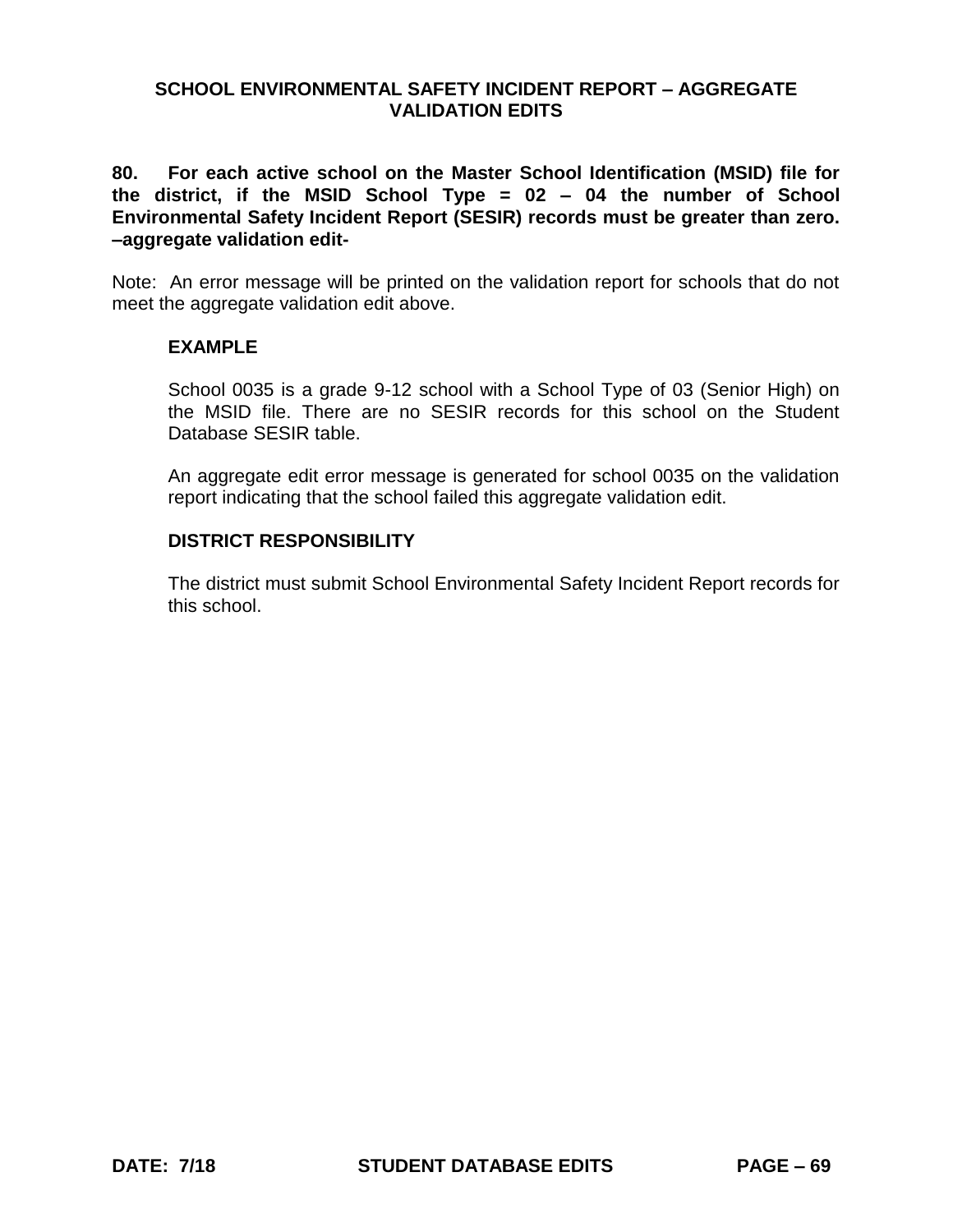# SCHOOL ENVIRONMENTAL SAFETY INCIDENT REPORT – AGGREGATE VALIDATION EDITS

**80. For each active school on the Master School Identification (MSID) file for the district, if the MSID School Type = 02 – 04 the number of School Environmental Safety Incident Report (SESIR) records must be greater than zero. –aggregate validation edit-**

Note: An error message will be printed on the validation report for schools that do not meet the aggregate validation edit above.

**EXAMPLE**

School 0035 is a grade 9-12 school with a School Type of 03 (Senior High) on the MSID file. There are no SESIR records for this school on the Student Database SESIR table.

An aggregate edit error message is generated for school 0035 on the validation report indicating that the school failed this aggregate validation edit.

**DISTRICT RESPONSIBILITY**

The district must submit School Environmental Safety Incident Report records for this school.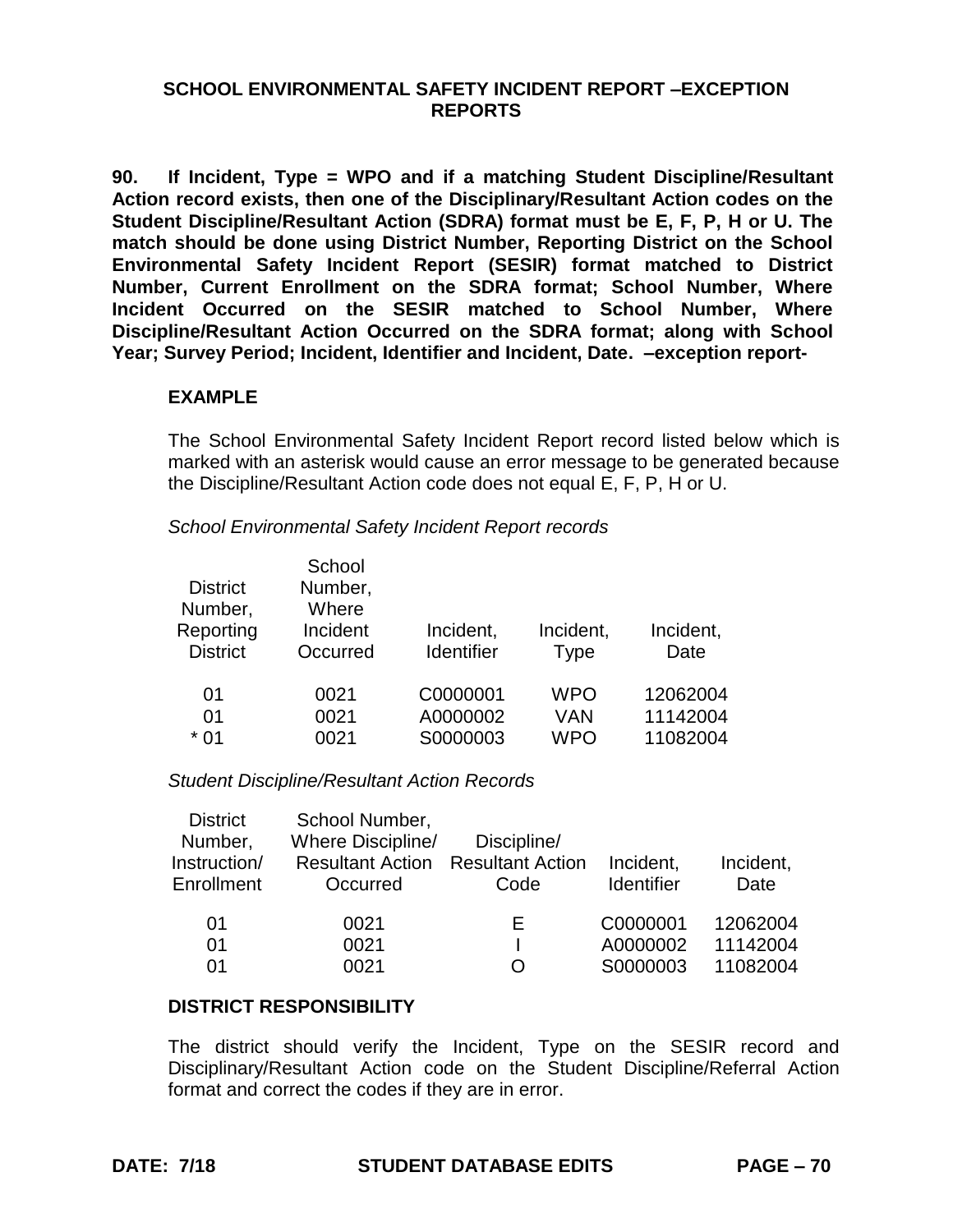# SCHOOL ENVIRONMENTAL SAFETY INCIDENT REPORT –EXCEPTION REPORTS

**90. If Incident, Type = WPO and if a matching Student Discipline/Resultant Action record exists, then one of the Disciplinary/Resultant Action codes on the Student Discipline/Resultant Action (SDRA) format must be E, F, P, H or U. The match should be done using District Number, Reporting District on the School Environmental Safety Incident Report (SESIR) format matched to District Number, Current Enrollment on the SDRA format; School Number, Where Incident Occurred on the SESIR matched to School Number, Where Discipline/Resultant Action Occurred on the SDRA format; along with School Year; Survey Period; Incident, Identifier and Incident, Date. –exception report-**

**EXAMPLE**

The School Environmental Safety Incident Report record listed below which is marked with an asterisk would cause an error message to be generated because the Discipline/Resultant Action code does not equal E, F, P, H or U.

*School Environmental Safety Incident Report records*

| District Number, Reporting District | School Number, Where Incident Occurred | Incident, Identifier | Incident, Type | Incident, Date |
|---|---|---|---|---|
| 01 | 0021 | C0000001 | WPO | 12062004 |
| 01 | 0021 | A0000002 | VAN | 11142004 |
| * 01 | 0021 | S0000003 | WPO | 11082004 |

*Student Discipline/Resultant Action Records*

| District Number, Instruction/ Enrollment | School Number, Where Discipline/ Resultant Action Occurred | Discipline/ Resultant Action Code | Incident, Identifier | Incident, Date |
|---|---|---|---|---|
| 01 | 0021 | E | C0000001 | 12062004 |
| 01 | 0021 | I | A0000002 | 11142004 |
| 01 | 0021 | O | S0000003 | 11082004 |

**DISTRICT RESPONSIBILITY**

The district should verify the Incident, Type on the SESIR record and Disciplinary/Resultant Action code on the Student Discipline/Referral Action format and correct the codes if they are in error.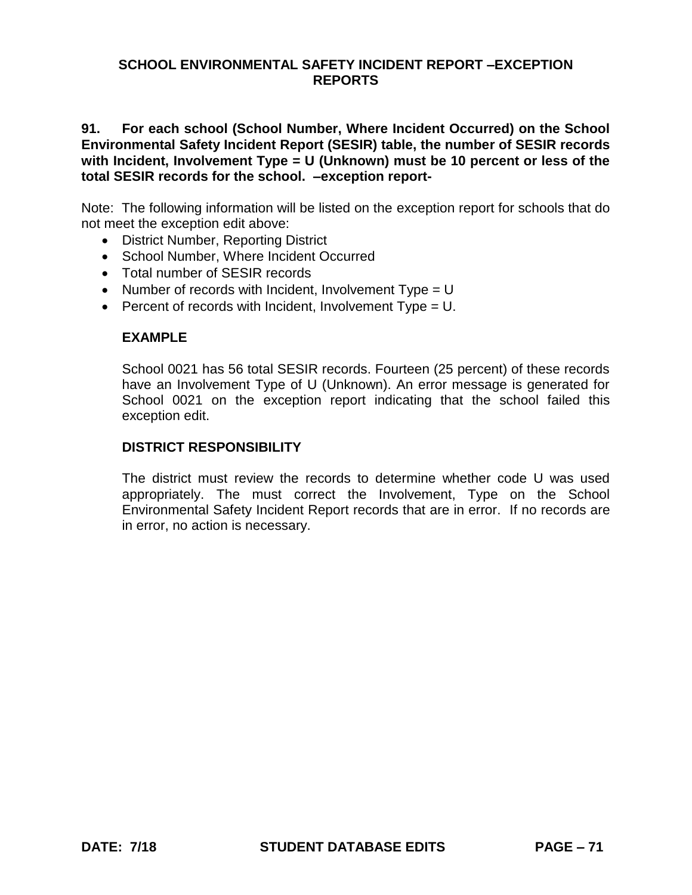**91. For each school (School Number, Where Incident Occurred) on the School Environmental Safety Incident Report (SESIR) table, the number of SESIR records with Incident, Involvement Type = U (Unknown) must be 10 percent or less of the total SESIR records for the school. –exception report-**

Note: The following information will be listed on the exception report for schools that do not meet the exception edit above:

- District Number, Reporting District
- School Number, Where Incident Occurred
- Total number of SESIR records
- Number of records with Incident, Involvement Type = U
- Percent of records with Incident, Involvement Type = U.

**EXAMPLE**

School 0021 has 56 total SESIR records. Fourteen (25 percent) of these records have an Involvement Type of U (Unknown). An error message is generated for School 0021 on the exception report indicating that the school failed this exception edit.

**DISTRICT RESPONSIBILITY**

The district must review the records to determine whether code U was used appropriately. The must correct the Involvement, Type on the School Environmental Safety Incident Report records that are in error. If no records are in error, no action is necessary.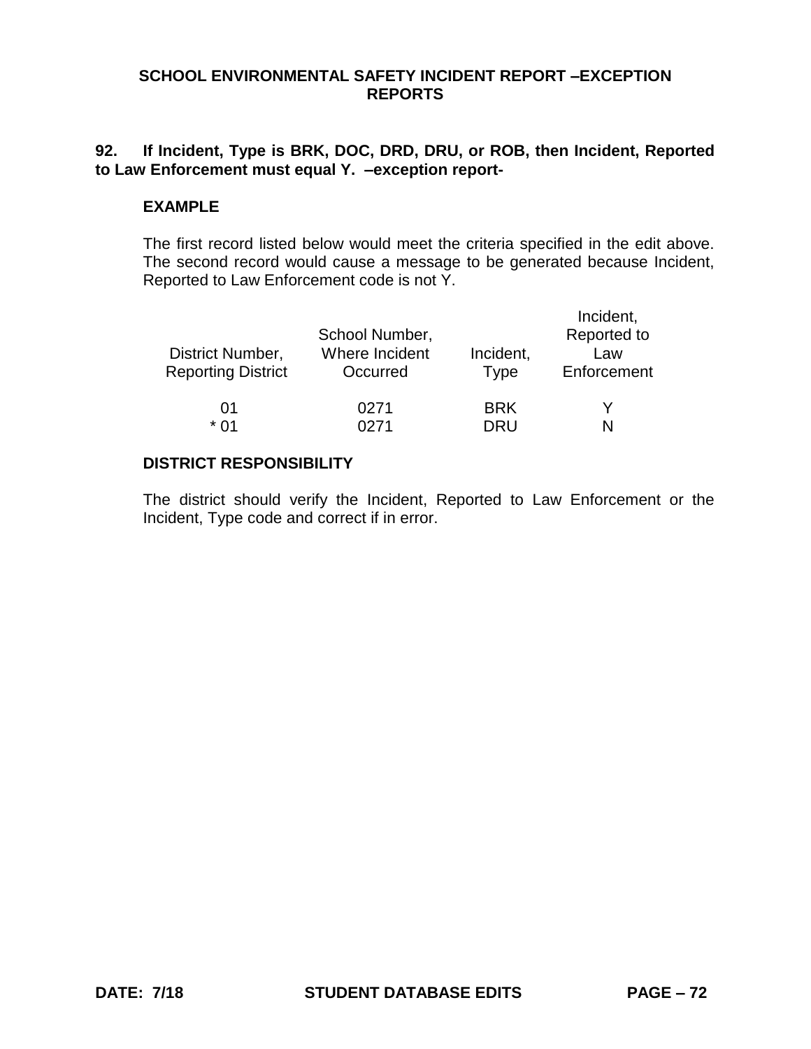## SCHOOL ENVIRONMENTAL SAFETY INCIDENT REPORT –EXCEPTION REPORTS

**92. If Incident, Type is BRK, DOC, DRD, DRU, or ROB, then Incident, Reported to Law Enforcement must equal Y. –exception report-**

**EXAMPLE**

The first record listed below would meet the criteria specified in the edit above. The second record would cause a message to be generated because Incident, Reported to Law Enforcement code is not Y.

| District Number, Reporting District | School Number, Where Incident Occurred | Incident, Type | Incident, Reported to Law Enforcement |
|---|---|---|---|
| 01 | 0271 | BRK | Y |
| * 01 | 0271 | DRU | N |

**DISTRICT RESPONSIBILITY**

The district should verify the Incident, Reported to Law Enforcement or the Incident, Type code and correct if in error.